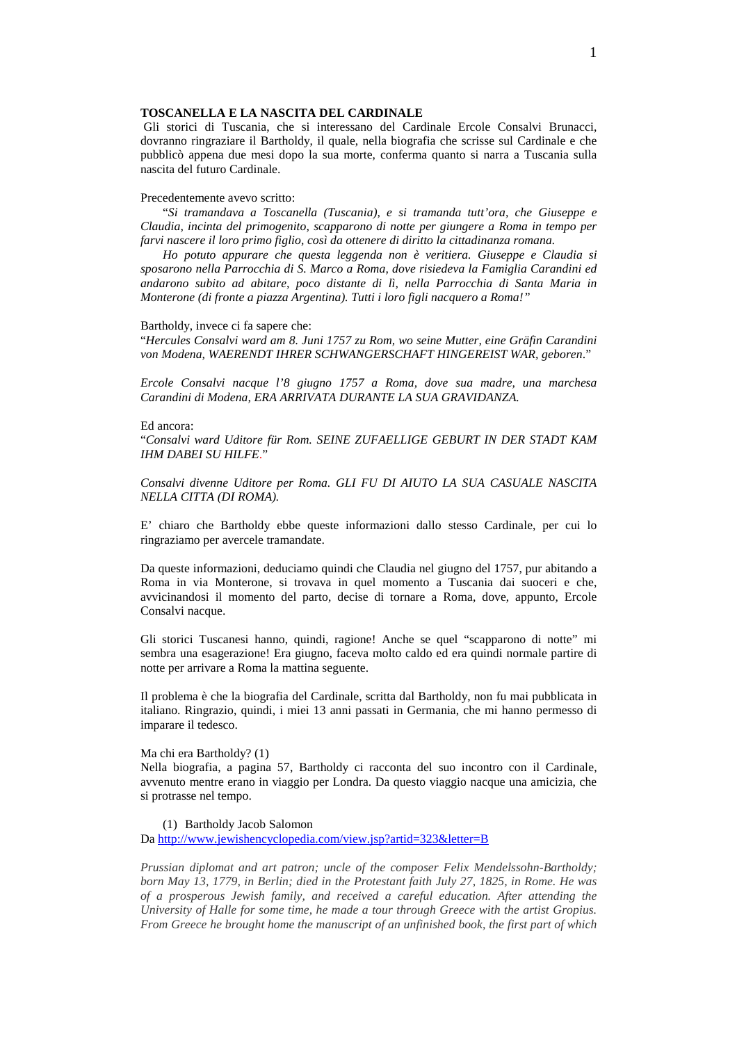**TOSCANELLA E LA NASCITA DEL CARDINALE**

Gli storici di Tuscania, che si interessano del Cardinale Ercole Consalvi Brunacci, dovranno ringraziare il Bartholdy, il quale, nella biografia che scrisse sul Cardinale e che pubblicò appena due mesi dopo la sua morte, conferma quanto si narra a Tuscania sulla nascita del futuro Cardinale.

Precedentemente avevo scritto:

"*Si tramandava a Toscanella (Tuscania), e si tramanda tutt'ora, che Giuseppe e Claudia, incinta del primogenito, scapparono di notte per giungere a Roma in tempo per farvi nascere il loro primo figlio, così da ottenere di diritto la cittadinanza romana.*

*Ho potuto appurare che questa leggenda non è veritiera. Giuseppe e Claudia si sposarono nella Parrocchia di S. Marco a Roma, dove risiedeva la Famiglia Carandini ed andarono subito ad abitare, poco distante di lì, nella Parrocchia di Santa Maria in Monterone (di fronte a piazza Argentina). Tutti i loro figli nacquero a Roma!*"

Bartholdy, invece ci fa sapere che:

"*Hercules Consalvi ward am 8. Juni 1757 zu Rom, wo seine Mutter, eine Gräfin Carandini von Modena, WAERENDT IHRER SCHWANGERSCHAFT HINGEREIST WAR, geboren*."

*Ercole Consalvi nacque l'8 giugno 1757 a Roma, dove sua madre, una marchesa Carandini di Modena, ERA ARRIVATA DURANTE LA SUA GRAVIDANZA.*

Ed ancora:

"*Consalvi ward Uditore für Rom. SEINE ZUFAELLIGE GEBURT IN DER STADT KAM IHM DABEI SU HILFE*."

*Consalvi divenne Uditore per Roma. GLI FU DI AIUTO LA SUA CASUALE NASCITA NELLA CITTA (DI ROMA).*

E' chiaro che Bartholdy ebbe queste informazioni dallo stesso Cardinale, per cui lo ringraziamo per avercele tramandate.

Da queste informazioni, deduciamo quindi che Claudia nel giugno del 1757, pur abitando a Roma in via Monterone, si trovava in quel momento a Tuscania dai suoceri e che, avvicinandosi il momento del parto, decise di tornare a Roma, dove, appunto, Ercole Consalvi nacque.

Gli storici Tuscanesi hanno, quindi, ragione! Anche se quel "scapparono di notte" mi sembra una esagerazione! Era giugno, faceva molto caldo ed era quindi normale partire di notte per arrivare a Roma la mattina seguente.

Il problema è che la biografia del Cardinale, scritta dal Bartholdy, non fu mai pubblicata in italiano. Ringrazio, quindi, i miei 13 anni passati in Germania, che mi hanno permesso di imparare il tedesco.

Ma chi era Bartholdy? (1)

Nella biografia, a pagina 57, Bartholdy ci racconta del suo incontro con il Cardinale, avvenuto mentre erano in viaggio per Londra. Da questo viaggio nacque una amicizia, che si protrasse nel tempo.

(1) Bartholdy Jacob Salomon

Da http://www.jewishencyclopedia.com/view.jsp?artid=323&letter=B

*Prussian diplomat and art patron; uncle of the composer Felix Mendelssohn-Bartholdy; born May 13, 1779, in Berlin; died in the Protestant faith July 27, 1825, in Rome. He was of a prosperous Jewish family, and received a careful education. After attending the University of Halle for some time, he made a tour through Greece with the artist Gropius. From Greece he brought home the manuscript of an unfinished book, the first part of which*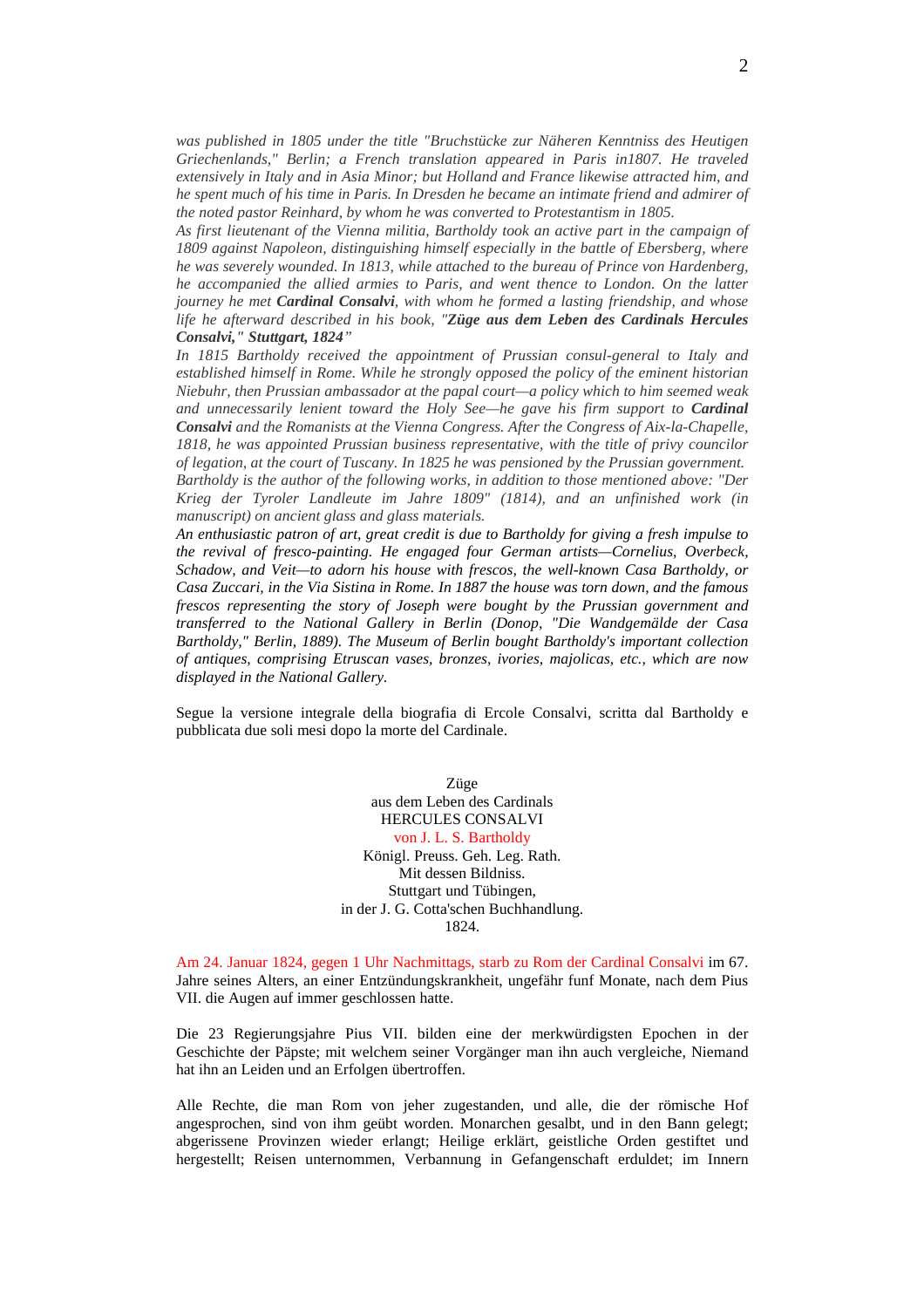*was published in 1805 under the title "Bruchstücke zur Näheren Kenntniss des Heutigen Griechenlands," Berlin; a French translation appeared in Paris in1807. He traveled extensively in Italy and in Asia Minor; but Holland and France likewise attracted him, and he spent much of his time in Paris. In Dresden he became an intimate friend and admirer of the noted pastor Reinhard, by whom he was converted to Protestantism in 1805.*

*As first lieutenant of the Vienna militia, Bartholdy took an active part in the campaign of 1809 against Napoleon, distinguishing himself especially in the battle of Ebersberg, where he was severely wounded. In 1813, while attached to the bureau of Prince von Hardenberg, he accompanied the allied armies to Paris, and went thence to London. On the latter journey he met* ***Cardinal Consalvi****, with whom he formed a lasting friendship, and whose life he afterward described in his book, "****Züge aus dem Leben des Cardinals Hercules Consalvi," Stuttgart, 1824****"*

*In 1815 Bartholdy received the appointment of Prussian consul-general to Italy and established himself in Rome. While he strongly opposed the policy of the eminent historian Niebuhr, then Prussian ambassador at the papal court—a policy which to him seemed weak and unnecessarily lenient toward the Holy See—he gave his firm support to* ***Cardinal Consalvi*** *and the Romanists at the Vienna Congress. After the Congress of Aix-la-Chapelle, 1818, he was appointed Prussian business representative, with the title of privy councilor of legation, at the court of Tuscany. In 1825 he was pensioned by the Prussian government.*

*Bartholdy is the author of the following works, in addition to those mentioned above: "Der Krieg der Tyroler Landleute im Jahre 1809" (1814), and an unfinished work (in manuscript) on ancient glass and glass materials.*

*An enthusiastic patron of art, great credit is due to Bartholdy for giving a fresh impulse to the revival of fresco-painting. He engaged four German artists—Cornelius, Overbeck, Schadow, and Veit—to adorn his house with frescos, the well-known Casa Bartholdy, or Casa Zuccari, in the Via Sistina in Rome. In 1887 the house was torn down, and the famous frescos representing the story of Joseph were bought by the Prussian government and transferred to the National Gallery in Berlin (Donop, "Die Wandgemälde der Casa Bartholdy," Berlin, 1889). The Museum of Berlin bought Bartholdy's important collection of antiques, comprising Etruscan vases, bronzes, ivories, majolicas, etc., which are now displayed in the National Gallery.*

Segue la versione integrale della biografia di Ercole Consalvi, scritta dal Bartholdy e pubblicata due soli mesi dopo la morte del Cardinale.

Züge
aus dem Leben des Cardinals
HERCULES CONSALVI
von J. L. S. Bartholdy
Königl. Preuss. Geh. Leg. Rath.
Mit dessen Bildniss.
Stuttgart und Tübingen,
in der J. G. Cotta'schen Buchhandlung.
1824.

Am 24. Januar 1824, gegen 1 Uhr Nachmittags, starb zu Rom der Cardinal Consalvi im 67. Jahre seines Alters, an einer Entzündungskrankheit, ungefähr funf Monate, nach dem Pius VII. die Augen auf immer geschlossen hatte.

Die 23 Regierungsjahre Pius VII. bilden eine der merkwürdigsten Epochen in der Geschichte der Päpste; mit welchem seiner Vorgänger man ihn auch vergleiche, Niemand hat ihn an Leiden und an Erfolgen übertroffen.

Alle Rechte, die man Rom von jeher zugestanden, und alle, die der römische Hof angesprochen, sind von ihm geübt worden. Monarchen gesalbt, und in den Bann gelegt; abgerissene Provinzen wieder erlangt; Heilige erklärt, geistliche Orden gestiftet und hergestellt; Reisen unternommen, Verbannung in Gefangenschaft erduldet; im Innern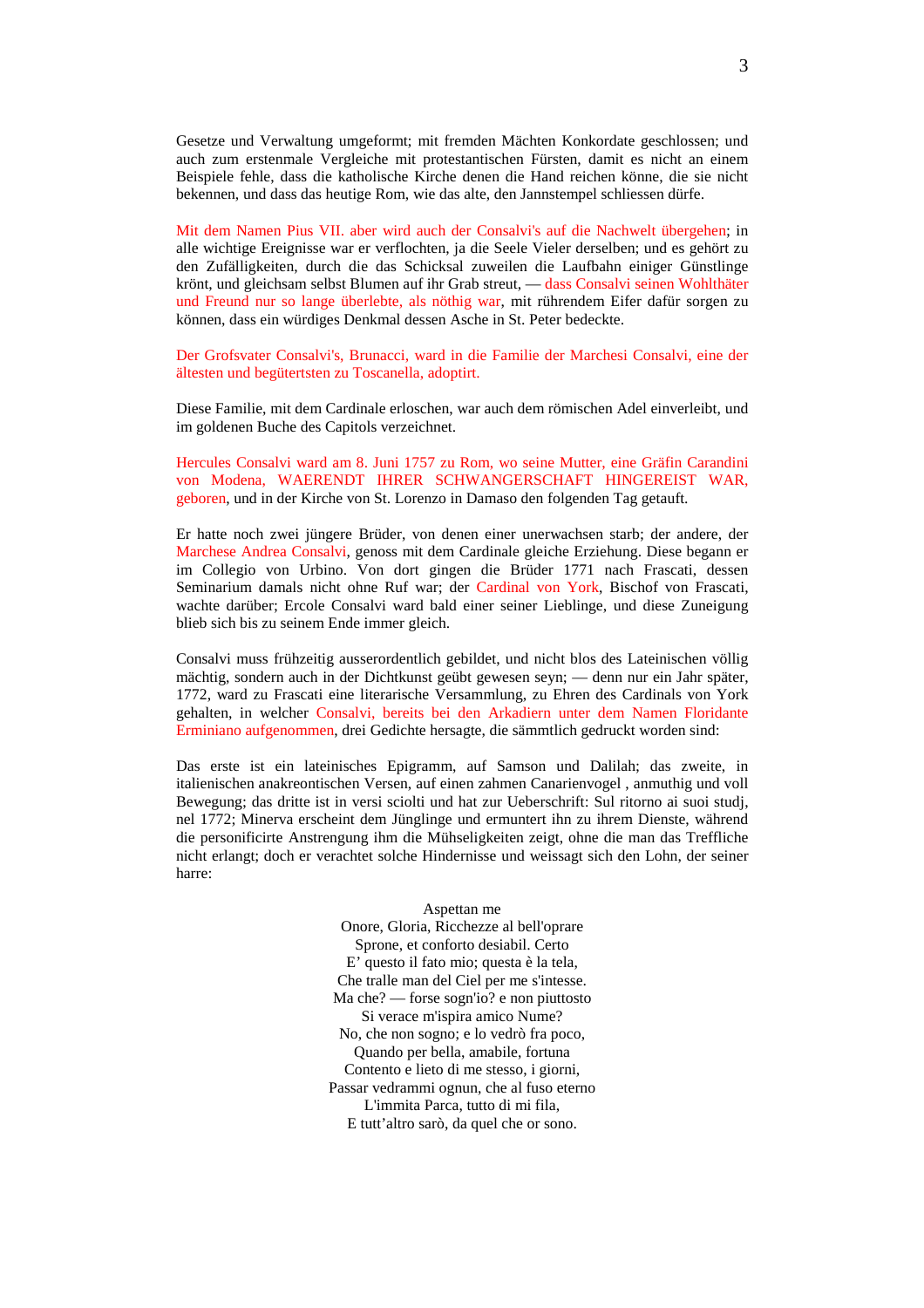Gesetze und Verwaltung umgeformt; mit fremden Mächten Konkordate geschlossen; und auch zum erstenmale Vergleiche mit protestantischen Fürsten, damit es nicht an einem Beispiele fehle, dass die katholische Kirche denen die Hand reichen könne, die sie nicht bekennen, und dass das heutige Rom, wie das alte, den Jannstempel schliessen dürfe.

Mit dem Namen Pius VII. aber wird auch der Consalvi's auf die Nachwelt übergehen; in alle wichtige Ereignisse war er verflochten, ja die Seele Vieler derselben; und es gehört zu den Zufälligkeiten, durch die das Schicksal zuweilen die Laufbahn einiger Günstlinge krönt, und gleichsam selbst Blumen auf ihr Grab streut, — dass Consalvi seinen Wohlthäter und Freund nur so lange überlebte, als nöthig war, mit rührendem Eifer dafür sorgen zu können, dass ein würdiges Denkmal dessen Asche in St. Peter bedeckte.

Der Grofsvater Consalvi's, Brunacci, ward in die Familie der Marchesi Consalvi, eine der ältesten und begütertsten zu Toscanella, adoptirt.

Diese Familie, mit dem Cardinale erloschen, war auch dem römischen Adel einverleibt, und im goldenen Buche des Capitols verzeichnet.

Hercules Consalvi ward am 8. Juni 1757 zu Rom, wo seine Mutter, eine Gräfin Carandini von Modena, WAERENDT IHRER SCHWANGERSCHAFT HINGEREIST WAR, geboren, und in der Kirche von St. Lorenzo in Damaso den folgenden Tag getauft.

Er hatte noch zwei jüngere Brüder, von denen einer unerwachsen starb; der andere, der Marchese Andrea Consalvi, genoss mit dem Cardinale gleiche Erziehung. Diese begann er im Collegio von Urbino. Von dort gingen die Brüder 1771 nach Frascati, dessen Seminarium damals nicht ohne Ruf war; der Cardinal von York, Bischof von Frascati, wachte darüber; Ercole Consalvi ward bald einer seiner Lieblinge, und diese Zuneigung blieb sich bis zu seinem Ende immer gleich.

Consalvi muss frühzeitig ausserordentlich gebildet, und nicht blos des Lateinischen völlig mächtig, sondern auch in der Dichtkunst geübt gewesen seyn; — denn nur ein Jahr später, 1772, ward zu Frascati eine literarische Versammlung, zu Ehren des Cardinals von York gehalten, in welcher Consalvi, bereits bei den Arkadiern unter dem Namen Floridante Erminiano aufgenommen, drei Gedichte hersagte, die sämmtlich gedruckt worden sind:

Das erste ist ein lateinisches Epigramm, auf Samson und Dalilah; das zweite, in italienischen anakreontischen Versen, auf einen zahmen Canarienvogel , anmuthig und voll Bewegung; das dritte ist in versi sciolti und hat zur Ueberschrift: Sul ritorno ai suoi studj, nel 1772; Minerva erscheint dem Jünglinge und ermuntert ihn zu ihrem Dienste, während die personificirte Anstrengung ihm die Mühseligkeiten zeigt, ohne die man das Treffliche nicht erlangt; doch er verachtet solche Hindernisse und weissagt sich den Lohn, der seiner harre:

Aspettan me  
Onore, Gloria, Ricchezze al bell'oprare  
Sprone, et conforto desiabil. Certo  
E' questo il fato mio; questa è la tela,  
Che tralle man del Ciel per me s'intesse.  
Ma che? — forse sogn'io? e non piuttosto  
Si verace m'ispira amico Nume?  
No, che non sogno; e lo vedrò fra poco,  
Quando per bella, amabile, fortuna  
Contento e lieto di me stesso, i giorni,  
Passar vedrammi ognun, che al fuso eterno  
L'immita Parca, tutto di mi fila,  
E tutt'altro sarò, da quel che or sono.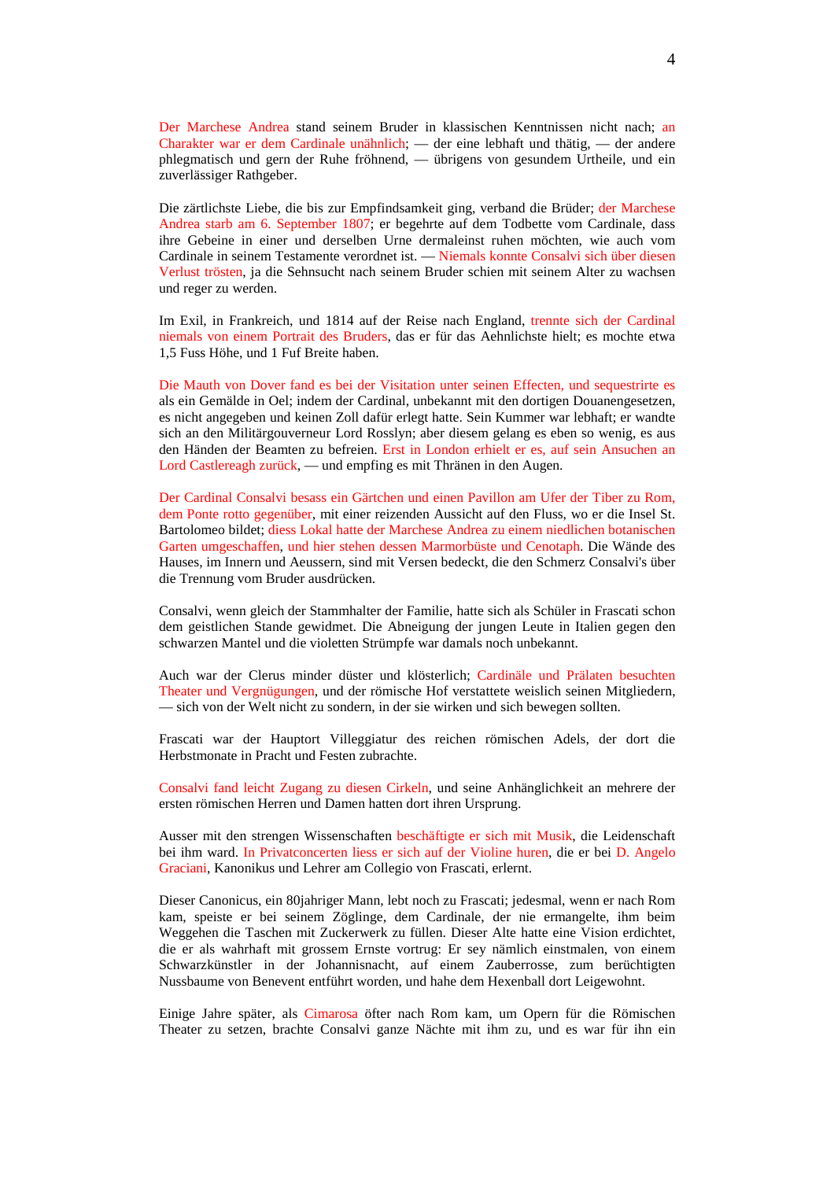Der Marchese Andrea stand seinem Bruder in klassischen Kenntnissen nicht nach; an Charakter war er dem Cardinale unähnlich; — der eine lebhaft und thätig, — der andere phlegmatisch und gern der Ruhe fröhnend, — übrigens von gesundem Urtheile, und ein zuverlässiger Rathgeber.

Die zärtlichste Liebe, die bis zur Empfindsamkeit ging, verband die Brüder; der Marchese Andrea starb am 6. September 1807; er begehrte auf dem Todbette vom Cardinale, dass ihre Gebeine in einer und derselben Urne dermaleinst ruhen möchten, wie auch vom Cardinale in seinem Testamente verordnet ist. — Niemals konnte Consalvi sich über diesen Verlust trösten, ja die Sehnsucht nach seinem Bruder schien mit seinem Alter zu wachsen und reger zu werden.

Im Exil, in Frankreich, und 1814 auf der Reise nach England, trennte sich der Cardinal niemals von einem Portrait des Bruders, das er für das Aehnlichste hielt; es mochte etwa 1,5 Fuss Höhe, und 1 Fuf Breite haben.

Die Mauth von Dover fand es bei der Visitation unter seinen Effecten, und sequestrirte es als ein Gemälde in Oel; indem der Cardinal, unbekannt mit den dortigen Douanengesetzen, es nicht angegeben und keinen Zoll dafür erlegt hatte. Sein Kummer war lebhaft; er wandte sich an den Militärgouverneur Lord Rosslyn; aber diesem gelang es eben so wenig, es aus den Händen der Beamten zu befreien. Erst in London erhielt er es, auf sein Ansuchen an Lord Castlereagh zurück, — und empfing es mit Thränen in den Augen.

Der Cardinal Consalvi besass ein Gärtchen und einen Pavillon am Ufer der Tiber zu Rom, dem Ponte rotto gegenüber, mit einer reizenden Aussicht auf den Fluss, wo er die Insel St. Bartolomeo bildet; diess Lokal hatte der Marchese Andrea zu einem niedlichen botanischen Garten umgeschaffen, und hier stehen dessen Marmorbüste und Cenotaph. Die Wände des Hauses, im Innern und Aeussern, sind mit Versen bedeckt, die den Schmerz Consalvi's über die Trennung vom Bruder ausdrücken.

Consalvi, wenn gleich der Stammhalter der Familie, hatte sich als Schüler in Frascati schon dem geistlichen Stande gewidmet. Die Abneigung der jungen Leute in Italien gegen den schwarzen Mantel und die violetten Strümpfe war damals noch unbekannt.

Auch war der Clerus minder düster und klösterlich; Cardinäle und Prälaten besuchten Theater und Vergnügungen, und der römische Hof verstattete weislich seinen Mitgliedern, — sich von der Welt nicht zu sondern, in der sie wirken und sich bewegen sollten.

Frascati war der Hauptort Villeggiatur des reichen römischen Adels, der dort die Herbstmonate in Pracht und Festen zubrachte.

Consalvi fand leicht Zugang zu diesen Cirkeln, und seine Anhänglichkeit an mehrere der ersten römischen Herren und Damen hatten dort ihren Ursprung.

Ausser mit den strengen Wissenschaften beschäftigte er sich mit Musik, die Leidenschaft bei ihm ward. In Privatconcerten liess er sich auf der Violine huren, die er bei D. Angelo Graciani, Kanonikus und Lehrer am Collegio von Frascati, erlernt.

Dieser Canonicus, ein 80jahriger Mann, lebt noch zu Frascati; jedesmal, wenn er nach Rom kam, speiste er bei seinem Zöglinge, dem Cardinale, der nie ermangelte, ihm beim Weggehen die Taschen mit Zuckerwerk zu füllen. Dieser Alte hatte eine Vision erdichtet, die er als wahrhaft mit grossem Ernste vortrug: Er sey nämlich einstmalen, von einem Schwarzkünstler in der Johannisnacht, auf einem Zauberrosse, zum berüchtigten Nussbaume von Benevent entführt worden, und hahe dem Hexenball dort Leigewohnt.

Einige Jahre später, als Cimarosa öfter nach Rom kam, um Opern für die Römischen Theater zu setzen, brachte Consalvi ganze Nächte mit ihm zu, und es war für ihn ein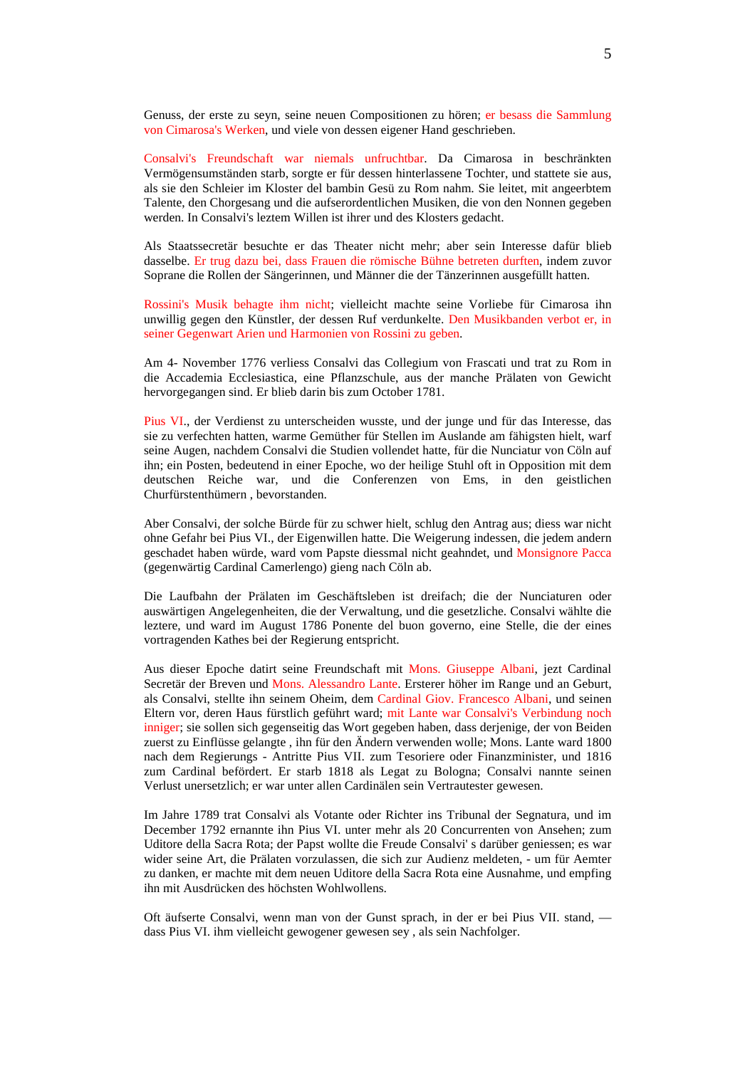Genuss, der erste zu seyn, seine neuen Compositionen zu hören; er besass die Sammlung von Cimarosa's Werken, und viele von dessen eigener Hand geschrieben.

Consalvi's Freundschaft war niemals unfruchtbar. Da Cimarosa in beschränkten Vermögensumständen starb, sorgte er für dessen hinterlassene Tochter, und stattete sie aus, als sie den Schleier im Kloster del bambin Gesü zu Rom nahm. Sie leitet, mit angeerbtem Talente, den Chorgesang und die aufserordentlichen Musiken, die von den Nonnen gegeben werden. In Consalvi's leztem Willen ist ihrer und des Klosters gedacht.

Als Staatssecretär besuchte er das Theater nicht mehr; aber sein Interesse dafür blieb dasselbe. Er trug dazu bei, dass Frauen die römische Bühne betreten durften, indem zuvor Soprane die Rollen der Sängerinnen, und Männer die der Tänzerinnen ausgefüllt hatten.

Rossini's Musik behagte ihm nicht; vielleicht machte seine Vorliebe für Cimarosa ihn unwillig gegen den Künstler, der dessen Ruf verdunkelte. Den Musikbanden verbot er, in seiner Gegenwart Arien und Harmonien von Rossini zu geben.

Am 4- November 1776 verliess Consalvi das Collegium von Frascati und trat zu Rom in die Accademia Ecclesiastica, eine Pflanzschule, aus der manche Prälaten von Gewicht hervorgegangen sind. Er blieb darin bis zum October 1781.

Pius VI., der Verdienst zu unterscheiden wusste, und der junge und für das Interesse, das sie zu verfechten hatten, warme Gemüther für Stellen im Auslande am fähigsten hielt, warf seine Augen, nachdem Consalvi die Studien vollendet hatte, für die Nunciatur von Cöln auf ihn; ein Posten, bedeutend in einer Epoche, wo der heilige Stuhl oft in Opposition mit dem deutschen Reiche war, und die Conferenzen von Ems, in den geistlichen Churfürstenthümern , bevorstanden.

Aber Consalvi, der solche Bürde für zu schwer hielt, schlug den Antrag aus; diess war nicht ohne Gefahr bei Pius VI., der Eigenwillen hatte. Die Weigerung indessen, die jedem andern geschadet haben würde, ward vom Papste diessmal nicht geahndet, und Monsignore Pacca (gegenwärtig Cardinal Camerlengo) gieng nach Cöln ab.

Die Laufbahn der Prälaten im Geschäftsleben ist dreifach; die der Nunciaturen oder auswärtigen Angelegenheiten, die der Verwaltung, und die gesetzliche. Consalvi wählte die leztere, und ward im August 1786 Ponente del buon governo, eine Stelle, die der eines vortragenden Kathes bei der Regierung entspricht.

Aus dieser Epoche datirt seine Freundschaft mit Mons. Giuseppe Albani, jezt Cardinal Secretär der Breven und Mons. Alessandro Lante. Ersterer höher im Range und an Geburt, als Consalvi, stellte ihn seinem Oheim, dem Cardinal Giov. Francesco Albani, und seinen Eltern vor, deren Haus fürstlich geführt ward; mit Lante war Consalvi's Verbindung noch inniger; sie sollen sich gegenseitig das Wort gegeben haben, dass derjenige, der von Beiden zuerst zu Einflüsse gelangte , ihn für den Ändern verwenden wolle; Mons. Lante ward 1800 nach dem Regierungs - Antritte Pius VII. zum Tesoriere oder Finanzminister, und 1816 zum Cardinal befördert. Er starb 1818 als Legat zu Bologna; Consalvi nannte seinen Verlust unersetzlich; er war unter allen Cardinälen sein Vertrautester gewesen.

Im Jahre 1789 trat Consalvi als Votante oder Richter ins Tribunal der Segnatura, und im December 1792 ernannte ihn Pius VI. unter mehr als 20 Concurrenten von Ansehen; zum Uditore della Sacra Rota; der Papst wollte die Freude Consalvi' s darüber geniessen; es war wider seine Art, die Prälaten vorzulassen, die sich zur Audienz meldeten, - um für Aemter zu danken, er machte mit dem neuen Uditore della Sacra Rota eine Ausnahme, und empfing ihn mit Ausdrücken des höchsten Wohlwollens.

Oft äußerte Consalvi, wenn man von der Gunst sprach, in der er bei Pius VII. stand, — dass Pius VI. ihm vielleicht gewogener gewesen sey , als sein Nachfolger.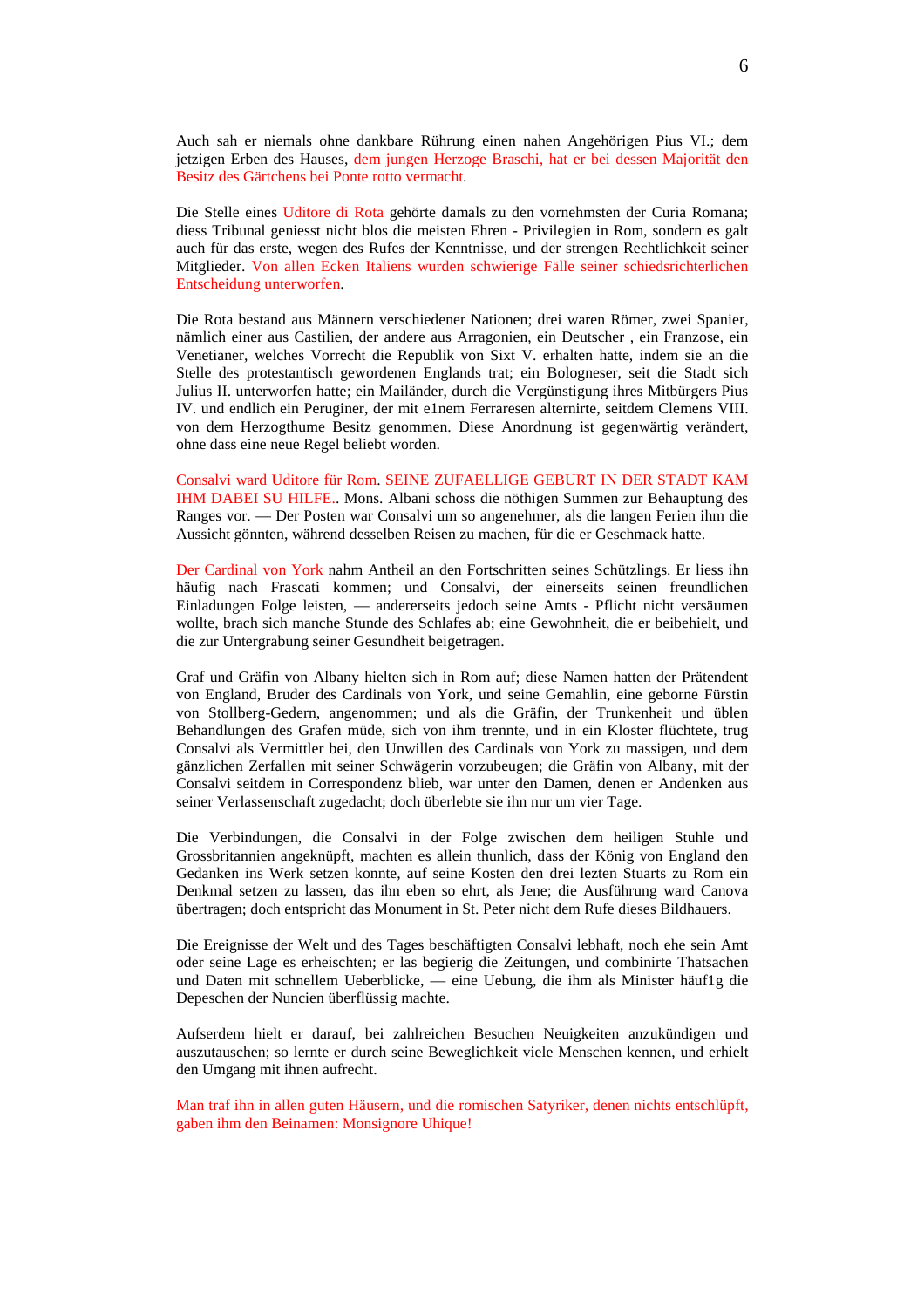Auch sah er niemals ohne dankbare Rührung einen nahen Angehörigen Pius VI.; dem jetzigen Erben des Hauses, dem jungen Herzoge Braschi, hat er bei dessen Majorität den Besitz des Gärtchens bei Ponte rotto vermacht.

Die Stelle eines Uditore di Rota gehörte damals zu den vornehmsten der Curia Romana; diess Tribunal geniesst nicht blos die meisten Ehren - Privilegien in Rom, sondern es galt auch für das erste, wegen des Rufes der Kenntnisse, und der strengen Rechtlichkeit seiner Mitglieder. Von allen Ecken Italiens wurden schwierige Fälle seiner schiedsrichterlichen Entscheidung unterworfen.

Die Rota bestand aus Männern verschiedener Nationen; drei waren Römer, zwei Spanier, nämlich einer aus Castilien, der andere aus Arragonien, ein Deutscher , ein Franzose, ein Venetianer, welches Vorrecht die Republik von Sixt V. erhalten hatte, indem sie an die Stelle des protestantisch gewordenen Englands trat; ein Bologneser, seit die Stadt sich Julius II. unterworfen hatte; ein Mailänder, durch die Vergünstigung ihres Mitbürgers Pius IV. und endlich ein Peruginer, der mit e1nem Ferraresen alternirte, seitdem Clemens VIII. von dem Herzogthume Besitz genommen. Diese Anordnung ist gegenwärtig verändert, ohne dass eine neue Regel beliebt worden.

Consalvi ward Uditore für Rom. SEINE ZUFAELLIGE GEBURT IN DER STADT KAM IHM DABEI SU HILFE.. Mons. Albani schoss die nöthigen Summen zur Behauptung des Ranges vor. — Der Posten war Consalvi um so angenehmer, als die langen Ferien ihm die Aussicht gönnten, während desselben Reisen zu machen, für die er Geschmack hatte.

Der Cardinal von York nahm Antheil an den Fortschritten seines Schützlings. Er liess ihn häufig nach Frascati kommen; und Consalvi, der einerseits seinen freundlichen Einladungen Folge leisten, — andererseits jedoch seine Amts - Pflicht nicht versäumen wollte, brach sich manche Stunde des Schlafes ab; eine Gewohnheit, die er beibehielt, und die zur Untergrabung seiner Gesundheit beigetragen.

Graf und Gräfin von Albany hielten sich in Rom auf; diese Namen hatten der Prätendent von England, Bruder des Cardinals von York, und seine Gemahlin, eine geborne Fürstin von Stollberg-Gedern, angenommen; und als die Gräfin, der Trunkenheit und üblen Behandlungen des Grafen müde, sich von ihm trennte, und in ein Kloster flüchtete, trug Consalvi als Vermittler bei, den Unwillen des Cardinals von York zu massigen, und dem gänzlichen Zerfallen mit seiner Schwägerin vorzubeugen; die Gräfin von Albany, mit der Consalvi seitdem in Correspondenz blieb, war unter den Damen, denen er Andenken aus seiner Verlassenschaft zugedacht; doch überlebte sie ihn nur um vier Tage.

Die Verbindungen, die Consalvi in der Folge zwischen dem heiligen Stuhle und Grossbritannien angeknüpft, machten es allein thunlich, dass der König von England den Gedanken ins Werk setzen konnte, auf seine Kosten den drei lezten Stuarts zu Rom ein Denkmal setzen zu lassen, das ihn eben so ehrt, als Jene; die Ausführung ward Canova übertragen; doch entspricht das Monument in St. Peter nicht dem Rufe dieses Bildhauers.

Die Ereignisse der Welt und des Tages beschäftigten Consalvi lebhaft, noch ehe sein Amt oder seine Lage es erheischten; er las begierig die Zeitungen, und combinirte Thatsachen und Daten mit schnellem Ueberblicke, — eine Uebung, die ihm als Minister häuf1g die Depeschen der Nuncien überflüssig machte.

Aufserdem hielt er darauf, bei zahlreichen Besuchen Neuigkeiten anzukündigen und auszutauschen; so lernte er durch seine Beweglichkeit viele Menschen kennen, und erhielt den Umgang mit ihnen aufrecht.

Man traf ihn in allen guten Häusern, und die romischen Satyriker, denen nichts entschlüpft, gaben ihm den Beinamen: Monsignore Uhique!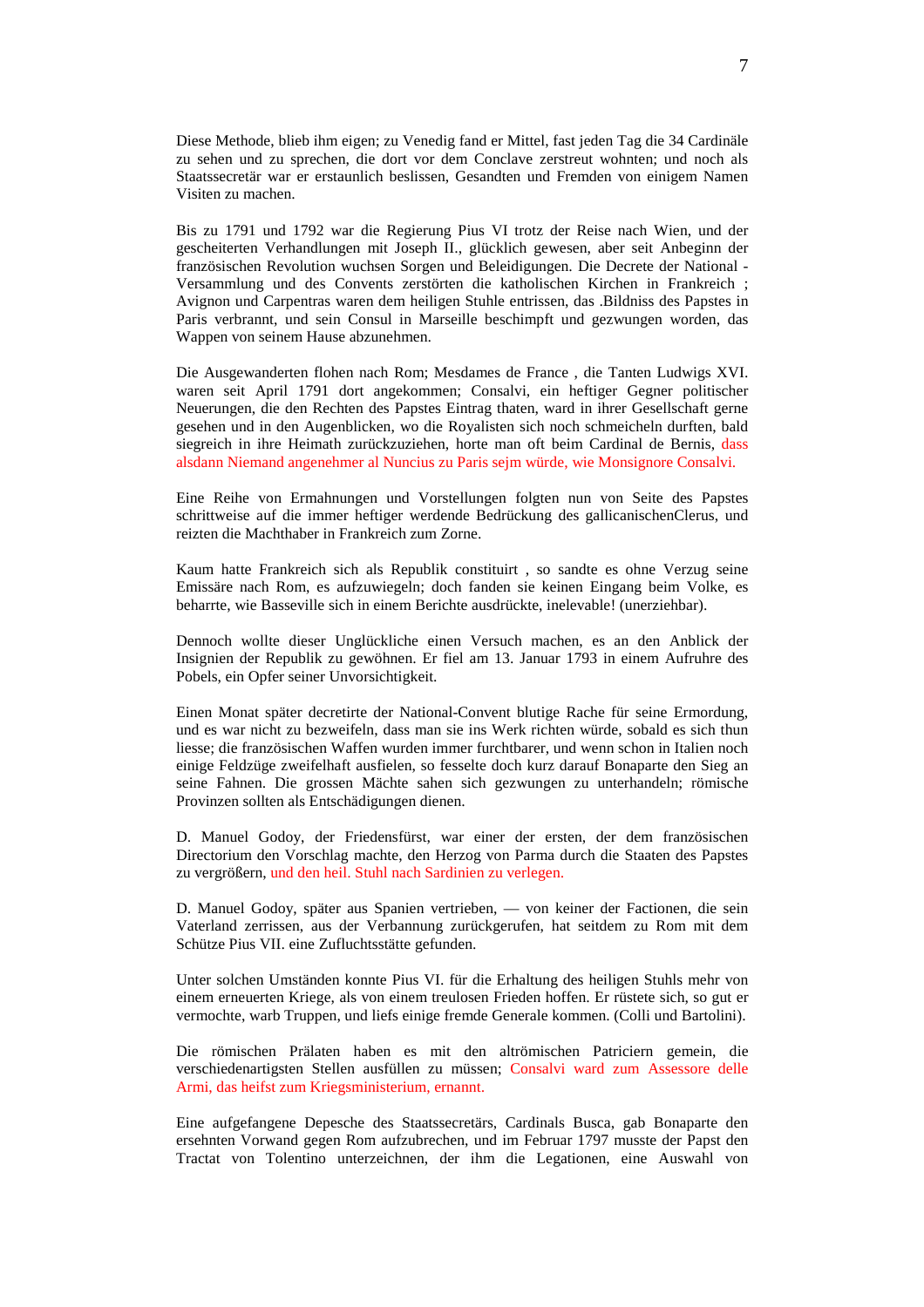Diese Methode, blieb ihm eigen; zu Venedig fand er Mittel, fast jeden Tag die 34 Cardinäle zu sehen und zu sprechen, die dort vor dem Conclave zerstreut wohnten; und noch als Staatssecretär war er erstaunlich beslissen, Gesandten und Fremden von einigem Namen Visiten zu machen.

Bis zu 1791 und 1792 war die Regierung Pius VI trotz der Reise nach Wien, und der gescheiterten Verhandlungen mit Joseph II., glücklich gewesen, aber seit Anbeginn der französischen Revolution wuchsen Sorgen und Beleidigungen. Die Decrete der National - Versammlung und des Convents zerstörten die katholischen Kirchen in Frankreich ; Avignon und Carpentras waren dem heiligen Stuhle entrissen, das .Bildniss des Papstes in Paris verbrannt, und sein Consul in Marseille beschimpft und gezwungen worden, das Wappen von seinem Hause abzunehmen.

Die Ausgewanderten flohen nach Rom; Mesdames de France , die Tanten Ludwigs XVI. waren seit April 1791 dort angekommen; Consalvi, ein heftiger Gegner politischer Neuerungen, die den Rechten des Papstes Eintrag thaten, ward in ihrer Gesellschaft gerne gesehen und in den Augenblicken, wo die Royalisten sich noch schmeicheln durften, bald siegreich in ihre Heimath zurückzuziehen, horte man oft beim Cardinal de Bernis, dass alsdann Niemand angenehmer al Nuncius zu Paris sejm würde, wie Monsignore Consalvi.

Eine Reihe von Ermahnungen und Vorstellungen folgten nun von Seite des Papstes schrittweise auf die immer heftiger werdende Bedrückung des gallicanischenClerus, und reizten die Machthaber in Frankreich zum Zorne.

Kaum hatte Frankreich sich als Republik constituirt , so sandte es ohne Verzug seine Emissäre nach Rom, es aufzuwiegeln; doch fanden sie keinen Eingang beim Volke, es beharrte, wie Basseville sich in einem Berichte ausdrückte, inelevable! (unerziehbar).

Dennoch wollte dieser Unglückliche einen Versuch machen, es an den Anblick der Insignien der Republik zu gewöhnen. Er fiel am 13. Januar 1793 in einem Aufruhre des Pobels, ein Opfer seiner Unvorsichtigkeit.

Einen Monat später decretirte der National-Convent blutige Rache für seine Ermordung, und es war nicht zu bezweifeln, dass man sie ins Werk richten würde, sobald es sich thun liesse; die französischen Waffen wurden immer furchtbarer, und wenn schon in Italien noch einige Feldzüge zweifelhaft ausfielen, so fesselte doch kurz darauf Bonaparte den Sieg an seine Fahnen. Die grossen Mächte sahen sich gezwungen zu unterhandeln; römische Provinzen sollten als Entschädigungen dienen.

D. Manuel Godoy, der Friedensfürst, war einer der ersten, der dem französischen Directorium den Vorschlag machte, den Herzog von Parma durch die Staaten des Papstes zu vergrößern, und den heil. Stuhl nach Sardinien zu verlegen.

D. Manuel Godoy, später aus Spanien vertrieben, — von keiner der Factionen, die sein Vaterland zerrissen, aus der Verbannung zurückgerufen, hat seitdem zu Rom mit dem Schütze Pius VII. eine Zufluchtsstätte gefunden.

Unter solchen Umständen konnte Pius VI. für die Erhaltung des heiligen Stuhls mehr von einem erneuerten Kriege, als von einem treulosen Frieden hoffen. Er rüstete sich, so gut er vermochte, warb Truppen, und liefs einige fremde Generale kommen. (Colli und Bartolini).

Die römischen Prälaten haben es mit den altrömischen Patriciern gemein, die verschiedenartigsten Stellen ausfüllen zu müssen; Consalvi ward zum Assessore delle Armi, das heifst zum Kriegsministerium, ernannt.

Eine aufgefangene Depesche des Staatssecretärs, Cardinals Busca, gab Bonaparte den ersehnten Vorwand gegen Rom aufzubrechen, und im Februar 1797 musste der Papst den Tractat von Tolentino unterzeichnen, der ihm die Legationen, eine Auswahl von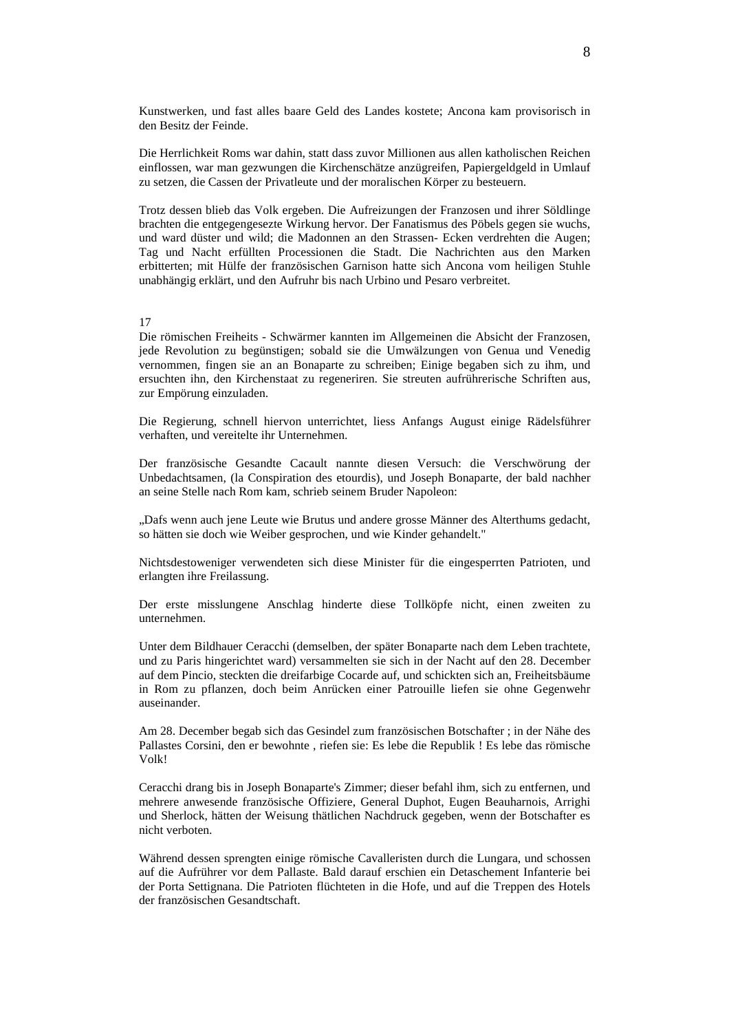Kunstwerken, und fast alles baare Geld des Landes kostete; Ancona kam provisorisch in den Besitz der Feinde.

Die Herrlichkeit Roms war dahin, statt dass zuvor Millionen aus allen katholischen Reichen einflossen, war man gezwungen die Kirchenschätze anzügreifen, Papiergeldgeld in Umlauf zu setzen, die Cassen der Privatleute und der moralischen Körper zu besteuern.

Trotz dessen blieb das Volk ergeben. Die Aufreizungen der Franzosen und ihrer Söldlinge brachten die entgegengesezte Wirkung hervor. Der Fanatismus des Pöbels gegen sie wuchs, und ward düster und wild; die Madonnen an den Strassen- Ecken verdrehten die Augen; Tag und Nacht erfüllten Processionen die Stadt. Die Nachrichten aus den Marken erbitterten; mit Hülfe der französischen Garnison hatte sich Ancona vom heiligen Stuhle unabhängig erklärt, und den Aufruhr bis nach Urbino und Pesaro verbreitet.

17

Die römischen Freiheits - Schwärmer kannten im Allgemeinen die Absicht der Franzosen, jede Revolution zu begünstigen; sobald sie die Umwälzungen von Genua und Venedig vernommen, fingen sie an an Bonaparte zu schreiben; Einige begaben sich zu ihm, und ersuchten ihn, den Kirchenstaat zu regeneriren. Sie streuten aufrührerische Schriften aus, zur Empörung einzuladen.

Die Regierung, schnell hiervon unterrichtet, liess Anfangs August einige Rädelsführer verhaften, und vereitelte ihr Unternehmen.

Der französische Gesandte Cacault nannte diesen Versuch: die Verschwörung der Unbedachtsamen, (la Conspiration des etourdis), und Joseph Bonaparte, der bald nachher an seine Stelle nach Rom kam, schrieb seinem Bruder Napoleon:

„Dafs wenn auch jene Leute wie Brutus und andere grosse Männer des Alterthums gedacht, so hätten sie doch wie Weiber gesprochen, und wie Kinder gehandelt."

Nichtsdestoweniger verwendeten sich diese Minister für die eingesperrten Patrioten, und erlangten ihre Freilassung.

Der erste misslungene Anschlag hinderte diese Tollköpfe nicht, einen zweiten zu unternehmen.

Unter dem Bildhauer Ceracchi (demselben, der später Bonaparte nach dem Leben trachtete, und zu Paris hingerichtet ward) versammelten sie sich in der Nacht auf den 28. December auf dem Pincio, steckten die dreifarbige Cocarde auf, und schickten sich an, Freiheitsbäume in Rom zu pflanzen, doch beim Anrücken einer Patrouille liefen sie ohne Gegenwehr auseinander.

Am 28. December begab sich das Gesindel zum französischen Botschafter ; in der Nähe des Pallastes Corsini, den er bewohnte , riefen sie: Es lebe die Republik ! Es lebe das römische Volk!

Ceracchi drang bis in Joseph Bonaparte's Zimmer; dieser befahl ihm, sich zu entfernen, und mehrere anwesende französische Offiziere, General Duphot, Eugen Beauharnois, Arrighi und Sherlock, hätten der Weisung thätlichen Nachdruck gegeben, wenn der Botschafter es nicht verboten.

Während dessen sprengten einige römische Cavalleristen durch die Lungara, und schossen auf die Aufrührer vor dem Pallaste. Bald darauf erschien ein Detaschement Infanterie bei der Porta Settignana. Die Patrioten flüchteten in die Hofe, und auf die Treppen des Hotels der französischen Gesandtschaft.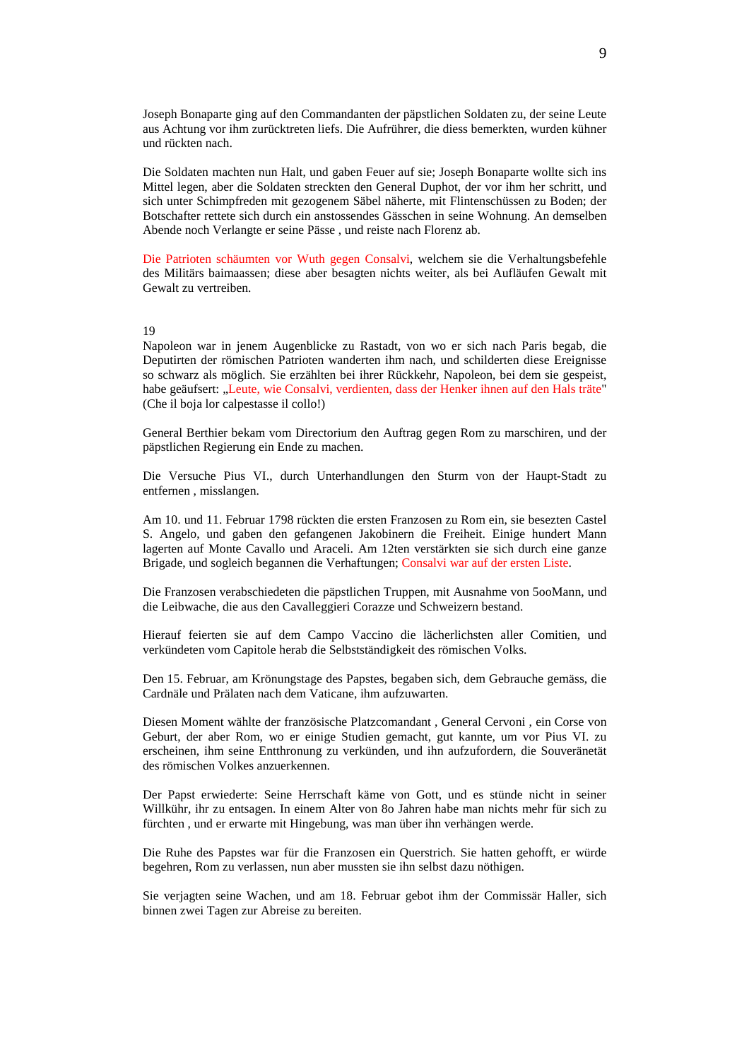Joseph Bonaparte ging auf den Commandanten der päpstlichen Soldaten zu, der seine Leute aus Achtung vor ihm zurücktreten liefs. Die Aufrührer, die diess bemerkten, wurden kühner und rückten nach.

Die Soldaten machten nun Halt, und gaben Feuer auf sie; Joseph Bonaparte wollte sich ins Mittel legen, aber die Soldaten streckten den General Duphot, der vor ihm her schritt, und sich unter Schimpfreden mit gezogenem Säbel näherte, mit Flintenschüssen zu Boden; der Botschafter rettete sich durch ein anstossendes Gässchen in seine Wohnung. An demselben Abende noch Verlangte er seine Pässe , und reiste nach Florenz ab.

Die Patrioten schäumten vor Wuth gegen Consalvi, welchem sie die Verhaltungsbefehle des Militärs baimaassen; diese aber besagten nichts weiter, als bei Aufläufen Gewalt mit Gewalt zu vertreiben.

19

Napoleon war in jenem Augenblicke zu Rastadt, von wo er sich nach Paris begab, die Deputirten der römischen Patrioten wanderten ihm nach, und schilderten diese Ereignisse so schwarz als möglich. Sie erzählten bei ihrer Rückkehr, Napoleon, bei dem sie gespeist, habe geäufsert: „Leute, wie Consalvi, verdienten, dass der Henker ihnen auf den Hals träte" (Che il boja lor calpestasse il collo!)

General Berthier bekam vom Directorium den Auftrag gegen Rom zu marschiren, und der päpstlichen Regierung ein Ende zu machen.

Die Versuche Pius VI., durch Unterhandlungen den Sturm von der Haupt-Stadt zu entfernen , misslangen.

Am 10. und 11. Februar 1798 rückten die ersten Franzosen zu Rom ein, sie besezten Castel S. Angelo, und gaben den gefangenen Jakobinern die Freiheit. Einige hundert Mann lagerten auf Monte Cavallo und Araceli. Am 12ten verstärkten sie sich durch eine ganze Brigade, und sogleich begannen die Verhaftungen; Consalvi war auf der ersten Liste.

Die Franzosen verabschiedeten die päpstlichen Truppen, mit Ausnahme von 5ooMann, und die Leibwache, die aus den Cavalleggieri Corazze und Schweizern bestand.

Hierauf feierten sie auf dem Campo Vaccino die lächerlichsten aller Comitien, und verkündeten vom Capitole herab die Selbstständigkeit des römischen Volks.

Den 15. Februar, am Krönungstage des Papstes, begaben sich, dem Gebrauche gemäss, die Cardnäle und Prälaten nach dem Vaticane, ihm aufzuwarten.

Diesen Moment wählte der französische Platzcomandant , General Cervoni , ein Corse von Geburt, der aber Rom, wo er einige Studien gemacht, gut kannte, um vor Pius VI. zu erscheinen, ihm seine Entthronung zu verkünden, und ihn aufzufordern, die Souveränetät des römischen Volkes anzuerkennen.

Der Papst erwiederte: Seine Herrschaft käme von Gott, und es stünde nicht in seiner Willkühr, ihr zu entsagen. In einem Alter von 8o Jahren habe man nichts mehr für sich zu fürchten , und er erwarte mit Hingebung, was man über ihn verhängen werde.

Die Ruhe des Papstes war für die Franzosen ein Querstrich. Sie hatten gehofft, er würde begehren, Rom zu verlassen, nun aber mussten sie ihn selbst dazu nöthigen.

Sie verjagten seine Wachen, und am 18. Februar gebot ihm der Commissär Haller, sich binnen zwei Tagen zur Abreise zu bereiten.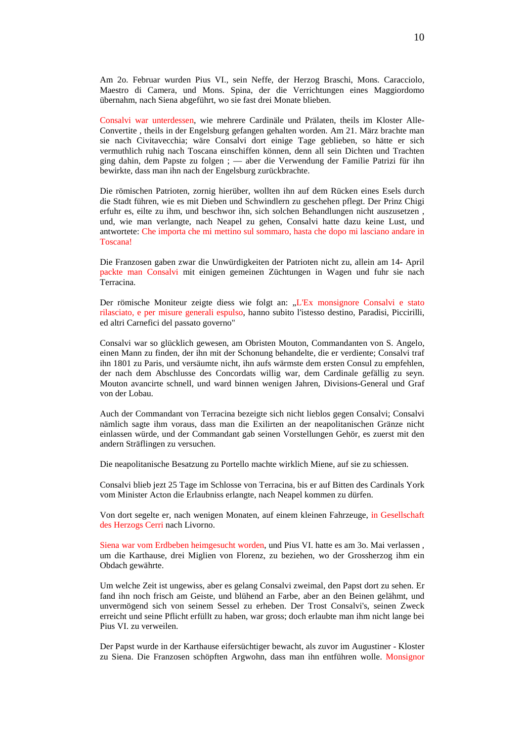Am 2o. Februar wurden Pius VI., sein Neffe, der Herzog Braschi, Mons. Caracciolo, Maestro di Camera, und Mons. Spina, der die Verrichtungen eines Maggiordomo übernahm, nach Siena abgeführt, wo sie fast drei Monate blieben.

Consalvi war unterdessen, wie mehrere Cardinäle und Prälaten, theils im Kloster Alle-Convertite , theils in der Engelsburg gefangen gehalten worden. Am 21. März brachte man sie nach Civitavecchia; wäre Consalvi dort einige Tage geblieben, so hätte er sich vermuthlich ruhig nach Toscana einschiffen können, denn all sein Dichten und Trachten ging dahin, dem Papste zu folgen ; — aber die Verwendung der Familie Patrizi für ihn bewirkte, dass man ihn nach der Engelsburg zurückbrachte.

Die römischen Patrioten, zornig hierüber, wollten ihn auf dem Rücken eines Esels durch die Stadt führen, wie es mit Dieben und Schwindlern zu geschehen pflegt. Der Prinz Chigi erfuhr es, eilte zu ihm, und beschwor ihn, sich solchen Behandlungen nicht auszusetzen , und, wie man verlangte, nach Neapel zu gehen, Consalvi hatte dazu keine Lust, und antwortete: Che importa che mi mettino sul sommaro, hasta che dopo mi lasciano andare in Toscana!

Die Franzosen gaben zwar die Unwürdigkeiten der Patrioten nicht zu, allein am 14- April packte man Consalvi mit einigen gemeinen Züchtungen in Wagen und fuhr sie nach Terracina.

Der römische Moniteur zeigte diess wie folgt an: „L'Ex monsignore Consalvi e stato rilasciato, e per misure generali espulso, hanno subito l'istesso destino, Paradisi, Piccirilli, ed altri Carnefici del passato governo"

Consalvi war so glücklich gewesen, am Obristen Mouton, Commandanten von S. Angelo, einen Mann zu finden, der ihn mit der Schonung behandelte, die er verdiente; Consalvi traf ihn 1801 zu Paris, und versäumte nicht, ihn aufs wärmste dem ersten Consul zu empfehlen, der nach dem Abschlusse des Concordats willig war, dem Cardinale gefällig zu seyn. Mouton avancirte schnell, und ward binnen wenigen Jahren, Divisions-General und Graf von der Lobau.

Auch der Commandant von Terracina bezeigte sich nicht lieblos gegen Consalvi; Consalvi nämlich sagte ihm voraus, dass man die Exilirten an der neapolitanischen Gränze nicht einlassen würde, und der Commandant gab seinen Vorstellungen Gehör, es zuerst mit den andern Sträflingen zu versuchen.

Die neapolitanische Besatzung zu Portello machte wirklich Miene, auf sie zu schiessen.

Consalvi blieb jezt 25 Tage im Schlosse von Terracina, bis er auf Bitten des Cardinals York vom Minister Acton die Erlaubniss erlangte, nach Neapel kommen zu dürfen.

Von dort segelte er, nach wenigen Monaten, auf einem kleinen Fahrzeuge, in Gesellschaft des Herzogs Cerri nach Livorno.

Siena war vom Erdbeben heimgesucht worden, und Pius VI. hatte es am 3o. Mai verlassen , um die Karthause, drei Miglien von Florenz, zu beziehen, wo der Grossherzog ihm ein Obdach gewährte.

Um welche Zeit ist ungewiss, aber es gelang Consalvi zweimal, den Papst dort zu sehen. Er fand ihn noch frisch am Geiste, und blühend an Farbe, aber an den Beinen gelähmt, und unvermögend sich von seinem Sessel zu erheben. Der Trost Consalvi's, seinen Zweck erreicht und seine Pflicht erfüllt zu haben, war gross; doch erlaubte man ihm nicht lange bei Pius VI. zu verweilen.

Der Papst wurde in der Karthause eifersüchtiger bewacht, als zuvor im Augustiner - Kloster zu Siena. Die Franzosen schöpften Argwohn, dass man ihn entführen wolle. Monsignor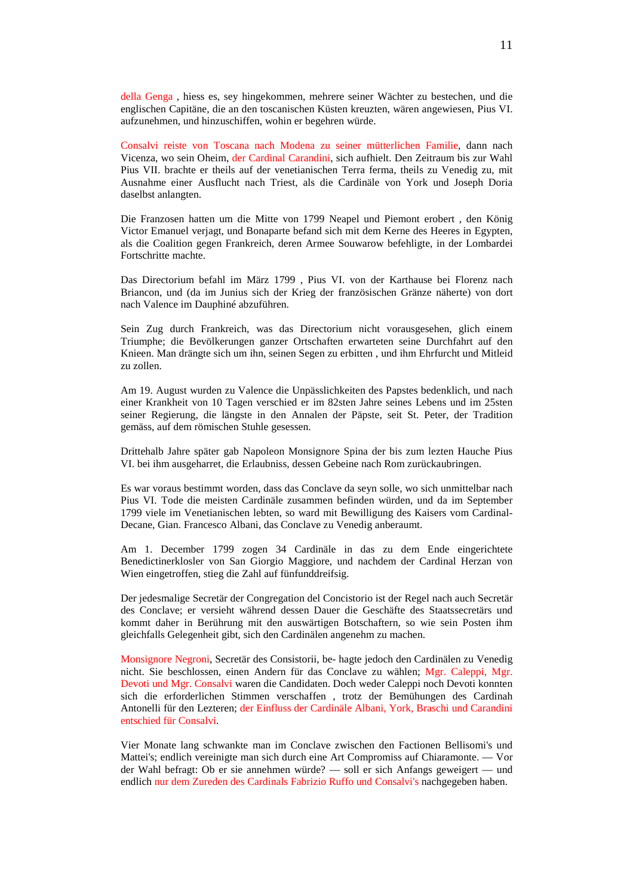della Genga , hiess es, sey hingekommen, mehrere seiner Wächter zu bestechen, und die englischen Capitäne, die an den toscanischen Küsten kreuzten, wären angewiesen, Pius VI. aufzunehmen, und hinzuschiffen, wohin er begehren würde.

Consalvi reiste von Toscana nach Modena zu seiner mütterlichen Familie, dann nach Vicenza, wo sein Oheim, der Cardinal Carandini, sich aufhielt. Den Zeitraum bis zur Wahl Pius VII. brachte er theils auf der venetianischen Terra ferma, theils zu Venedig zu, mit Ausnahme einer Ausflucht nach Triest, als die Cardinäle von York und Joseph Doria daselbst anlangten.

Die Franzosen hatten um die Mitte von 1799 Neapel und Piemont erobert , den König Victor Emanuel verjagt, und Bonaparte befand sich mit dem Kerne des Heeres in Egypten, als die Coalition gegen Frankreich, deren Armee Souwarow befehligte, in der Lombardei Fortschritte machte.

Das Directorium befahl im März 1799 , Pius VI. von der Karthause bei Florenz nach Briancon, und (da im Junius sich der Krieg der französischen Gränze näherte) von dort nach Valence im Dauphiné abzuführen.

Sein Zug durch Frankreich, was das Directorium nicht vorausgesehen, glich einem Triumphe; die Bevölkerungen ganzer Ortschaften erwarteten seine Durchfahrt auf den Knieen. Man drängte sich um ihn, seinen Segen zu erbitten , und ihm Ehrfurcht und Mitleid zu zollen.

Am 19. August wurden zu Valence die Unpässlichkeiten des Papstes bedenklich, und nach einer Krankheit von 10 Tagen verschied er im 82sten Jahre seines Lebens und im 25sten seiner Regierung, die längste in den Annalen der Päpste, seit St. Peter, der Tradition gemäss, auf dem römischen Stuhle gesessen.

Drittehalb Jahre später gab Napoleon Monsignore Spina der bis zum lezten Hauche Pius VI. bei ihm ausgeharret, die Erlaubniss, dessen Gebeine nach Rom zurückaubringen.

Es war voraus bestimmt worden, dass das Conclave da seyn solle, wo sich unmittelbar nach Pius VI. Tode die meisten Cardinäle zusammen befinden würden, und da im September 1799 viele im Venetianischen lebten, so ward mit Bewilligung des Kaisers vom Cardinal-Decane, Gian. Francesco Albani, das Conclave zu Venedig anberaumt.

Am 1. December 1799 zogen 34 Cardinäle in das zu dem Ende eingerichtete Benedictinerklosler von San Giorgio Maggiore, und nachdem der Cardinal Herzan von Wien eingetroffen, stieg die Zahl auf fünfunddreifsig.

Der jedesmalige Secretär der Congregation del Concistorio ist der Regel nach auch Secretär des Conclave; er versieht während dessen Dauer die Geschäfte des Staatssecretärs und kommt daher in Berührung mit den auswärtigen Botschaftern, so wie sein Posten ihm gleichfalls Gelegenheit gibt, sich den Cardinälen angenehm zu machen.

Monsignore Negroni, Secretär des Consistorii, be- hagte jedoch den Cardinälen zu Venedig nicht. Sie beschlossen, einen Andern für das Conclave zu wählen; Mgr. Caleppi, Mgr. Devoti und Mgr. Consalvi waren die Candidaten. Doch weder Caleppi noch Devoti konnten sich die erforderlichen Stimmen verschaffen , trotz der Bemühungen des Cardinah Antonelli für den Lezteren; der Einfluss der Cardinäle Albani, York, Braschi und Carandini entschied für Consalvi.

Vier Monate lang schwankte man im Conclave zwischen den Factionen Bellisomi's und Mattei's; endlich vereinigte man sich durch eine Art Compromiss auf Chiaramonte. — Vor der Wahl befragt: Ob er sie annehmen würde? — soll er sich Anfangs geweigert — und endlich nur dem Zureden des Cardinals Fabrizio Ruffo und Consalvi's nachgegeben haben.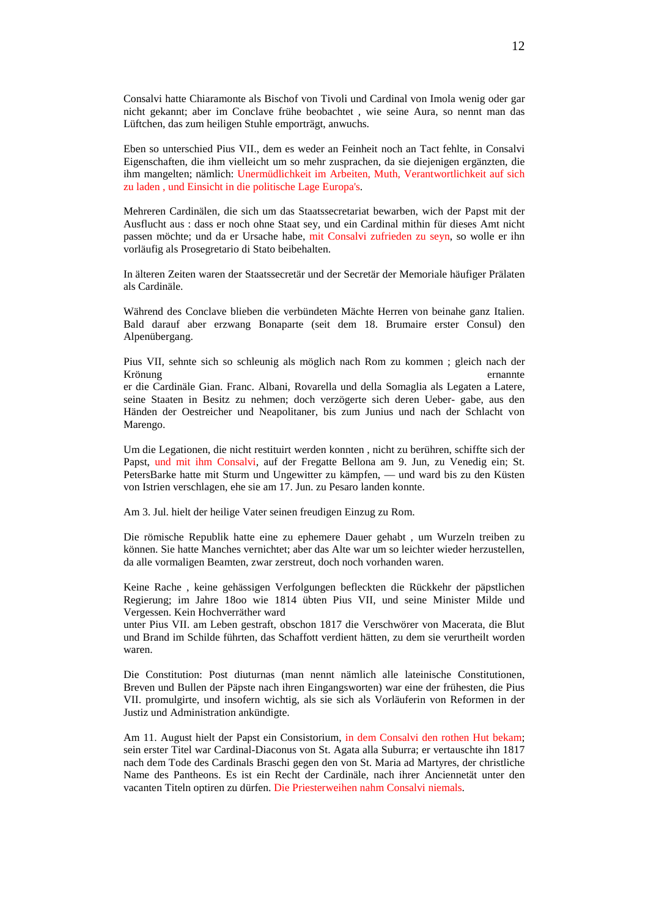Consalvi hatte Chiaramonte als Bischof von Tivoli und Cardinal von Imola wenig oder gar nicht gekannt; aber im Conclave frühe beobachtet , wie seine Aura, so nennt man das Lüftchen, das zum heiligen Stuhle emporträgt, anwuchs.

Eben so unterschied Pius VII., dem es weder an Feinheit noch an Tact fehlte, in Consalvi Eigenschaften, die ihm vielleicht um so mehr zusprachen, da sie diejenigen ergänzten, die ihm mangelten; nämlich: Unermüdlichkeit im Arbeiten, Muth, Verantwortlichkeit auf sich zu laden , und Einsicht in die politische Lage Europa's.

Mehreren Cardinälen, die sich um das Staatssecretariat bewarben, wich der Papst mit der Ausflucht aus : dass er noch ohne Staat sey, und ein Cardinal mithin für dieses Amt nicht passen möchte; und da er Ursache habe, mit Consalvi zufrieden zu seyn, so wolle er ihn vorläufig als Prosegretario di Stato beibehalten.

In älteren Zeiten waren der Staatssecretär und der Secretär der Memoriale häufiger Prälaten als Cardinäle.

Während des Conclave blieben die verbündeten Mächte Herren von beinahe ganz Italien. Bald darauf aber erzwang Bonaparte (seit dem 18. Brumaire erster Consul) den Alpenübergang.

Pius VII, sehnte sich so schleunig als möglich nach Rom zu kommen ; gleich nach der Krönung ernannte er die Cardinäle Gian. Franc. Albani, Rovarella und della Somaglia als Legaten a Latere, seine Staaten in Besitz zu nehmen; doch verzögerte sich deren Ueber- gabe, aus den Händen der Oestreicher und Neapolitaner, bis zum Junius und nach der Schlacht von Marengo.

Um die Legationen, die nicht restituirt werden konnten , nicht zu berühren, schiffte sich der Papst, und mit ihm Consalvi, auf der Fregatte Bellona am 9. Jun, zu Venedig ein; St. PetersBarke hatte mit Sturm und Ungewitter zu kämpfen, — und ward bis zu den Küsten von Istrien verschlagen, ehe sie am 17. Jun. zu Pesaro landen konnte.

Am 3. Jul. hielt der heilige Vater seinen freudigen Einzug zu Rom.

Die römische Republik hatte eine zu ephemere Dauer gehabt , um Wurzeln treiben zu können. Sie hatte Manches vernichtet; aber das Alte war um so leichter wieder herzustellen, da alle vormaligen Beamten, zwar zerstreut, doch noch vorhanden waren.

Keine Rache , keine gehässigen Verfolgungen befleckten die Rückkehr der päpstlichen Regierung; im Jahre 18oo wie 1814 übten Pius VII, und seine Minister Milde und Vergessen. Kein Hochverräther ward unter Pius VII. am Leben gestraft, obschon 1817 die Verschwörer von Macerata, die Blut und Brand im Schilde führten, das Schaffott verdient hätten, zu dem sie verurtheilt worden waren.

Die Constitution: Post diuturnas (man nennt nämlich alle lateinische Constitutionen, Breven und Bullen der Päpste nach ihren Eingangsworten) war eine der frühesten, die Pius VII. promulgirte, und insofern wichtig, als sie sich als Vorläuferin von Reformen in der Justiz und Administration ankündigte.

Am 11. August hielt der Papst ein Consistorium, in dem Consalvi den rothen Hut bekam; sein erster Titel war Cardinal-Diaconus von St. Agata alla Suburra; er vertauschte ihn 1817 nach dem Tode des Cardinals Braschi gegen den von St. Maria ad Martyres, der christliche Name des Pantheons. Es ist ein Recht der Cardinäle, nach ihrer Anciennetät unter den vacanten Titeln optiren zu dürfen. Die Priesterweihen nahm Consalvi niemals.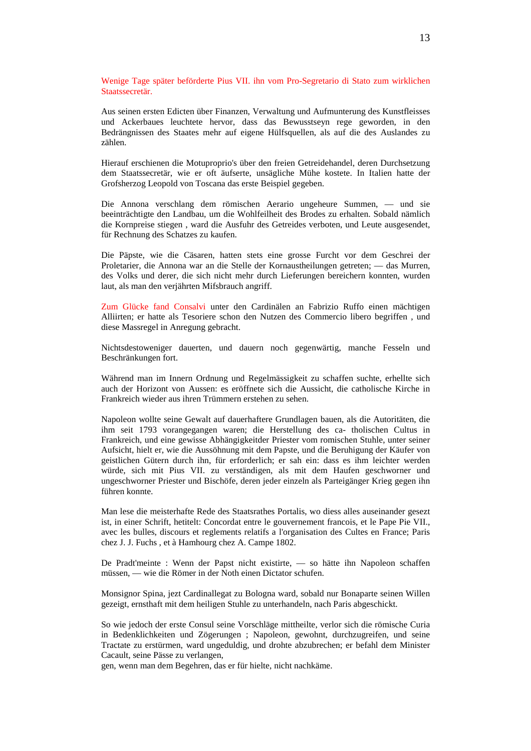Wenige Tage später beförderte Pius VII. ihn vom Pro-Segretario di Stato zum wirklichen Staatssecretär.

Aus seinen ersten Edicten über Finanzen, Verwaltung und Aufmunterung des Kunstfleisses und Ackerbaues leuchtete hervor, dass das Bewusstseyn rege geworden, in den Bedrängnissen des Staates mehr auf eigene Hülfsquellen, als auf die des Auslandes zu zählen.

Hierauf erschienen die Motuproprio's über den freien Getreidehandel, deren Durchsetzung dem Staatssecretär, wie er oft äufserte, unsägliche Mühe kostete. In Italien hatte der Grofsherzog Leopold von Toscana das erste Beispiel gegeben.

Die Annona verschlang dem römischen Aerario ungeheure Summen, — und sie beeinträchtigte den Landbau, um die Wohlfeilheit des Brodes zu erhalten. Sobald nämlich die Kornpreise stiegen , ward die Ausfuhr des Getreides verboten, und Leute ausgesendet, für Rechnung des Schatzes zu kaufen.

Die Päpste, wie die Cäsaren, hatten stets eine grosse Furcht vor dem Geschrei der Proletarier, die Annona war an die Stelle der Kornaustheilungen getreten; — das Murren, des Volks und derer, die sich nicht mehr durch Lieferungen bereichern konnten, wurden laut, als man den verjährten Mifsbrauch angriff.

Zum Glücke fand Consalvi unter den Cardinälen an Fabrizio Ruffo einen mächtigen Alliirten; er hatte als Tesoriere schon den Nutzen des Commercio libero begriffen , und diese Massregel in Anregung gebracht.

Nichtsdestoweniger dauerten, und dauern noch gegenwärtig, manche Fesseln und Beschränkungen fort.

Während man im Innern Ordnung und Regelmässigkeit zu schaffen suchte, erhellte sich auch der Horizont von Aussen: es eröffnete sich die Aussicht, die catholische Kirche in Frankreich wieder aus ihren Trümmern erstehen zu sehen.

Napoleon wollte seine Gewalt auf dauerhaftere Grundlagen bauen, als die Autoritäten, die ihm seit 1793 vorangegangen waren; die Herstellung des ca- tholischen Cultus in Frankreich, und eine gewisse Abhängigkeitder Priester vom romischen Stuhle, unter seiner Aufsicht, hielt er, wie die Aussöhnung mit dem Papste, und die Beruhigung der Käufer von geistlichen Gütern durch ihn, für erforderlich; er sah ein: dass es ihm leichter werden würde, sich mit Pius VII. zu verständigen, als mit dem Haufen geschworner und ungeschworner Priester und Bischöfe, deren jeder einzeln als Parteigänger Krieg gegen ihn führen konnte.

Man lese die meisterhafte Rede des Staatsrathes Portalis, wo diess alles auseinander gesezt ist, in einer Schrift, hetitelt: Concordat entre le gouvernement francois, et le Pape Pie VII., avec les bulles, discours et reglements relatifs a l'organisation des Cultes en France; Paris chez J. J. Fuchs , et à Hamhourg chez A. Campe 1802.

De Pradt'meinte : Wenn der Papst nicht existirte, — so hätte ihn Napoleon schaffen müssen, — wie die Römer in der Noth einen Dictator schufen.

Monsignor Spina, jezt Cardinallegat zu Bologna ward, sobald nur Bonaparte seinen Willen gezeigt, ernsthaft mit dem heiligen Stuhle zu unterhandeln, nach Paris abgeschickt.

So wie jedoch der erste Consul seine Vorschläge mittheilte, verlor sich die römische Curia in Bedenklichkeiten und Zögerungen ; Napoleon, gewohnt, durchzugreifen, und seine Tractate zu erstürmen, ward ungeduldig, und drohte abzubrechen; er befahl dem Minister Cacault, seine Pässe zu verlangen,
gen, wenn man dem Begehren, das er für hielte, nicht nachkäme.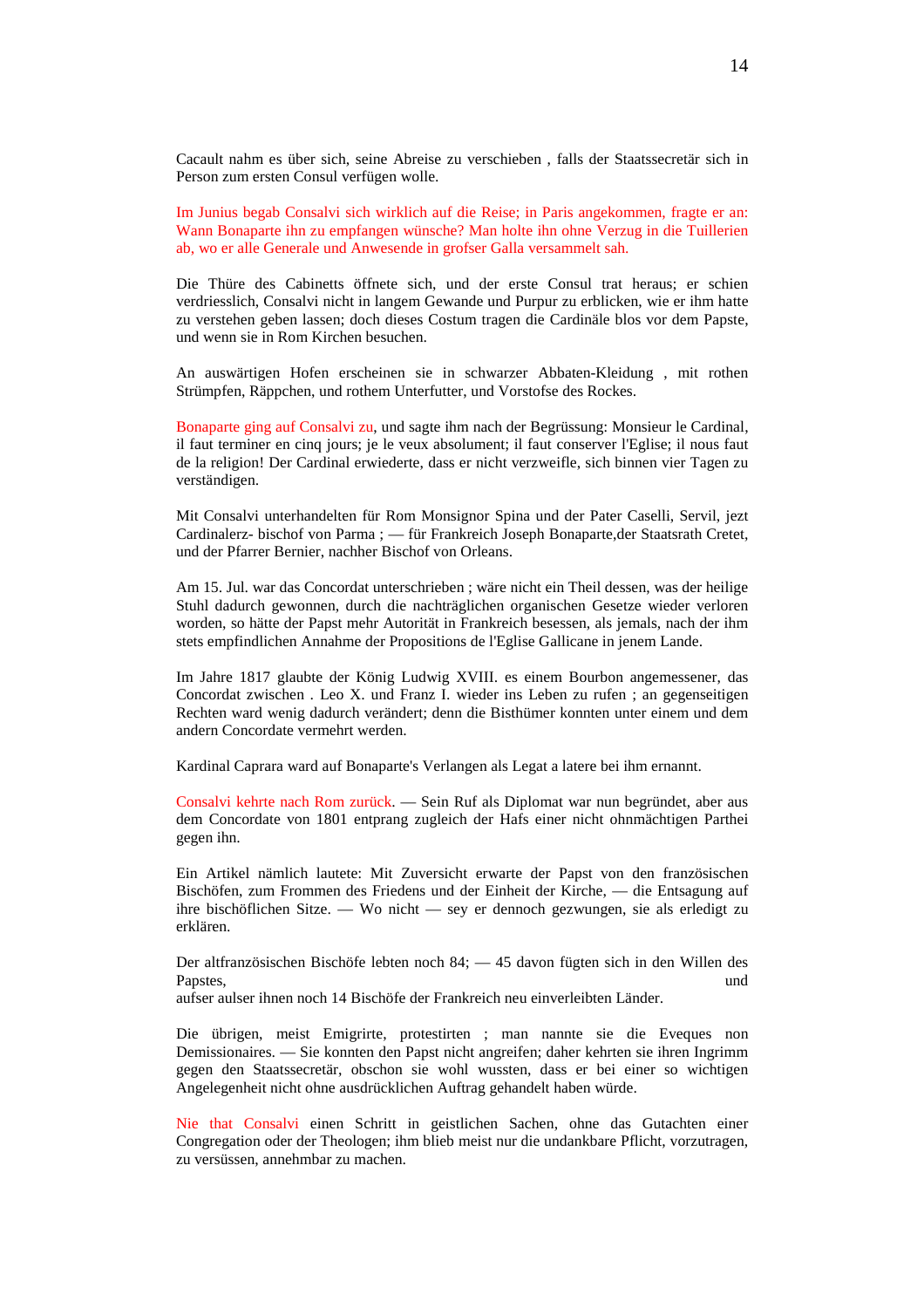Cacault nahm es über sich, seine Abreise zu verschieben , falls der Staatssecretär sich in Person zum ersten Consul verfügen wolle.

Im Junius begab Consalvi sich wirklich auf die Reise; in Paris angekommen, fragte er an: Wann Bonaparte ihn zu empfangen wünsche? Man holte ihn ohne Verzug in die Tuillerien ab, wo er alle Generale und Anwesende in grofser Galla versammelt sah.

Die Thüre des Cabinetts öffnete sich, und der erste Consul trat heraus; er schien verdriesslich, Consalvi nicht in langem Gewande und Purpur zu erblicken, wie er ihm hatte zu verstehen geben lassen; doch dieses Costum tragen die Cardinäle blos vor dem Papste, und wenn sie in Rom Kirchen besuchen.

An auswärtigen Hofen erscheinen sie in schwarzer Abbaten-Kleidung , mit rothen Strümpfen, Räppchen, und rothem Unterfutter, und Vorstofse des Rockes.

Bonaparte ging auf Consalvi zu, und sagte ihm nach der Begrüssung: Monsieur le Cardinal, il faut terminer en cinq jours; je le veux absolument; il faut conserver l'Eglise; il nous faut de la religion! Der Cardinal erwiederte, dass er nicht verzweifle, sich binnen vier Tagen zu verständigen.

Mit Consalvi unterhandelten für Rom Monsignor Spina und der Pater Caselli, Servil, jezt Cardinalerz- bischof von Parma ; — für Frankreich Joseph Bonaparte,der Staatsrath Cretet, und der Pfarrer Bernier, nachher Bischof von Orleans.

Am 15. Jul. war das Concordat unterschrieben ; wäre nicht ein Theil dessen, was der heilige Stuhl dadurch gewonnen, durch die nachträglichen organischen Gesetze wieder verloren worden, so hätte der Papst mehr Autorität in Frankreich besessen, als jemals, nach der ihm stets empfindlichen Annahme der Propositions de l'Eglise Gallicane in jenem Lande.

Im Jahre 1817 glaubte der König Ludwig XVIII. es einem Bourbon angemessener, das Concordat zwischen . Leo X. und Franz I. wieder ins Leben zu rufen ; an gegenseitigen Rechten ward wenig dadurch verändert; denn die Bisthümer konnten unter einem und dem andern Concordate vermehrt werden.

Kardinal Caprara ward auf Bonaparte's Verlangen als Legat a latere bei ihm ernannt.

Consalvi kehrte nach Rom zurück. — Sein Ruf als Diplomat war nun begründet, aber aus dem Concordate von 1801 entprang zugleich der Hafs einer nicht ohnmächtigen Parthei gegen ihn.

Ein Artikel nämlich lautete: Mit Zuversicht erwarte der Papst von den französischen Bischöfen, zum Frommen des Friedens und der Einheit der Kirche, — die Entsagung auf ihre bischöflichen Sitze. — Wo nicht — sey er dennoch gezwungen, sie als erledigt zu erklären.

Der altfranzösischen Bischöfe lebten noch 84; — 45 davon fügten sich in den Willen des Papstes, und aufser aulser ihnen noch 14 Bischöfe der Frankreich neu einverleibten Länder.

Die übrigen, meist Emigrirte, protestirten ; man nannte sie die Eveques non Demissionaires. — Sie konnten den Papst nicht angreifen; daher kehrten sie ihren Ingrimm gegen den Staatssecretär, obschon sie wohl wussten, dass er bei einer so wichtigen Angelegenheit nicht ohne ausdrücklichen Auftrag gehandelt haben würde.

Nie that Consalvi einen Schritt in geistlichen Sachen, ohne das Gutachten einer Congregation oder der Theologen; ihm blieb meist nur die undankbare Pflicht, vorzutragen, zu versüssen, annehmbar zu machen.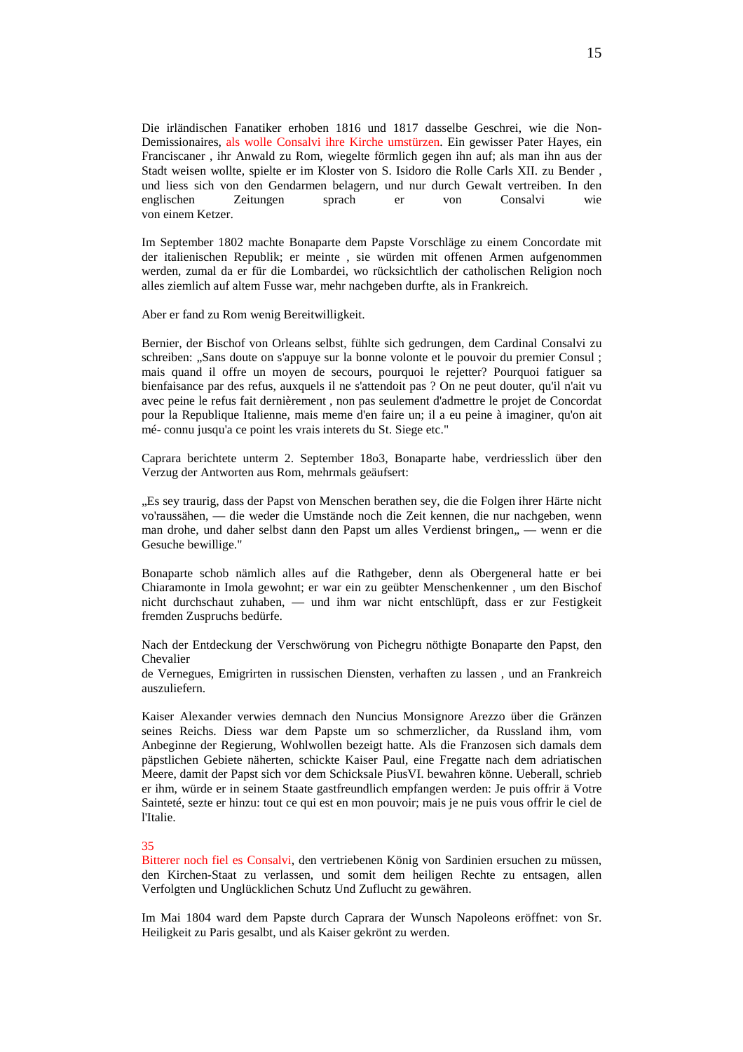Die irländischen Fanatiker erhoben 1816 und 1817 dasselbe Geschrei, wie die Non-Demissionaires, als wolle Consalvi ihre Kirche umstürzen. Ein gewisser Pater Hayes, ein Franciscaner , ihr Anwald zu Rom, wiegelte förmlich gegen ihn auf; als man ihn aus der Stadt weisen wollte, spielte er im Kloster von S. Isidoro die Rolle Carls XII. zu Bender , und liess sich von den Gendarmen belagern, und nur durch Gewalt vertreiben. In den englischen Zeitungen sprach er von Consalvi wie von einem Ketzer.

Im September 1802 machte Bonaparte dem Papste Vorschläge zu einem Concordate mit der italienischen Republik; er meinte , sie würden mit offenen Armen aufgenommen werden, zumal da er für die Lombardei, wo rücksichtlich der catholischen Religion noch alles ziemlich auf altem Fusse war, mehr nachgeben durfte, als in Frankreich.

Aber er fand zu Rom wenig Bereitwilligkeit.

Bernier, der Bischof von Orleans selbst, fühlte sich gedrungen, dem Cardinal Consalvi zu schreiben: „Sans doute on s'appuye sur la bonne volonte et le pouvoir du premier Consul ; mais quand il offre un moyen de secours, pourquoi le rejetter? Pourquoi fatiguer sa bienfaisance par des refus, auxquels il ne s'attendoit pas ? On ne peut douter, qu'il n'ait vu avec peine le refus fait dernièrement , non pas seulement d'admettre le projet de Concordat pour la Republique Italienne, mais meme d'en faire un; il a eu peine à imaginer, qu'on ait mé- connu jusqu'a ce point les vrais interets du St. Siege etc."

Caprara berichtete unterm 2. September 18o3, Bonaparte habe, verdriesslich über den Verzug der Antworten aus Rom, mehrmals geäufsert:

„Es sey traurig, dass der Papst von Menschen berathen sey, die die Folgen ihrer Härte nicht vo'raussähen, — die weder die Umstände noch die Zeit kennen, die nur nachgeben, wenn man drohe, und daher selbst dann den Papst um alles Verdienst bringen„ — wenn er die Gesuche bewillige."

Bonaparte schob nämlich alles auf die Rathgeber, denn als Obergeneral hatte er bei Chiaramonte in Imola gewohnt; er war ein zu geübter Menschenkenner , um den Bischof nicht durchschaut zuhaben, — und ihm war nicht entschlüpft, dass er zur Festigkeit fremden Zuspruchs bedürfe.

Nach der Entdeckung der Verschwörung von Pichegru nöthigte Bonaparte den Papst, den Chevalier
de Vernegues, Emigrirten in russischen Diensten, verhaften zu lassen , und an Frankreich auszuliefern.

Kaiser Alexander verwies demnach den Nuncius Monsignore Arezzo über die Gränzen seines Reichs. Diess war dem Papste um so schmerzlicher, da Russland ihm, vom Anbeginne der Regierung, Wohlwollen bezeigt hatte. Als die Franzosen sich damals dem päpstlichen Gebiete näherten, schickte Kaiser Paul, eine Fregatte nach dem adriatischen Meere, damit der Papst sich vor dem Schicksale PiusVI. bewahren könne. Ueberall, schrieb er ihm, würde er in seinem Staate gastfreundlich empfangen werden: Je puis offrir ä Votre Sainteté, sezte er hinzu: tout ce qui est en mon pouvoir; mais je ne puis vous offrir le ciel de l'Italie.

35
Bitterer noch fiel es Consalvi, den vertriebenen König von Sardinien ersuchen zu müssen, den Kirchen-Staat zu verlassen, und somit dem heiligen Rechte zu entsagen, allen Verfolgten und Unglücklichen Schutz Und Zuflucht zu gewähren.

Im Mai 1804 ward dem Papste durch Caprara der Wunsch Napoleons eröffnet: von Sr. Heiligkeit zu Paris gesalbt, und als Kaiser gekrönt zu werden.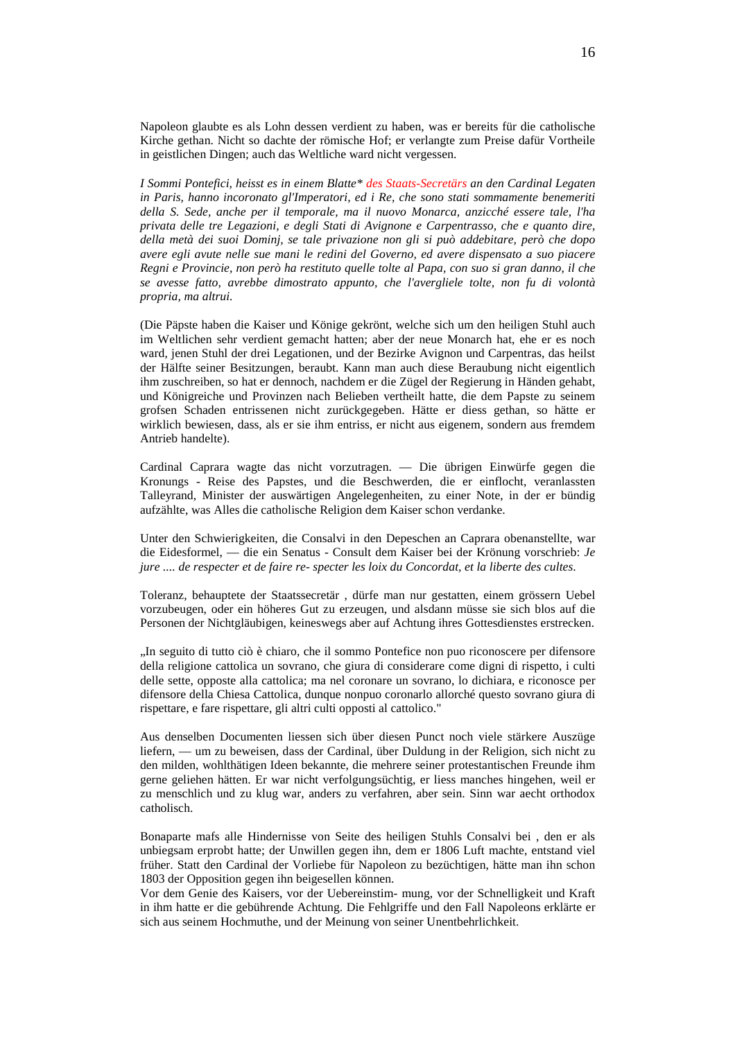Napoleon glaubte es als Lohn dessen verdient zu haben, was er bereits für die catholische Kirche gethan. Nicht so dachte der römische Hof; er verlangte zum Preise dafür Vortheile in geistlichen Dingen; auch das Weltliche ward nicht vergessen.

*I Sommi Pontefici, heisst es in einem Blatte\* des Staats-Secretärs an den Cardinal Legaten in Paris, hanno incoronato gl'Imperatori, ed i Re, che sono stati sommamente benemeriti della S. Sede, anche per il temporale, ma il nuovo Monarca, anzicché essere tale, l'ha privata delle tre Legazioni, e degli Stati di Avignone e Carpentrasso, che e quanto dire, della metà dei suoi Dominj, se tale privazione non gli si può addebitare, però che dopo avere egli avute nelle sue mani le redini del Governo, ed avere dispensato a suo piacere Regni e Provincie, non però ha restituto quelle tolte al Papa, con suo si gran danno, il che se avesse fatto, avrebbe dimostrato appunto, che l'avergliele tolte, non fu di volontà propria, ma altrui.*

(Die Päpste haben die Kaiser und Könige gekrönt, welche sich um den heiligen Stuhl auch im Weltlichen sehr verdient gemacht hatten; aber der neue Monarch hat, ehe er es noch ward, jenen Stuhl der drei Legationen, und der Bezirke Avignon und Carpentras, das heilst der Hälfte seiner Besitzungen, beraubt. Kann man auch diese Beraubung nicht eigentlich ihm zuschreiben, so hat er dennoch, nachdem er die Zügel der Regierung in Händen gehabt, und Königreiche und Provinzen nach Belieben vertheilt hatte, die dem Papste zu seinem grofsen Schaden entrissenen nicht zurückgegeben. Hätte er diess gethan, so hätte er wirklich bewiesen, dass, als er sie ihm entriss, er nicht aus eigenem, sondern aus fremdem Antrieb handelte).

Cardinal Caprara wagte das nicht vorzutragen. — Die übrigen Einwürfe gegen die Kronungs - Reise des Papstes, und die Beschwerden, die er einflocht, veranlassten Talleyrand, Minister der auswärtigen Angelegenheiten, zu einer Note, in der er bündig aufzählte, was Alles die catholische Religion dem Kaiser schon verdanke.

Unter den Schwierigkeiten, die Consalvi in den Depeschen an Caprara obenanstellte, war die Eidesformel, — die ein Senatus - Consult dem Kaiser bei der Krönung vorschrieb: *Je jure .... de respecter et de faire re- specter les loix du Concordat, et la liberte des cultes.*

Toleranz, behauptete der Staatssecretär , dürfe man nur gestatten, einem grössern Uebel vorzubeugen, oder ein höheres Gut zu erzeugen, und alsdann müsse sie sich blos auf die Personen der Nichtgläubigen, keineswegs aber auf Achtung ihres Gottesdienstes erstrecken.

„In seguito di tutto ciò è chiaro, che il sommo Pontefice non puo riconoscere per difensore della religione cattolica un sovrano, che giura di considerare come digni di rispetto, i culti delle sette, opposte alla cattolica; ma nel coronare un sovrano, lo dichiara, e riconosce per difensore della Chiesa Cattolica, dunque nonpuo coronarlo allorché questo sovrano giura di rispettare, e fare rispettare, gli altri culti opposti al cattolico."

Aus denselben Documenten liessen sich über diesen Punct noch viele stärkere Auszüge liefern, — um zu beweisen, dass der Cardinal, über Duldung in der Religion, sich nicht zu den milden, wohlthätigen Ideen bekannte, die mehrere seiner protestantischen Freunde ihm gerne geliehen hätten. Er war nicht verfolgungsüchtig, er liess manches hingehen, weil er zu menschlich und zu klug war, anders zu verfahren, aber sein. Sinn war aecht orthodox catholisch.

Bonaparte mafs alle Hindernisse von Seite des heiligen Stuhls Consalvi bei , den er als unbiegsam erprobt hatte; der Unwillen gegen ihn, dem er 1806 Luft machte, entstand viel früher. Statt den Cardinal der Vorliebe für Napoleon zu bezüchtigen, hätte man ihn schon 1803 der Opposition gegen ihn beigesellen können.
Vor dem Genie des Kaisers, vor der Uebereinstim- mung, vor der Schnelligkeit und Kraft in ihm hatte er die gebührende Achtung. Die Fehlgriffe und den Fall Napoleons erklärte er sich aus seinem Hochmuthe, und der Meinung von seiner Unentbehrlichkeit.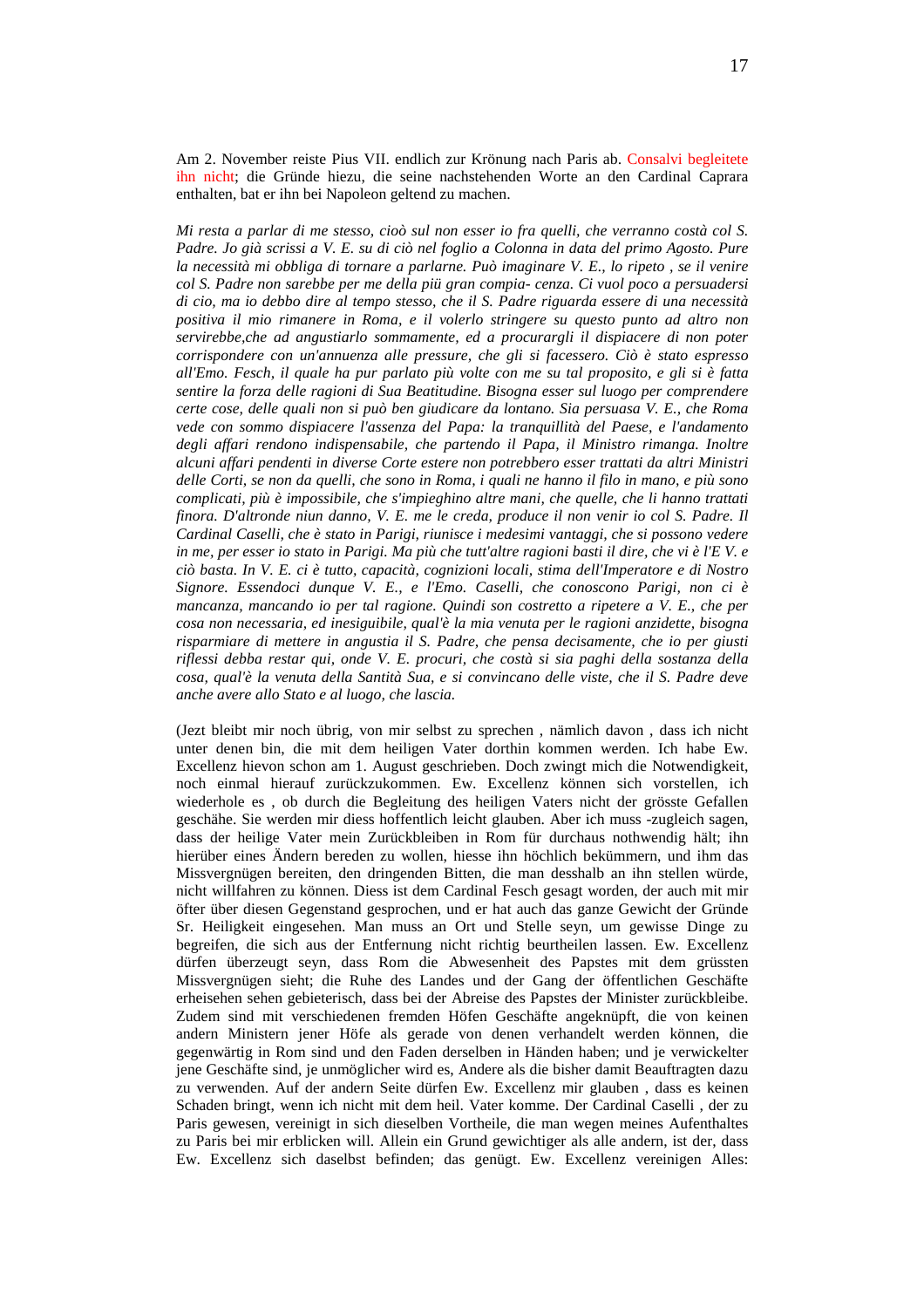Am 2. November reiste Pius VII. endlich zur Krönung nach Paris ab. Consalvi begleitete ihn nicht; die Gründe hiezu, die seine nachstehenden Worte an den Cardinal Caprara enthalten, bat er ihn bei Napoleon geltend zu machen.

*Mi resta a parlar di me stesso, cioò sul non esser io fra quelli, che verranno costà col S. Padre. Jo già scrissi a V. E. su di ciò nel foglio a Colonna in data del primo Agosto. Pure la necessità mi obbliga di tornare a parlarne. Può imaginare V. E., lo ripeto , se il venire col S. Padre non sarebbe per me della piü gran compia- cenza. Ci vuol poco a persuadersi di cio, ma io debbo dire al tempo stesso, che il S. Padre riguarda essere di una necessità positiva il mio rimanere in Roma, e il volerlo stringere su questo punto ad altro non servirebbe,che ad angustiarlo sommamente, ed a procurargli il dispiacere di non poter corrispondere con un'annuenza alle pressure, che gli si facessero. Ciò è stato espresso all'Emo. Fesch, il quale ha pur parlato più volte con me su tal proposito, e gli si è fatta sentire la forza delle ragioni di Sua Beatitudine. Bisogna esser sul luogo per comprendere certe cose, delle quali non si può ben giudicare da lontano. Sia persuasa V. E., che Roma vede con sommo dispiacere l'assenza del Papa: la tranquillità del Paese, e l'andamento degli affari rendono indispensabile, che partendo il Papa, il Ministro rimanga. Inoltre alcuni affari pendenti in diverse Corte estere non potrebbero esser trattati da altri Ministri delle Corti, se non da quelli, che sono in Roma, i quali ne hanno il filo in mano, e più sono complicati, più è impossibile, che s'impieghino altre mani, che quelle, che li hanno trattati finora. D'altronde niun danno, V. E. me le creda, produce il non venir io col S. Padre. Il Cardinal Caselli, che è stato in Parigi, riunisce i medesimi vantaggi, che si possono vedere in me, per esser io stato in Parigi. Ma più che tutt'altre ragioni basti il dire, che vi è l'E V. e ciò basta. In V. E. ci è tutto, capacità, cognizioni locali, stima dell'Imperatore e di Nostro Signore. Essendoci dunque V. E., e l'Emo. Caselli, che conoscono Parigi, non ci è mancanza, mancando io per tal ragione. Quindi son costretto a ripetere a V. E., che per cosa non necessaria, ed inesiguibile, qual'è la mia venuta per le ragioni anzidette, bisogna risparmiare di mettere in angustia il S. Padre, che pensa decisamente, che io per giusti riflessi debba restar qui, onde V. E. procuri, che costà si sia paghi della sostanza della cosa, qual'è la venuta della Santità Sua, e si convincano delle viste, che il S. Padre deve anche avere allo Stato e al luogo, che lascia.*

(Jezt bleibt mir noch übrig, von mir selbst zu sprechen , nämlich davon , dass ich nicht unter denen bin, die mit dem heiligen Vater dorthin kommen werden. Ich habe Ew. Excellenz hievon schon am 1. August geschrieben. Doch zwingt mich die Notwendigkeit, noch einmal hierauf zurückzukommen. Ew. Excellenz können sich vorstellen, ich wiederhole es , ob durch die Begleitung des heiligen Vaters nicht der grösste Gefallen geschähe. Sie werden mir diess hoffentlich leicht glauben. Aber ich muss -zugleich sagen, dass der heilige Vater mein Zurückbleiben in Rom für durchaus nothwendig hält; ihn hierüber eines Ändern bereden zu wollen, hiesse ihn höchlich bekümmern, und ihm das Missvergnügen bereiten, den dringenden Bitten, die man desshalb an ihn stellen würde, nicht willfahren zu können. Diess ist dem Cardinal Fesch gesagt worden, der auch mit mir öfter über diesen Gegenstand gesprochen, und er hat auch das ganze Gewicht der Gründe Sr. Heiligkeit eingesehen. Man muss an Ort und Stelle seyn, um gewisse Dinge zu begreifen, die sich aus der Entfernung nicht richtig beurtheilen lassen. Ew. Excellenz dürfen überzeugt seyn, dass Rom die Abwesenheit des Papstes mit dem grüssten Missvergnügen sieht; die Ruhe des Landes und der Gang der öffentlichen Geschäfte erheisehen sehen gebieterisch, dass bei der Abreise des Papstes der Minister zurückbleibe. Zudem sind mit verschiedenen fremden Höfen Geschäfte angeknüpft, die von keinen andern Ministern jener Höfe als gerade von denen verhandelt werden können, die gegenwärtig in Rom sind und den Faden derselben in Händen haben; und je verwickelter jene Geschäfte sind, je unmöglicher wird es, Andere als die bisher damit Beauftragten dazu zu verwenden. Auf der andern Seite dürfen Ew. Excellenz mir glauben , dass es keinen Schaden bringt, wenn ich nicht mit dem heil. Vater komme. Der Cardinal Caselli , der zu Paris gewesen, vereinigt in sich dieselben Vortheile, die man wegen meines Aufenthaltes zu Paris bei mir erblicken will. Allein ein Grund gewichtiger als alle andern, ist der, dass Ew. Excellenz sich daselbst befinden; das genügt. Ew. Excellenz vereinigen Alles: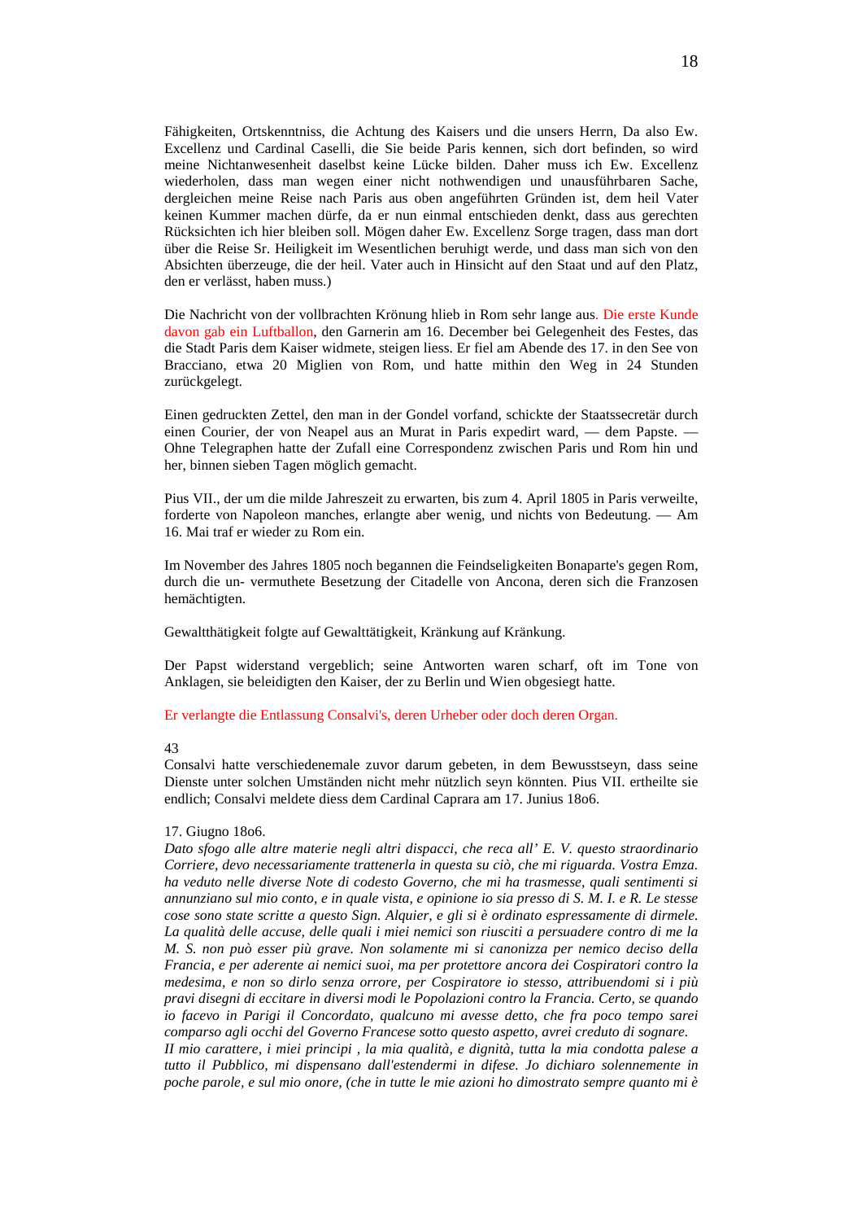Fähigkeiten, Ortskenntniss, die Achtung des Kaisers und die unsers Herrn, Da also Ew. Excellenz und Cardinal Caselli, die Sie beide Paris kennen, sich dort befinden, so wird meine Nichtanwesenheit daselbst keine Lücke bilden. Daher muss ich Ew. Excellenz wiederholen, dass man wegen einer nicht nothwendigen und unausführbaren Sache, dergleichen meine Reise nach Paris aus oben angeführten Gründen ist, dem heil Vater keinen Kummer machen dürfe, da er nun einmal entschieden denkt, dass aus gerechten Rücksichten ich hier bleiben soll. Mögen daher Ew. Excellenz Sorge tragen, dass man dort über die Reise Sr. Heiligkeit im Wesentlichen beruhigt werde, und dass man sich von den Absichten überzeuge, die der heil. Vater auch in Hinsicht auf den Staat und auf den Platz, den er verlässt, haben muss.)

Die Nachricht von der vollbrachten Krönung hlieb in Rom sehr lange aus. Die erste Kunde davon gab ein Luftballon, den Garnerin am 16. December bei Gelegenheit des Festes, das die Stadt Paris dem Kaiser widmete, steigen liess. Er fiel am Abende des 17. in den See von Bracciano, etwa 20 Miglien von Rom, und hatte mithin den Weg in 24 Stunden zurückgelegt.

Einen gedruckten Zettel, den man in der Gondel vorfand, schickte der Staatssecretär durch einen Courier, der von Neapel aus an Murat in Paris expedirt ward, — dem Papste. — Ohne Telegraphen hatte der Zufall eine Correspondenz zwischen Paris und Rom hin und her, binnen sieben Tagen möglich gemacht.

Pius VII., der um die milde Jahreszeit zu erwarten, bis zum 4. April 1805 in Paris verweilte, forderte von Napoleon manches, erlangte aber wenig, und nichts von Bedeutung. — Am 16. Mai traf er wieder zu Rom ein.

Im November des Jahres 1805 noch begannen die Feindseligkeiten Bonaparte's gegen Rom, durch die un- vermuthete Besetzung der Citadelle von Ancona, deren sich die Franzosen hemächtigten.

Gewaltthätigkeit folgte auf Gewalttätigkeit, Kränkung auf Kränkung.

Der Papst widerstand vergeblich; seine Antworten waren scharf, oft im Tone von Anklagen, sie beleidigten den Kaiser, der zu Berlin und Wien obgesiegt hatte.

Er verlangte die Entlassung Consalvi's, deren Urheber oder doch deren Organ.

43
Consalvi hatte verschiedenemale zuvor darum gebeten, in dem Bewusstseyn, dass seine Dienste unter solchen Umständen nicht mehr nützlich seyn könnten. Pius VII. ertheilte sie endlich; Consalvi meldete diess dem Cardinal Caprara am 17. Junius 18o6.

17. Giugno 18o6.
*Dato sfogo alle altre materie negli altri dispacci, che reca all' E. V. questo straordinario Corriere, devo necessariamente trattenerla in questa su ciò, che mi riguarda. Vostra Emza. ha veduto nelle diverse Note di codesto Governo, che mi ha trasmesse, quali sentimenti si annunziano sul mio conto, e in quale vista, e opinione io sia presso di S. M. I. e R. Le stesse cose sono state scritte a questo Sign. Alquier, e gli si è ordinato espressamente di dirmele. La qualità delle accuse, delle quali i miei nemici son riusciti a persuadere contro di me la M. S. non può esser più grave. Non solamente mi si canonizza per nemico deciso della Francia, e per aderente ai nemici suoi, ma per protettore ancora dei Cospiratori contro la medesima, e non so dirlo senza orrore, per Cospiratore io stesso, attribuendomi si i più pravi disegni di eccitare in diversi modi le Popolazioni contro la Francia. Certo, se quando io facevo in Parigi il Concordato, qualcuno mi avesse detto, che fra poco tempo sarei comparso agli occhi del Governo Francese sotto questo aspetto, avrei creduto di sognare.*
*II mio carattere, i miei principi , la mia qualità, e dignità, tutta la mia condotta palese a tutto il Pubblico, mi dispensano dall'estendermi in difese. Jo dichiaro solennemente in poche parole, e sul mio onore, (che in tutte le mie azioni ho dimostrato sempre quanto mi è*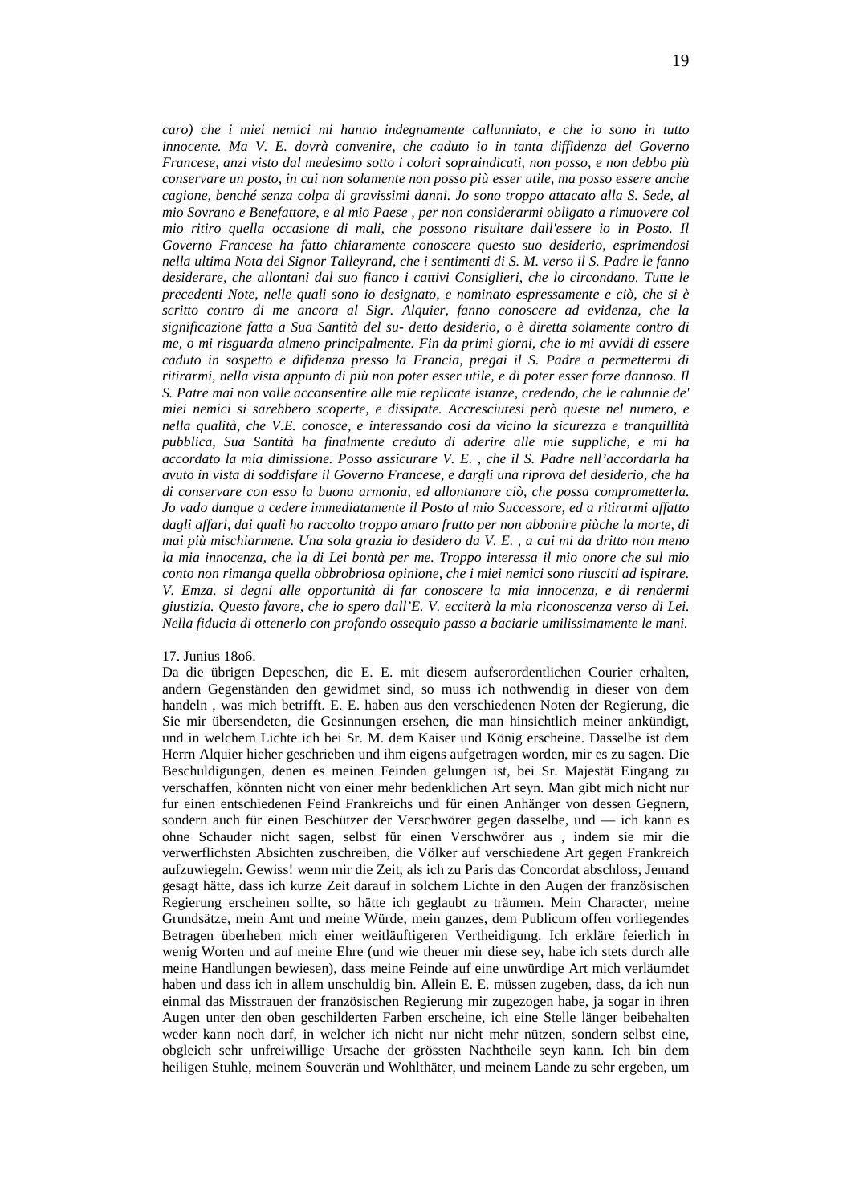*caro) che i miei nemici mi hanno indegnamente callunniato, e che io sono in tutto innocente. Ma V. E. dovrà convenire, che caduto io in tanta diffidenza del Governo Francese, anzi visto dal medesimo sotto i colori sopraindicati, non posso, e non debbo più conservare un posto, in cui non solamente non posso più esser utile, ma posso essere anche cagione, benché senza colpa di gravissimi danni. Jo sono troppo attacato alla S. Sede, al mio Sovrano e Benefattore, e al mio Paese , per non considerarmi obligato a rimuovere col mio ritiro quella occasione di mali, che possono risultare dall'essere io in Posto. Il Governo Francese ha fatto chiaramente conoscere questo suo desiderio, esprimendosi nella ultima Nota del Signor Talleyrand, che i sentimenti di S. M. verso il S. Padre le fanno desiderare, che allontani dal suo fianco i cattivi Consiglieri, che lo circondano. Tutte le precedenti Note, nelle quali sono io designato, e nominato espressamente e ciò, che si è scritto contro di me ancora al Sigr. Alquier, fanno conoscere ad evidenza, che la significazione fatta a Sua Santità del su- detto desiderio, o è diretta solamente contro di me, o mi risguarda almeno principalmente. Fin da primi giorni, che io mi avvidi di essere caduto in sospetto e difidenza presso la Francia, pregai il S. Padre a permettermi di ritirarmi, nella vista appunto di più non poter esser utile, e di poter esser forze dannoso. Il S. Patre mai non volle acconsentire alle mie replicate istanze, credendo, che le calunnie de' miei nemici si sarebbero scoperte, e dissipate. Accresciutesi però queste nel numero, e nella qualità, che V.E. conosce, e interessando cosi da vicino la sicurezza e tranquillità pubblica, Sua Santità ha finalmente creduto di aderire alle mie suppliche, e mi ha accordato la mia dimissione. Posso assicurare V. E. , che il S. Padre nell'accordarla ha avuto in vista di soddisfare il Governo Francese, e dargli una riprova del desiderio, che ha di conservare con esso la buona armonia, ed allontanare ciò, che possa comprometterla. Jo vado dunque a cedere immediatamente il Posto al mio Successore, ed a ritirarmi affatto dagli affari, dai quali ho raccolto troppo amaro frutto per non abbonire piùche la morte, di mai più mischiarmene. Una sola grazia io desidero da V. E. , a cui mi da dritto non meno la mia innocenza, che la di Lei bontà per me. Troppo interessa il mio onore che sul mio conto non rimanga quella obbrobriosa opinione, che i miei nemici sono riusciti ad ispirare. V. Emza. si degni alle opportunità di far conoscere la mia innocenza, e di rendermi giustizia. Questo favore, che io spero dall'E. V. ecciterà la mia riconoscenza verso di Lei. Nella fiducia di ottenerlo con profondo ossequio passo a baciarle umilissimamente le mani.*

17. Junius 18o6.

Da die übrigen Depeschen, die E. E. mit diesem aufserordentlichen Courier erhalten, andern Gegenständen den gewidmet sind, so muss ich nothwendig in dieser von dem handeln , was mich betrifft. E. E. haben aus den verschiedenen Noten der Regierung, die Sie mir übersendeten, die Gesinnungen ersehen, die man hinsichtlich meiner ankündigt, und in welchem Lichte ich bei Sr. M. dem Kaiser und König erscheine. Dasselbe ist dem Herrn Alquier hieher geschrieben und ihm eigens aufgetragen worden, mir es zu sagen. Die Beschuldigungen, denen es meinen Feinden gelungen ist, bei Sr. Majestät Eingang zu verschaffen, könnten nicht von einer mehr bedenklichen Art seyn. Man gibt mich nicht nur fur einen entschiedenen Feind Frankreichs und für einen Anhänger von dessen Gegnern, sondern auch für einen Beschützer der Verschwörer gegen dasselbe, und — ich kann es ohne Schauder nicht sagen, selbst für einen Verschwörer aus , indem sie mir die verwerflichsten Absichten zuschreiben, die Völker auf verschiedene Art gegen Frankreich aufzuwiegeln. Gewiss! wenn mir die Zeit, als ich zu Paris das Concordat abschloss, Jemand gesagt hätte, dass ich kurze Zeit darauf in solchem Lichte in den Augen der französischen Regierung erscheinen sollte, so hätte ich geglaubt zu träumen. Mein Character, meine Grundsätze, mein Amt und meine Würde, mein ganzes, dem Publicum offen vorliegendes Betragen überheben mich einer weitläuftigeren Vertheidigung. Ich erkläre feierlich in wenig Worten und auf meine Ehre (und wie theuer mir diese sey, habe ich stets durch alle meine Handlungen bewiesen), dass meine Feinde auf eine unwürdige Art mich verläumdet haben und dass ich in allem unschuldig bin. Allein E. E. müssen zugeben, dass, da ich nun einmal das Misstrauen der französischen Regierung mir zugezogen habe, ja sogar in ihren Augen unter den oben geschilderten Farben erscheine, ich eine Stelle länger beibehalten weder kann noch darf, in welcher ich nicht nur nicht mehr nützen, sondern selbst eine, obgleich sehr unfreiwillige Ursache der grössten Nachtheile seyn kann. Ich bin dem heiligen Stuhle, meinem Souverän und Wohlthäter, und meinem Lande zu sehr ergeben, um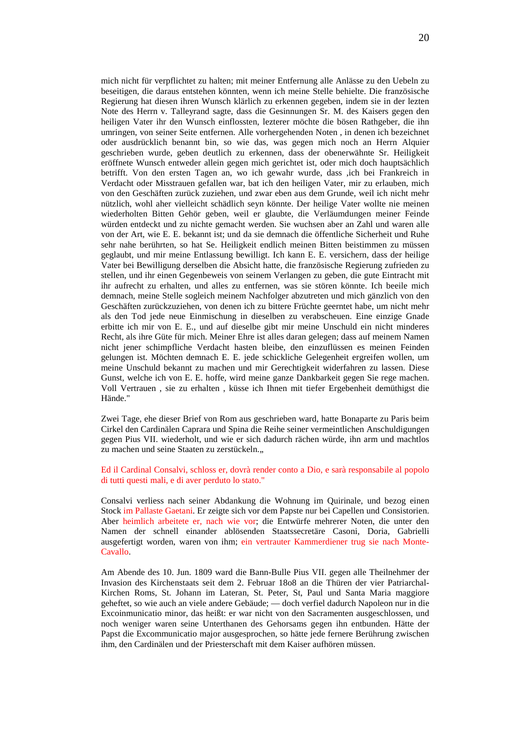mich nicht für verpflichtet zu halten; mit meiner Entfernung alle Anlässe zu den Uebeln zu beseitigen, die daraus entstehen könnten, wenn ich meine Stelle behielte. Die französische Regierung hat diesen ihren Wunsch klärlich zu erkennen gegeben, indem sie in der lezten Note des Herrn v. Talleyrand sagte, dass die Gesinnungen Sr. M. des Kaisers gegen den heiligen Vater ihr den Wunsch einflossten, lezterer möchte die bösen Rathgeber, die ihn umringen, von seiner Seite entfernen. Alle vorhergehenden Noten , in denen ich bezeichnet oder ausdrücklich benannt bin, so wie das, was gegen mich noch an Herrn Alquier geschrieben wurde, geben deutlich zu erkennen, dass der obenerwähnte Sr. Heiligkeit eröffnete Wunsch entweder allein gegen mich gerichtet ist, oder mich doch hauptsächlich betrifft. Von den ersten Tagen an, wo ich gewahr wurde, dass ‚ich bei Frankreich in Verdacht oder Misstrauen gefallen war, bat ich den heiligen Vater, mir zu erlauben, mich von den Geschäften zurück zuziehen, und zwar eben aus dem Grunde, weil ich nicht mehr nützlich, wohl aher vielleicht schädlich seyn könnte. Der heilige Vater wollte nie meinen wiederholten Bitten Gehör geben, weil er glaubte, die Verläumdungen meiner Feinde würden entdeckt und zu nichte gemacht werden. Sie wuchsen aber an Zahl und waren alle von der Art, wie E. E. bekannt ist; und da sie demnach die öffentliche Sicherheit und Ruhe sehr nahe berührten, so hat Se. Heiligkeit endlich meinen Bitten beistimmen zu müssen geglaubt, und mir meine Entlassung bewilligt. Ich kann E. E. versichern, dass der heilige Vater bei Bewilligung derselben die Absicht hatte, die französische Regierung zufrieden zu stellen, und ihr einen Gegenbeweis von seinem Verlangen zu geben, die gute Eintracht mit ihr aufrecht zu erhalten, und alles zu entfernen, was sie stören könnte. Ich beeile mich demnach, meine Stelle sogleich meinem Nachfolger abzutreten und mich gänzlich von den Geschäften zurückzuziehen, von denen ich zu bittere Früchte geerntet habe, um nicht mehr als den Tod jede neue Einmischung in dieselben zu verabscheuen. Eine einzige Gnade erbitte ich mir von E. E., und auf dieselbe gibt mir meine Unschuld ein nicht minderes Recht, als ihre Güte für mich. Meiner Ehre ist alles daran gelegen; dass auf meinem Namen nicht jener schimpfliche Verdacht hasten bleibe, den einzuflüssen es meinen Feinden gelungen ist. Möchten demnach E. E. jede schickliche Gelegenheit ergreifen wollen, um meine Unschuld bekannt zu machen und mir Gerechtigkeit widerfahren zu lassen. Diese Gunst, welche ich von E. E. hoffe, wird meine ganze Dankbarkeit gegen Sie rege machen. Voll Vertrauen , sie zu erhalten , küsse ich Ihnen mit tiefer Ergebenheit demüthigst die Hände."

Zwei Tage, ehe dieser Brief von Rom aus geschrieben ward, hatte Bonaparte zu Paris beim Cirkel den Cardinälen Caprara und Spina die Reihe seiner vermeintlichen Anschuldigungen gegen Pius VII. wiederholt, und wie er sich dadurch rächen würde, ihn arm und machtlos zu machen und seine Staaten zu zerstückeln.„

Ed il Cardinal Consalvi, schloss er, dovrà render conto a Dio, e sarà responsabile al popolo di tutti questi mali, e di aver perduto lo stato."

Consalvi verliess nach seiner Abdankung die Wohnung im Quirinale, und bezog einen Stock im Pallaste Gaetani. Er zeigte sich vor dem Papste nur bei Capellen und Consistorien. Aber heimlich arbeitete er, nach wie vor; die Entwürfe mehrerer Noten, die unter den Namen der schnell einander ablösenden Staatssecretäre Casoni, Doria, Gabrielli ausgefertigt worden, waren von ihm; ein vertrauter Kammerdiener trug sie nach Monte-Cavallo.

Am Abende des 10. Jun. 1809 ward die Bann-Bulle Pius VII. gegen alle Theilnehmer der Invasion des Kirchenstaats seit dem 2. Februar 18o8 an die Thüren der vier Patriarchal-Kirchen Roms, St. Johann im Lateran, St. Peter, St, Paul und Santa Maria maggiore geheftet, so wie auch an viele andere Gebäude; — doch verfiel dadurch Napoleon nur in die Excoinmunicatio minor, das heißt: er war nicht von den Sacramenten ausgeschlossen, und noch weniger waren seine Unterthanen des Gehorsams gegen ihn entbunden. Hätte der Papst die Excommunicatio major ausgesprochen, so hätte jede fernere Berührung zwischen ihm, den Cardinälen und der Priesterschaft mit dem Kaiser aufhören müssen.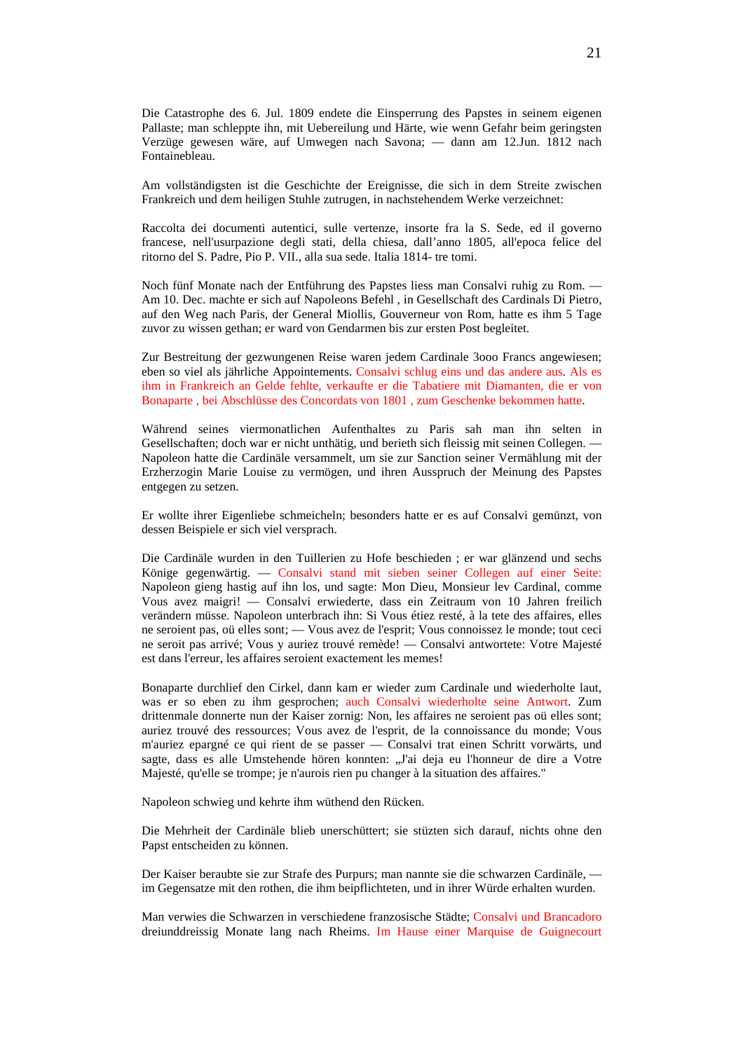Die Catastrophe des 6. Jul. 1809 endete die Einsperrung des Papstes in seinem eigenen Pallaste; man schleppte ihn, mit Uebereilung und Härte, wie wenn Gefahr beim geringsten Verzüge gewesen wäre, auf Umwegen nach Savona; — dann am 12.Jun. 1812 nach Fontainebleau.

Am vollständigsten ist die Geschichte der Ereignisse, die sich in dem Streite zwischen Frankreich und dem heiligen Stuhle zutrugen, in nachstehendem Werke verzeichnet:

Raccolta dei documenti autentici, sulle vertenze, insorte fra la S. Sede, ed il governo francese, nell'usurpazione degli stati, della chiesa, dall'anno 1805, all'epoca felice del ritorno del S. Padre, Pio P. VII., alla sua sede. Italia 1814- tre tomi.

Noch fünf Monate nach der Entführung des Papstes liess man Consalvi ruhig zu Rom. — Am 10. Dec. machte er sich auf Napoleons Befehl , in Gesellschaft des Cardinals Di Pietro, auf den Weg nach Paris, der General Miollis, Gouverneur von Rom, hatte es ihm 5 Tage zuvor zu wissen gethan; er ward von Gendarmen bis zur ersten Post begleitet.

Zur Bestreitung der gezwungenen Reise waren jedem Cardinale 3ooo Francs angewiesen; eben so viel als jährliche Appointements. Consalvi schlug eins und das andere aus. Als es ihm in Frankreich an Gelde fehlte, verkaufte er die Tabatiere mit Diamanten, die er von Bonaparte , bei Abschlüsse des Concordats von 1801 , zum Geschenke bekommen hatte.

Während seines viermonatlichen Aufenthaltes zu Paris sah man ihn selten in Gesellschaften; doch war er nicht unthätig, und berieth sich fleissig mit seinen Collegen. — Napoleon hatte die Cardinäle versammelt, um sie zur Sanction seiner Vermählung mit der Erzherzogin Marie Louise zu vermögen, und ihren Ausspruch der Meinung des Papstes entgegen zu setzen.

Er wollte ihrer Eigenliebe schmeicheln; besonders hatte er es auf Consalvi gemünzt, von dessen Beispiele er sich viel versprach.

Die Cardinäle wurden in den Tuillerien zu Hofe beschieden ; er war glänzend und sechs Könige gegenwärtig. — Consalvi stand mit sieben seiner Collegen auf einer Seite: Napoleon gieng hastig auf ihn los, und sagte: Mon Dieu, Monsieur lev Cardinal, comme Vous avez maigri! — Consalvi erwiederte, dass ein Zeitraum von 10 Jahren freilich verändern müsse. Napoleon unterbrach ihn: Si Vous étiez resté, à la tete des affaires, elles ne seroient pas, oü elles sont; — Vous avez de l'esprit; Vous connoissez le monde; tout ceci ne seroit pas arrivé; Vous y auriez trouvé remède! — Consalvi antwortete: Votre Majesté est dans l'erreur, les affaires seroient exactement les memes!

Bonaparte durchlief den Cirkel, dann kam er wieder zum Cardinale und wiederholte laut, was er so eben zu ihm gesprochen; auch Consalvi wiederholte seine Antwort. Zum drittenmale donnerte nun der Kaiser zornig: Non, les affaires ne seroient pas oü elles sont; auriez trouvé des ressources; Vous avez de l'esprit, de la connoissance du monde; Vous m'auriez epargné ce qui rient de se passer — Consalvi trat einen Schritt vorwärts, und sagte, dass es alle Umstehende hören konnten: „J'ai deja eu l'honneur de dire a Votre Majesté, qu'elle se trompe; je n'aurois rien pu changer à la situation des affaires."

Napoleon schwieg und kehrte ihm wüthend den Rücken.

Die Mehrheit der Cardinäle blieb unerschüttert; sie stüzten sich darauf, nichts ohne den Papst entscheiden zu können.

Der Kaiser beraubte sie zur Strafe des Purpurs; man nannte sie die schwarzen Cardinäle, — im Gegensatze mit den rothen, die ihm beipflichteten, und in ihrer Würde erhalten wurden.

Man verwies die Schwarzen in verschiedene franzosische Städte; Consalvi und Brancadoro dreiunddreissig Monate lang nach Rheims. Im Hause einer Marquise de Guignecourt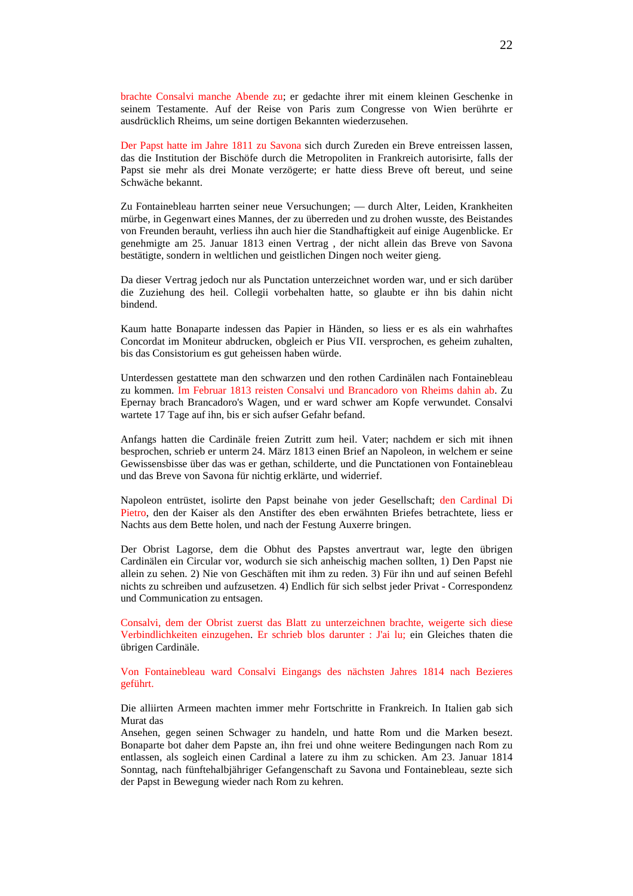brachte Consalvi manche Abende zu; er gedachte ihrer mit einem kleinen Geschenke in seinem Testamente. Auf der Reise von Paris zum Congresse von Wien berührte er ausdrücklich Rheims, um seine dortigen Bekannten wiederzusehen.

Der Papst hatte im Jahre 1811 zu Savona sich durch Zureden ein Breve entreissen lassen, das die Institution der Bischöfe durch die Metropoliten in Frankreich autorisirte, falls der Papst sie mehr als drei Monate verzögerte; er hatte diess Breve oft bereut, und seine Schwäche bekannt.

Zu Fontainebleau harrten seiner neue Versuchungen; — durch Alter, Leiden, Krankheiten mürbe, in Gegenwart eines Mannes, der zu überreden und zu drohen wusste, des Beistandes von Freunden berauht, verliess ihn auch hier die Standhaftigkeit auf einige Augenblicke. Er genehmigte am 25. Januar 1813 einen Vertrag , der nicht allein das Breve von Savona bestätigte, sondern in weltlichen und geistlichen Dingen noch weiter gieng.

Da dieser Vertrag jedoch nur als Punctation unterzeichnet worden war, und er sich darüber die Zuziehung des heil. Collegii vorbehalten hatte, so glaubte er ihn bis dahin nicht bindend.

Kaum hatte Bonaparte indessen das Papier in Händen, so liess er es als ein wahrhaftes Concordat im Moniteur abdrucken, obgleich er Pius VII. versprochen, es geheim zuhalten, bis das Consistorium es gut geheissen haben würde.

Unterdessen gestattete man den schwarzen und den rothen Cardinälen nach Fontainebleau zu kommen. Im Februar 1813 reisten Consalvi und Brancadoro von Rheims dahin ab. Zu Epernay brach Brancadoro's Wagen, und er ward schwer am Kopfe verwundet. Consalvi wartete 17 Tage auf ihn, bis er sich aufser Gefahr befand.

Anfangs hatten die Cardinäle freien Zutritt zum heil. Vater; nachdem er sich mit ihnen besprochen, schrieb er unterm 24. März 1813 einen Brief an Napoleon, in welchem er seine Gewissensbisse über das was er gethan, schilderte, und die Punctationen von Fontainebleau und das Breve von Savona für nichtig erklärte, und widerrief.

Napoleon entrüstet, isolirte den Papst beinahe von jeder Gesellschaft; den Cardinal Di Pietro, den der Kaiser als den Anstifter des eben erwähnten Briefes betrachtete, liess er Nachts aus dem Bette holen, und nach der Festung Auxerre bringen.

Der Obrist Lagorse, dem die Obhut des Papstes anvertraut war, legte den übrigen Cardinälen ein Circular vor, wodurch sie sich anheischig machen sollten, 1) Den Papst nie allein zu sehen. 2) Nie von Geschäften mit ihm zu reden. 3) Für ihn und auf seinen Befehl nichts zu schreiben und aufzusetzen. 4) Endlich für sich selbst jeder Privat - Correspondenz und Communication zu entsagen.

Consalvi, dem der Obrist zuerst das Blatt zu unterzeichnen brachte, weigerte sich diese Verbindlichkeiten einzugehen. Er schrieb blos darunter : J'ai lu; ein Gleiches thaten die übrigen Cardinäle.

Von Fontainebleau ward Consalvi Eingangs des nächsten Jahres 1814 nach Bezieres geführt.

Die alliirten Armeen machten immer mehr Fortschritte in Frankreich. In Italien gab sich Murat das Ansehen, gegen seinen Schwager zu handeln, und hatte Rom und die Marken besezt. Bonaparte bot daher dem Papste an, ihn frei und ohne weitere Bedingungen nach Rom zu entlassen, als sogleich einen Cardinal a latere zu ihm zu schicken. Am 23. Januar 1814 Sonntag, nach fünftehalbjähriger Gefangenschaft zu Savona und Fontainebleau, sezte sich der Papst in Bewegung wieder nach Rom zu kehren.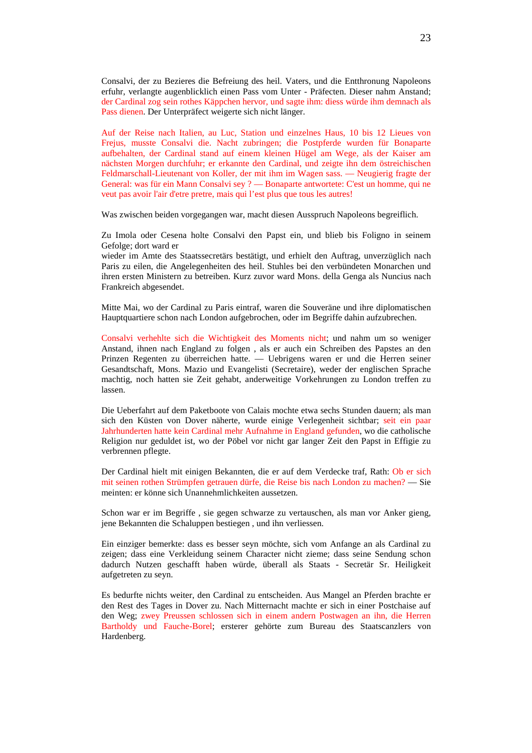Consalvi, der zu Bezieres die Befreiung des heil. Vaters, und die Entthronung Napoleons erfuhr, verlangte augenblicklich einen Pass vom Unter - Präfecten. Dieser nahm Anstand; der Cardinal zog sein rothes Käppchen hervor, und sagte ihm: diess würde ihm demnach als Pass dienen. Der Unterpräfect weigerte sich nicht länger.

Auf der Reise nach Italien, au Luc, Station und einzelnes Haus, 10 bis 12 Lieues von Frejus, musste Consalvi die. Nacht zubringen; die Postpferde wurden für Bonaparte aufbehalten, der Cardinal stand auf einem kleinen Hügel am Wege, als der Kaiser am nächsten Morgen durchfuhr; er erkannte den Cardinal, und zeigte ihn dem östreichischen Feldmarschall-Lieutenant von Koller, der mit ihm im Wagen sass. — Neugierig fragte der General: was für ein Mann Consalvi sey ? — Bonaparte antwortete: C'est un homme, qui ne veut pas avoir l'air d'etre pretre, mais qui l'est plus que tous les autres!

Was zwischen beiden vorgegangen war, macht diesen Ausspruch Napoleons begreiflich.

Zu Imola oder Cesena holte Consalvi den Papst ein, und blieb bis Foligno in seinem Gefolge; dort ward er
wieder im Amte des Staatssecretärs bestätigt, und erhielt den Auftrag, unverzüglich nach Paris zu eilen, die Angelegenheiten des heil. Stuhles bei den verbündeten Monarchen und ihren ersten Ministern zu betreiben. Kurz zuvor ward Mons. della Genga als Nuncius nach Frankreich abgesendet.

Mitte Mai, wo der Cardinal zu Paris eintraf, waren die Souveräne und ihre diplomatischen Hauptquartiere schon nach London aufgebrochen, oder im Begriffe dahin aufzubrechen.

Consalvi verhehlte sich die Wichtigkeit des Moments nicht; und nahm um so weniger Anstand, ihnen nach England zu folgen , als er auch ein Schreiben des Papstes an den Prinzen Regenten zu überreichen hatte. — Uebrigens waren er und die Herren seiner Gesandtschaft, Mons. Mazio und Evangelisti (Secretaire), weder der englischen Sprache machtig, noch hatten sie Zeit gehabt, anderweitige Vorkehrungen zu London treffen zu lassen.

Die Ueberfahrt auf dem Paketboote von Calais mochte etwa sechs Stunden dauern; als man sich den Küsten von Dover näherte, wurde einige Verlegenheit sichtbar; seit ein paar Jahrhunderten hatte kein Cardinal mehr Aufnahme in England gefunden, wo die catholische Religion nur geduldet ist, wo der Pöbel vor nicht gar langer Zeit den Papst in Effigie zu verbrennen pflegte.

Der Cardinal hielt mit einigen Bekannten, die er auf dem Verdecke traf, Rath: Ob er sich mit seinen rothen Strümpfen getrauen dürfe, die Reise bis nach London zu machen? — Sie meinten: er könne sich Unannehmlichkeiten aussetzen.

Schon war er im Begriffe , sie gegen schwarze zu vertauschen, als man vor Anker gieng, jene Bekannten die Schaluppen bestiegen , und ihn verliessen.

Ein einziger bemerkte: dass es besser seyn möchte, sich vom Anfange an als Cardinal zu zeigen; dass eine Verkleidung seinem Character nicht zieme; dass seine Sendung schon dadurch Nutzen geschafft haben würde, überall als Staats - Secretär Sr. Heiligkeit aufgetreten zu seyn.

Es bedurfte nichts weiter, den Cardinal zu entscheiden. Aus Mangel an Pferden brachte er den Rest des Tages in Dover zu. Nach Mitternacht machte er sich in einer Postchaise auf den Weg; zwey Preussen schlossen sich in einem andern Postwagen an ihn, die Herren Bartholdy und Fauche-Borel; ersterer gehörte zum Bureau des Staatscanzlers von Hardenberg.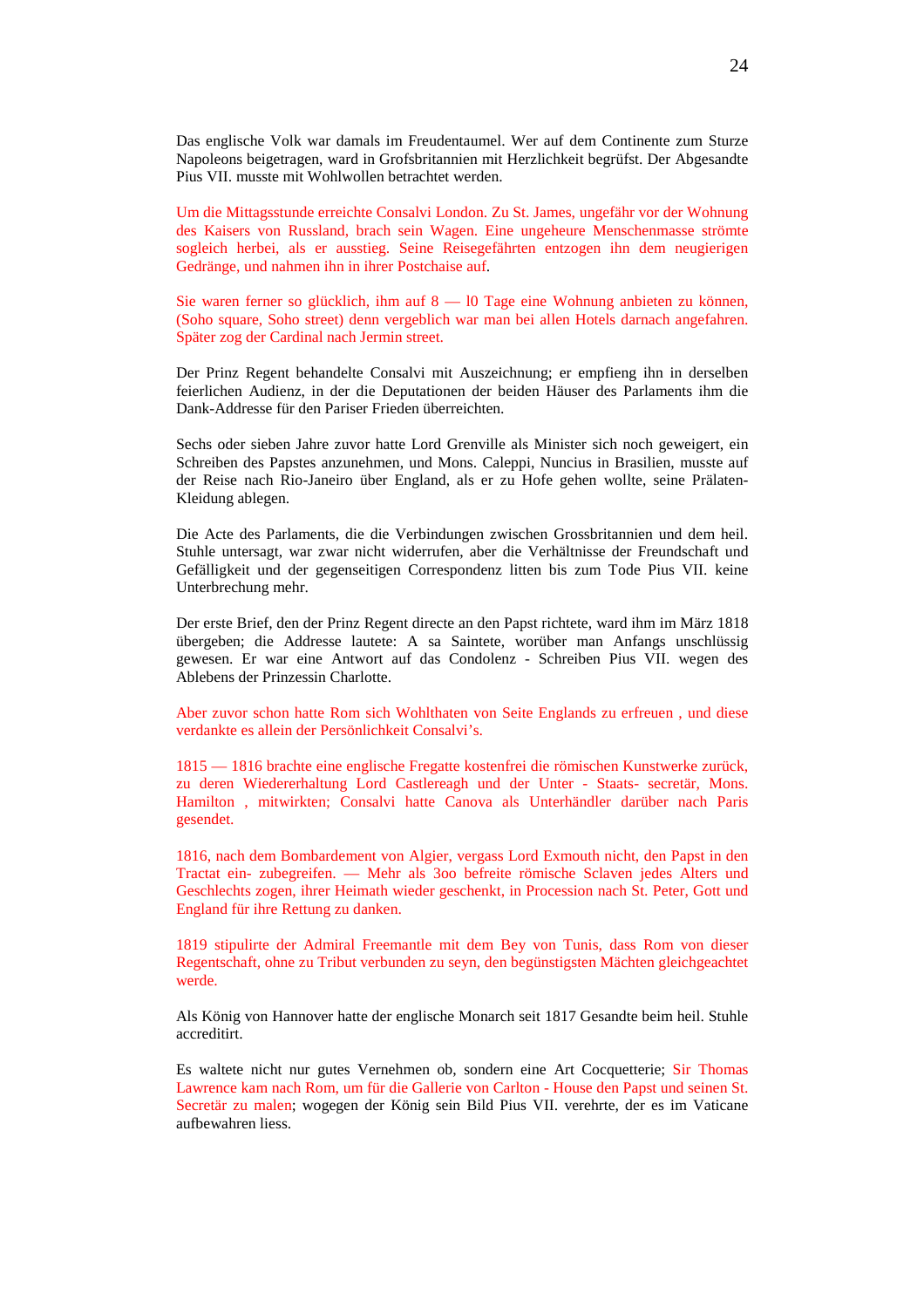Das englische Volk war damals im Freudentaumel. Wer auf dem Continente zum Sturze Napoleons beigetragen, ward in Grofsbritannien mit Herzlichkeit begrüfst. Der Abgesandte Pius VII. musste mit Wohlwollen betrachtet werden.

Um die Mittagsstunde erreichte Consalvi London. Zu St. James, ungefähr vor der Wohnung des Kaisers von Russland, brach sein Wagen. Eine ungeheure Menschenmasse strömte sogleich herbei, als er ausstieg. Seine Reisegefährten entzogen ihn dem neugierigen Gedränge, und nahmen ihn in ihrer Postchaise auf.

Sie waren ferner so glücklich, ihm auf 8 — l0 Tage eine Wohnung anbieten zu können, (Soho square, Soho street) denn vergeblich war man bei allen Hotels darnach angefahren. Später zog der Cardinal nach Jermin street.

Der Prinz Regent behandelte Consalvi mit Auszeichnung; er empfieng ihn in derselben feierlichen Audienz, in der die Deputationen der beiden Häuser des Parlaments ihm die Dank-Addresse für den Pariser Frieden überreichten.

Sechs oder sieben Jahre zuvor hatte Lord Grenville als Minister sich noch geweigert, ein Schreiben des Papstes anzunehmen, und Mons. Caleppi, Nuncius in Brasilien, musste auf der Reise nach Rio-Janeiro über England, als er zu Hofe gehen wollte, seine Prälaten-Kleidung ablegen.

Die Acte des Parlaments, die die Verbindungen zwischen Grossbritannien und dem heil. Stuhle untersagt, war zwar nicht widerrufen, aber die Verhältnisse der Freundschaft und Gefälligkeit und der gegenseitigen Correspondenz litten bis zum Tode Pius VII. keine Unterbrechung mehr.

Der erste Brief, den der Prinz Regent directe an den Papst richtete, ward ihm im März 1818 übergeben; die Addresse lautete: A sa Saintete, worüber man Anfangs unschlüssig gewesen. Er war eine Antwort auf das Condolenz - Schreiben Pius VII. wegen des Ablebens der Prinzessin Charlotte.

Aber zuvor schon hatte Rom sich Wohltaten von Seite Englands zu erfreuen , und diese verdankte es allein der Persönlichkeit Consalvi's.

1815 — 1816 brachte eine englische Fregatte kostenfrei die römischen Kunstwerke zurück, zu deren Wiedererhaltung Lord Castlereagh und der Unter - Staats- secretär, Mons. Hamilton , mitwirkten; Consalvi hatte Canova als Unterhändler darüber nach Paris gesendet.

1816, nach dem Bombardement von Algier, vergass Lord Exmouth nicht, den Papst in den Tractat ein- zubegreifen. — Mehr als 3oo befreite römische Sclaven jedes Alters und Geschlechts zogen, ihrer Heimath wieder geschenkt, in Procession nach St. Peter, Gott und England für ihre Rettung zu danken.

1819 stipulirte der Admiral Freemantle mit dem Bey von Tunis, dass Rom von dieser Regentschaft, ohne zu Tribut verbunden zu seyn, den begünstigsten Mächten gleichgeachtet werde.

Als König von Hannover hatte der englische Monarch seit 1817 Gesandte beim heil. Stuhle accreditirt.

Es waltete nicht nur gutes Vernehmen ob, sondern eine Art Cocquetterie; Sir Thomas Lawrence kam nach Rom, um für die Gallerie von Carlton - House den Papst und seinen St. Secretär zu malen; wogegen der König sein Bild Pius VII. verehrte, der es im Vaticane aufbewahren liess.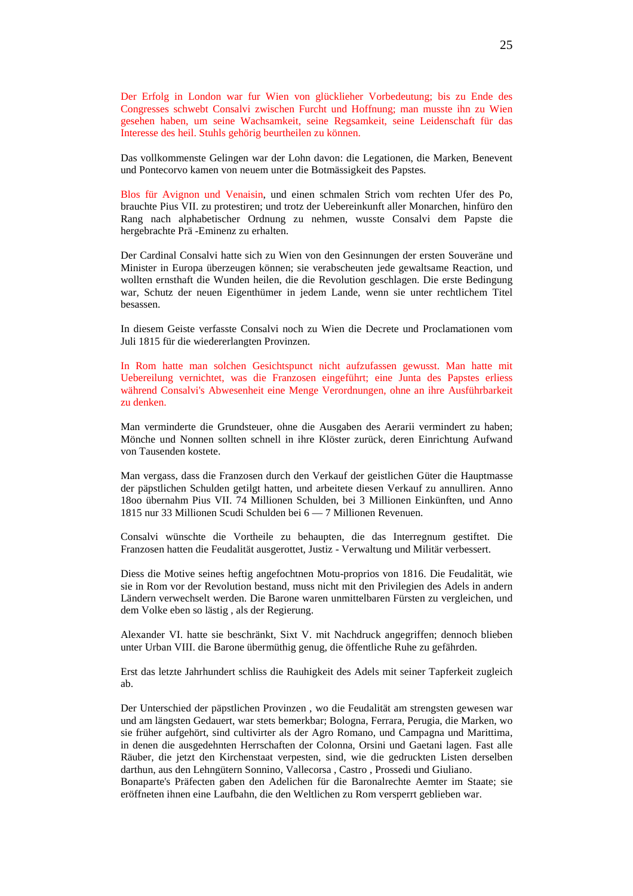Der Erfolg in London war fur Wien von glücklieher Vorbedeutung; bis zu Ende des Congresses schwebt Consalvi zwischen Furcht und Hoffnung; man musste ihn zu Wien gesehen haben, um seine Wachsamkeit, seine Regsamkeit, seine Leidenschaft für das Interesse des heil. Stuhls gehörig beurtheilen zu können.

Das vollkommenste Gelingen war der Lohn davon: die Legationen, die Marken, Benevent und Pontecorvo kamen von neuem unter die Botmässigkeit des Papstes.

Blos für Avignon und Venaisin, und einen schmalen Strich vom rechten Ufer des Po, brauchte Pius VII. zu protestiren; und trotz der Uebereinkunft aller Monarchen, hinfüro den Rang nach alphabetischer Ordnung zu nehmen, wusste Consalvi dem Papste die hergebrachte Prä -Eminenz zu erhalten.

Der Cardinal Consalvi hatte sich zu Wien von den Gesinnungen der ersten Souveräne und Minister in Europa überzeugen können; sie verabscheuten jede gewaltsame Reaction, und wollten ernsthaft die Wunden heilen, die die Revolution geschlagen. Die erste Bedingung war, Schutz der neuen Eigenthümer in jedem Lande, wenn sie unter rechtlichem Titel besassen.

In diesem Geiste verfasste Consalvi noch zu Wien die Decrete und Proclamationen vom Juli 1815 für die wiedererlangten Provinzen.

In Rom hatte man solchen Gesichtspunct nicht aufzufassen gewusst. Man hatte mit Uebereilung vernichtet, was die Franzosen eingeführt; eine Junta des Papstes erliess während Consalvi's Abwesenheit eine Menge Verordnungen, ohne an ihre Ausführbarkeit zu denken.

Man verminderte die Grundsteuer, ohne die Ausgaben des Aerarii vermindert zu haben; Mönche und Nonnen sollten schnell in ihre Klöster zurück, deren Einrichtung Aufwand von Tausenden kostete.

Man vergass, dass die Franzosen durch den Verkauf der geistlichen Güter die Hauptmasse der päpstlichen Schulden getilgt hatten, und arbeitete diesen Verkauf zu annulliren. Anno 18oo übernahm Pius VII. 74 Millionen Schulden, bei 3 Millionen Einkünften, und Anno 1815 nur 33 Millionen Scudi Schulden bei 6 — 7 Millionen Revenuen.

Consalvi wünschte die Vortheile zu behaupten, die das Interregnum gestiftet. Die Franzosen hatten die Feudalität ausgerottet, Justiz - Verwaltung und Militär verbessert.

Diess die Motive seines heftig angefochtnen Motu-proprios von 1816. Die Feudalität, wie sie in Rom vor der Revolution bestand, muss nicht mit den Privilegien des Adels in andern Ländern verwechselt werden. Die Barone waren unmittelbaren Fürsten zu vergleichen, und dem Volke eben so lästig , als der Regierung.

Alexander VI. hatte sie beschränkt, Sixt V. mit Nachdruck angegriffen; dennoch blieben unter Urban VIII. die Barone übermüthig genug, die öffentliche Ruhe zu gefährden.

Erst das letzte Jahrhundert schliss die Rauhigkeit des Adels mit seiner Tapferkeit zugleich ab.

Der Unterschied der päpstlichen Provinzen , wo die Feudalität am strengsten gewesen war und am längsten Gedauert, war stets bemerkbar; Bologna, Ferrara, Perugia, die Marken, wo sie früher aufgehört, sind cultivirter als der Agro Romano, und Campagna und Marittima, in denen die ausgedehnten Herrschaften der Colonna, Orsini und Gaetani lagen. Fast alle Räuber, die jetzt den Kirchenstaat verpesten, sind, wie die gedruckten Listen derselben darthun, aus den Lehngütern Sonnino, Vallecorsa , Castro , Prossedi und Giuliano.
Bonaparte's Präfecten gaben den Adelichen für die Baronalrechte Aemter im Staate; sie eröffneten ihnen eine Laufbahn, die den Weltlichen zu Rom versperrt geblieben war.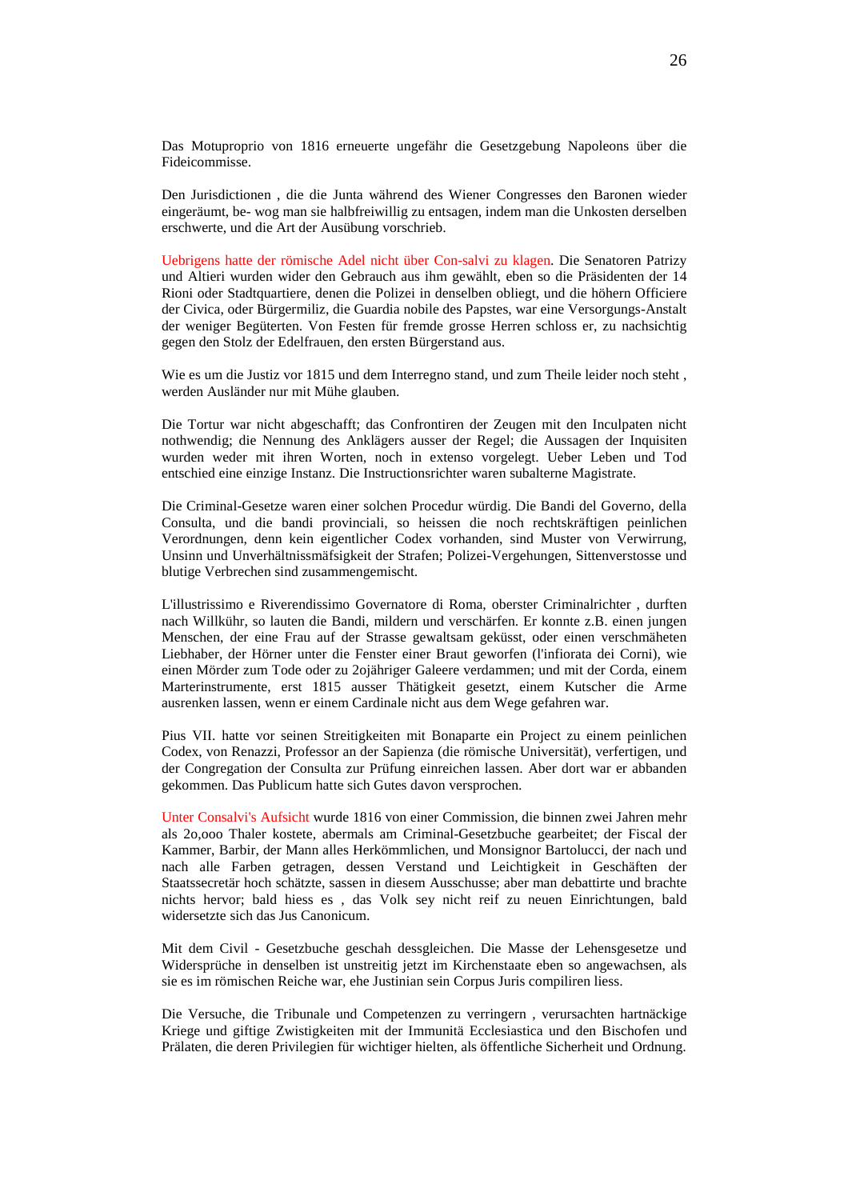Das Motuproprio von 1816 erneuerte ungefähr die Gesetzgebung Napoleons über die Fideicommisse.

Den Jurisdictionen , die die Junta während des Wiener Congresses den Baronen wieder eingeräumt, be- wog man sie halbfreiwillig zu entsagen, indem man die Unkosten derselben erschwerte, und die Art der Ausübung vorschrieb.

Uebrigens hatte der römische Adel nicht über Con-salvi zu klagen. Die Senatoren Patrizy und Altieri wurden wider den Gebrauch aus ihm gewählt, eben so die Präsidenten der 14 Rioni oder Stadtquartiere, denen die Polizei in denselben obliegt, und die höhern Officiere der Civica, oder Bürgermiliz, die Guardia nobile des Papstes, war eine Versorgungs-Anstalt der weniger Begüterten. Von Festen für fremde grosse Herren schloss er, zu nachsichtig gegen den Stolz der Edelfrauen, den ersten Bürgerstand aus.

Wie es um die Justiz vor 1815 und dem Interregno stand, und zum Theile leider noch steht , werden Ausländer nur mit Mühe glauben.

Die Tortur war nicht abgeschafft; das Confrontiren der Zeugen mit den Inculpaten nicht nothwendig; die Nennung des Anklägers ausser der Regel; die Aussagen der Inquisiten wurden weder mit ihren Worten, noch in extenso vorgelegt. Ueber Leben und Tod entschied eine einzige Instanz. Die Instructionsrichter waren subalterne Magistrate.

Die Criminal-Gesetze waren einer solchen Procedur würdig. Die Bandi del Governo, della Consulta, und die bandi provinciali, so heissen die noch rechtskräftigen peinlichen Verordnungen, denn kein eigentlicher Codex vorhanden, sind Muster von Verwirrung, Unsinn und Unverhältnissmäfsigkeit der Strafen; Polizei-Vergehungen, Sittenverstosse und blutige Verbrechen sind zusammengemischt.

L'illustrissimo e Riverendissimo Governatore di Roma, oberster Criminalrichter , durften nach Willkühr, so lauten die Bandi, mildern und verschärfen. Er konnte z.B. einen jungen Menschen, der eine Frau auf der Strasse gewaltsam geküsst, oder einen verschmäheten Liebhaber, der Hörner unter die Fenster einer Braut geworfen (l'infiorata dei Corni), wie einen Mörder zum Tode oder zu 2ojähriger Galeere verdammen; und mit der Corda, einem Marterinstrumente, erst 1815 ausser Thätigkeit gesetzt, einem Kutscher die Arme ausrenken lassen, wenn er einem Cardinale nicht aus dem Wege gefahren war.

Pius VII. hatte vor seinen Streitigkeiten mit Bonaparte ein Project zu einem peinlichen Codex, von Renazzi, Professor an der Sapienza (die römische Universität), verfertigen, und der Congregation der Consulta zur Prüfung einreichen lassen. Aber dort war er abbanden gekommen. Das Publicum hatte sich Gutes davon versprochen.

Unter Consalvi's Aufsicht wurde 1816 von einer Commission, die binnen zwei Jahren mehr als 2o,ooo Thaler kostete, abermals am Criminal-Gesetzbuche gearbeitet; der Fiscal der Kammer, Barbir, der Mann alles Herkömmlichen, und Monsignor Bartolucci, der nach und nach alle Farben getragen, dessen Verstand und Leichtigkeit in Geschäften der Staatssecretär hoch schätzte, sassen in diesem Ausschusse; aber man debattirte und brachte nichts hervor; bald hiess es , das Volk sey nicht reif zu neuen Einrichtungen, bald widersetzte sich das Jus Canonicum.

Mit dem Civil - Gesetzbuche geschah dessgleichen. Die Masse der Lehensgesetze und Widersprüche in denselben ist unstreitig jetzt im Kirchenstaate eben so angewachsen, als sie es im römischen Reiche war, ehe Justinian sein Corpus Juris compiliren liess.

Die Versuche, die Tribunale und Competenzen zu verringern , verursachten hartnäckige Kriege und giftige Zwistigkeiten mit der Immunitä Ecclesiastica und den Bischofen und Prälaten, die deren Privilegien für wichtiger hielten, als öffentliche Sicherheit und Ordnung.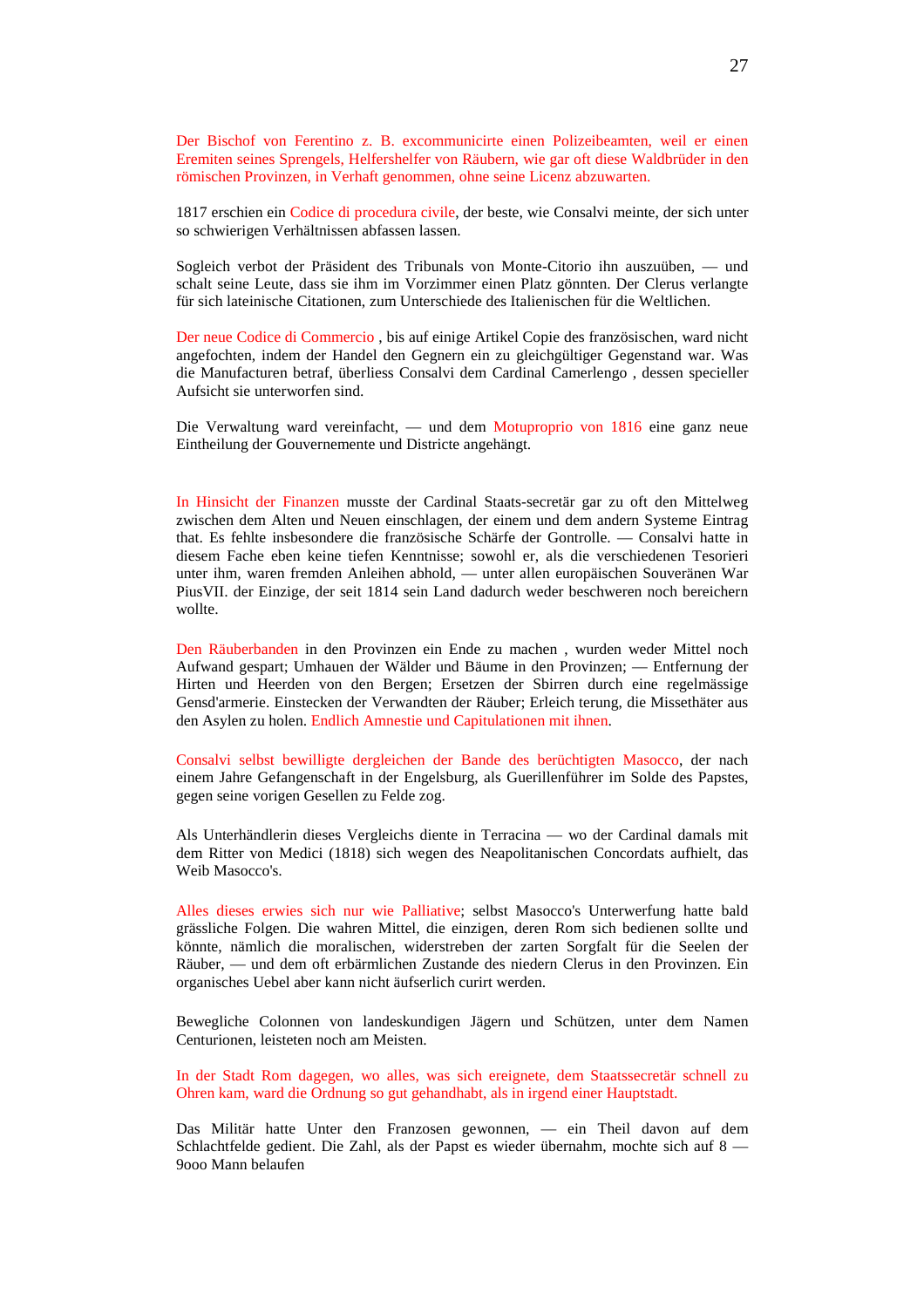Der Bischof von Ferentino z. B. excommunicirte einen Polizeibeamten, weil er einen Eremiten seines Sprengels, Helfershelfer von Räubern, wie gar oft diese Waldbrüder in den römischen Provinzen, in Verhaft genommen, ohne seine Licenz abzuwarten.

1817 erschien ein Codice di procedura civile, der beste, wie Consalvi meinte, der sich unter so schwierigen Verhältnissen abfassen lassen.

Sogleich verbot der Präsident des Tribunals von Monte-Citorio ihn auszuüben, — und schalt seine Leute, dass sie ihm im Vorzimmer einen Platz gönnten. Der Clerus verlangte für sich lateinische Citationen, zum Unterschiede des Italienischen für die Weltlichen.

Der neue Codice di Commercio , bis auf einige Artikel Copie des französischen, ward nicht angefochten, indem der Handel den Gegnern ein zu gleichgültiger Gegenstand war. Was die Manufacturen betraf, überliess Consalvi dem Cardinal Camerlengo , dessen specieller Aufsicht sie unterworfen sind.

Die Verwaltung ward vereinfacht, — und dem Motuproprio von 1816 eine ganz neue Eintheilung der Gouvernemente und Districte angehängt.

In Hinsicht der Finanzen musste der Cardinal Staats-secretär gar zu oft den Mittelweg zwischen dem Alten und Neuen einschlagen, der einem und dem andern Systeme Eintrag that. Es fehlte insbesondere die französische Schärfe der Gontrolle. — Consalvi hatte in diesem Fache eben keine tiefen Kenntnisse; sowohl er, als die verschiedenen Tesorieri unter ihm, waren fremden Anleihen abhold, — unter allen europäischen Souveränen War PiusVII. der Einzige, der seit 1814 sein Land dadurch weder beschweren noch bereichern wollte.

Den Räuberbanden in den Provinzen ein Ende zu machen , wurden weder Mittel noch Aufwand gespart; Umhauen der Wälder und Bäume in den Provinzen; — Entfernung der Hirten und Heerden von den Bergen; Ersetzen der Sbirren durch eine regelmässige Gensd'armerie. Einstecken der Verwandten der Räuber; Erleich terung, die Missethäter aus den Asylen zu holen. Endlich Amnestie und Capitulationen mit ihnen.

Consalvi selbst bewilligte dergleichen der Bande des berüchtigten Masocco, der nach einem Jahre Gefangenschaft in der Engelsburg, als Guerillenführer im Solde des Papstes, gegen seine vorigen Gesellen zu Felde zog.

Als Unterhändlerin dieses Vergleichs diente in Terracina — wo der Cardinal damals mit dem Ritter von Medici (1818) sich wegen des Neapolitanischen Concordats aufhielt, das Weib Masocco's.

Alles dieses erwies sich nur wie Palliative; selbst Masocco's Unterwerfung hatte bald grässliche Folgen. Die wahren Mittel, die einzigen, deren Rom sich bedienen sollte und könnte, nämlich die moralischen, widerstreben der zarten Sorgfalt für die Seelen der Räuber, — und dem oft erbärmlichen Zustande des niedern Clerus in den Provinzen. Ein organisches Uebel aber kann nicht äufserlich curirt werden.

Bewegliche Colonnen von landeskundigen Jägern und Schützen, unter dem Namen Centurionen, leisteten noch am Meisten.

In der Stadt Rom dagegen, wo alles, was sich ereignete, dem Staatssecretär schnell zu Ohren kam, ward die Ordnung so gut gehandhabt, als in irgend einer Hauptstadt.

Das Militär hatte Unter den Franzosen gewonnen, — ein Theil davon auf dem Schlachtfelde gedient. Die Zahl, als der Papst es wieder übernahm, mochte sich auf 8 — 9ooo Mann belaufen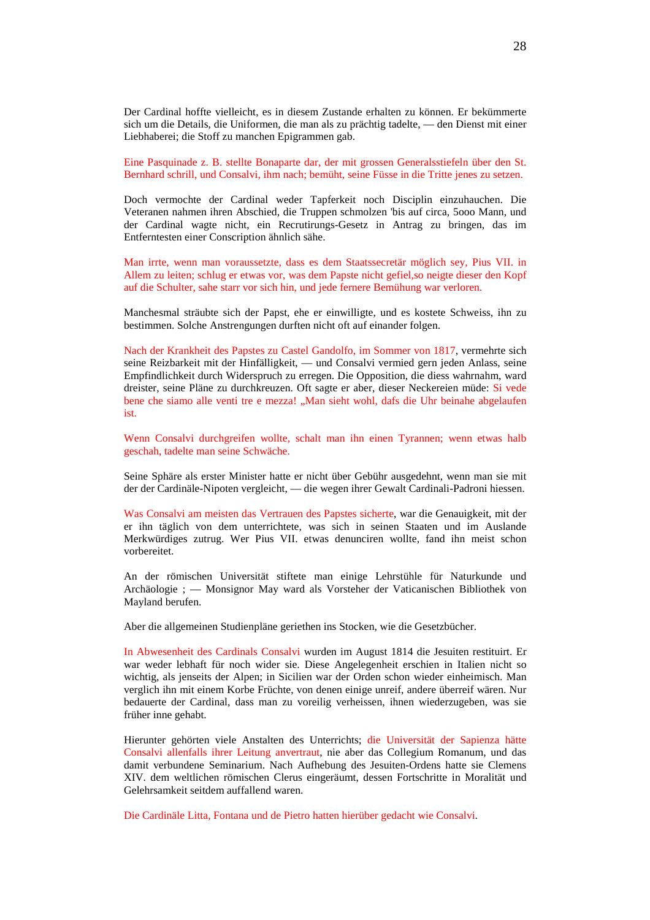Der Cardinal hoffte vielleicht, es in diesem Zustande erhalten zu können. Er bekümmerte sich um die Details, die Uniformen, die man als zu prächtig tadelte, — den Dienst mit einer Liebhaberei; die Stoff zu manchen Epigrammen gab.

Eine Pasquinade z. B. stellte Bonaparte dar, der mit grossen Generalsstiefeln über den St. Bernhard schrill, und Consalvi, ihm nach; bemüht, seine Füsse in die Tritte jenes zu setzen.

Doch vermochte der Cardinal weder Tapferkeit noch Disciplin einzuhauchen. Die Veteranen nahmen ihren Abschied, die Truppen schmolzen 'bis auf circa, 5ooo Mann, und der Cardinal wagte nicht, ein Recrutirungs-Gesetz in Antrag zu bringen, das im Entferntesten einer Conscription ähnlich sähe.

Man irrte, wenn man voraussetzte, dass es dem Staatssecretär möglich sey, Pius VII. in Allem zu leiten; schlug er etwas vor, was dem Papste nicht gefiel,so neigte dieser den Kopf auf die Schulter, sahe starr vor sich hin, und jede fernere Bemühung war verloren.

Manchesmal sträubte sich der Papst, ehe er einwilligte, und es kostete Schweiss, ihn zu bestimmen. Solche Anstrengungen durften nicht oft auf einander folgen.

Nach der Krankheit des Papstes zu Castel Gandolfo, im Sommer von 1817, vermehrte sich seine Reizbarkeit mit der Hinfälligkeit, — und Consalvi vermied gern jeden Anlass, seine Empfindlichkeit durch Widerspruch zu erregen. Die Opposition, die diess wahrnahm, ward dreister, seine Pläne zu durchkreuzen. Oft sagte er aber, dieser Neckereien müde: Si vede bene che siamo alle venti tre e mezza! „Man sieht wohl, dafs die Uhr beinahe abgelaufen ist.

Wenn Consalvi durchgreifen wollte, schalt man ihn einen Tyrannen; wenn etwas halb geschah, tadelte man seine Schwäche.

Seine Sphäre als erster Minister hatte er nicht über Gebühr ausgedehnt, wenn man sie mit der der Cardinäle-Nipoten vergleicht, — die wegen ihrer Gewalt Cardinali-Padroni hiessen.

Was Consalvi am meisten das Vertrauen des Papstes sicherte, war die Genauigkeit, mit der er ihn täglich von dem unterrichtete, was sich in seinen Staaten und im Auslande Merkwürdiges zutrug. Wer Pius VII. etwas denunciren wollte, fand ihn meist schon vorbereitet.

An der römischen Universität stiftete man einige Lehrstühle für Naturkunde und Archäologie ; — Monsignor May ward als Vorsteher der Vaticanischen Bibliothek von Mayland berufen.

Aber die allgemeinen Studienpläne geriethen ins Stocken, wie die Gesetzbücher.

In Abwesenheit des Cardinals Consalvi wurden im August 1814 die Jesuiten restituirt. Er war weder lebhaft für noch wider sie. Diese Angelegenheit erschien in Italien nicht so wichtig, als jenseits der Alpen; in Sicilien war der Orden schon wieder einheimisch. Man verglich ihn mit einem Korbe Früchte, von denen einige unreif, andere überreif wären. Nur bedauerte der Cardinal, dass man zu voreilig verheissen, ihnen wiederzugeben, was sie früher inne gehabt.

Hierunter gehörten viele Anstalten des Unterrichts; die Universität der Sapienza hätte Consalvi allenfalls ihrer Leitung anvertraut, nie aber das Collegium Romanum, und das damit verbundene Seminarium. Nach Aufhebung des Jesuiten-Ordens hatte sie Clemens XIV. dem weltlichen römischen Clerus eingeräumt, dessen Fortschritte in Moralität und Gelehrsamkeit seitdem auffallend waren.

Die Cardinäle Litta, Fontana und de Pietro hatten hierüber gedacht wie Consalvi.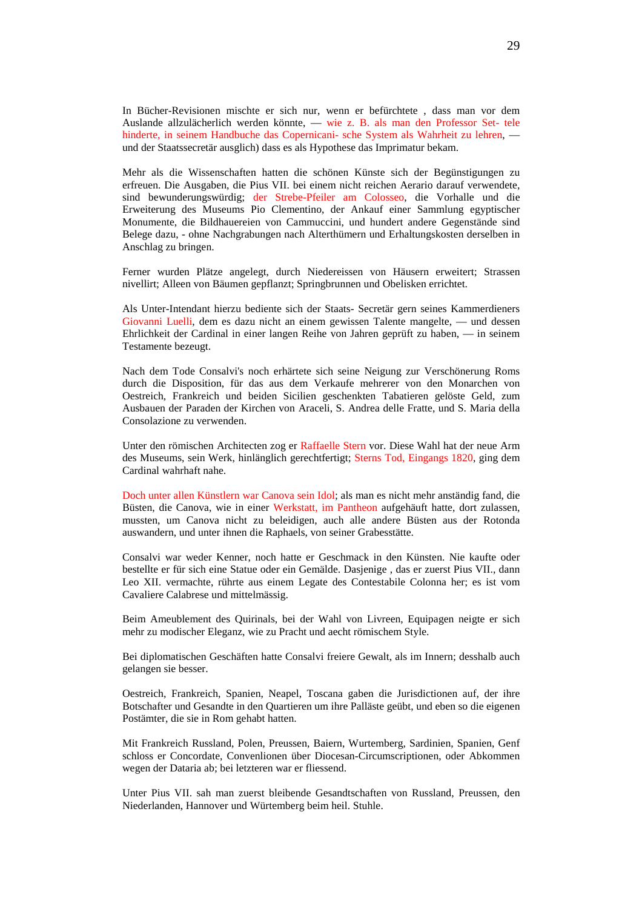In Bücher-Revisionen mischte er sich nur, wenn er befürchtete , dass man vor dem Auslande allzulächerlich werden könnte, — wie z. B. als man den Professor Set- tele hinderte, in seinem Handbuche das Copernicani- sche System als Wahrheit zu lehren, — und der Staatssecretär ausglich) dass es als Hypothese das Imprimatur bekam.

Mehr als die Wissenschaften hatten die schönen Künste sich der Begünstigungen zu erfreuen. Die Ausgaben, die Pius VII. bei einem nicht reichen Aerario darauf verwendete, sind bewunderungswürdig; der Strebe-Pfeiler am Colosseo, die Vorhalle und die Erweiterung des Museums Pio Clementino, der Ankauf einer Sammlung egyptischer Monumente, die Bildhauereien von Cammuccini, und hundert andere Gegenstände sind Belege dazu, - ohne Nachgrabungen nach Alterthümern und Erhaltungskosten derselben in Anschlag zu bringen.

Ferner wurden Plätze angelegt, durch Niedereissen von Häusern erweitert; Strassen nivellirt; Alleen von Bäumen gepflanzt; Springbrunnen und Obelisken errichtet.

Als Unter-Intendant hierzu bediente sich der Staats- Secretär gern seines Kammerdieners Giovanni Luelli, dem es dazu nicht an einem gewissen Talente mangelte, — und dessen Ehrlichkeit der Cardinal in einer langen Reihe von Jahren geprüft zu haben, — in seinem Testamente bezeugt.

Nach dem Tode Consalvi's noch erhärtete sich seine Neigung zur Verschönerung Roms durch die Disposition, für das aus dem Verkaufe mehrerer von den Monarchen von Oestreich, Frankreich und beiden Sicilien geschenkten Tabatieren gelöste Geld, zum Ausbauen der Paraden der Kirchen von Araceli, S. Andrea delle Fratte, und S. Maria della Consolazione zu verwenden.

Unter den römischen Architecten zog er Raffaelle Stern vor. Diese Wahl hat der neue Arm des Museums, sein Werk, hinlänglich gerechtfertigt; Sterns Tod, Eingangs 1820, ging dem Cardinal wahrhaft nahe.

Doch unter allen Künstlern war Canova sein Idol; als man es nicht mehr anständig fand, die Büsten, die Canova, wie in einer Werkstatt, im Pantheon aufgehäuft hatte, dort zulassen, mussten, um Canova nicht zu beleidigen, auch alle andere Büsten aus der Rotonda auswandern, und unter ihnen die Raphaels, von seiner Grabesstätte.

Consalvi war weder Kenner, noch hatte er Geschmack in den Künsten. Nie kaufte oder bestellte er für sich eine Statue oder ein Gemälde. Dasjenige , das er zuerst Pius VII., dann Leo XII. vermachte, rührte aus einem Legate des Contestabile Colonna her; es ist vom Cavaliere Calabrese und mittelmässig.

Beim Ameublement des Quirinals, bei der Wahl von Livreen, Equipagen neigte er sich mehr zu modischer Eleganz, wie zu Pracht und aecht römischem Style.

Bei diplomatischen Geschäften hatte Consalvi freiere Gewalt, als im Innern; desshalb auch gelangen sie besser.

Oestreich, Frankreich, Spanien, Neapel, Toscana gaben die Jurisdictionen auf, der ihre Botschafter und Gesandte in den Quartieren um ihre Palläste geübt, und eben so die eigenen Postämter, die sie in Rom gehabt hatten.

Mit Frankreich Russland, Polen, Preussen, Baiern, Wurtemberg, Sardinien, Spanien, Genf schloss er Concordate, Convenlionen über Diocesan-Circumscriptionen, oder Abkommen wegen der Dataria ab; bei letzteren war er fliessend.

Unter Pius VII. sah man zuerst bleibende Gesandtschaften von Russland, Preussen, den Niederlanden, Hannover und Würtemberg beim heil. Stuhle.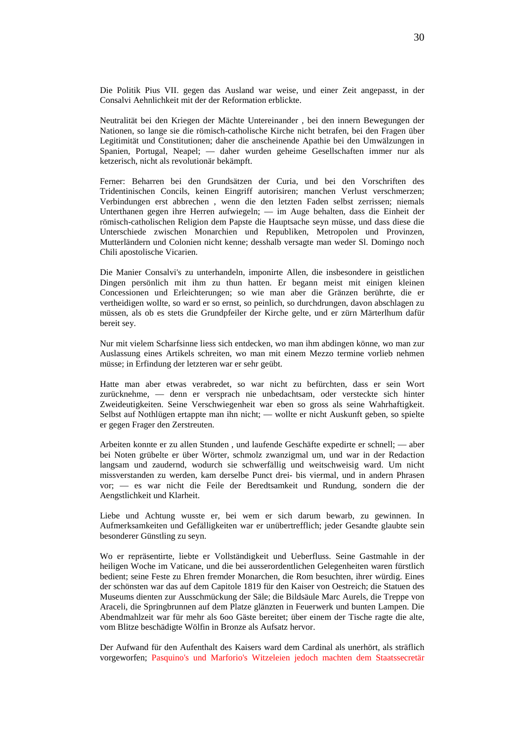Die Politik Pius VII. gegen das Ausland war weise, und einer Zeit angepasst, in der Consalvi Aehnlichkeit mit der der Reformation erblickte.

Neutralität bei den Kriegen der Mächte Untereinander , bei den innern Bewegungen der Nationen, so lange sie die römisch-catholische Kirche nicht betrafen, bei den Fragen über Legitimität und Constitutionen; daher die anscheinende Apathie bei den Umwälzungen in Spanien, Portugal, Neapel; — daher wurden geheime Gesellschaften immer nur als ketzerisch, nicht als revolutionär bekämpft.

Ferner: Beharren bei den Grundsätzen der Curia, und bei den Vorschriften des Tridentinischen Concils, keinen Eingriff autorisiren; manchen Verlust verschmerzen; Verbindungen erst abbrechen , wenn die den letzten Faden selbst zerrissen; niemals Unterthanen gegen ihre Herren aufwiegeln; — im Auge behalten, dass die Einheit der römisch-catholischen Religion dem Papste die Hauptsache seyn müsse, und dass diese die Unterschiede zwischen Monarchien und Republiken, Metropolen und Provinzen, Mutterländern und Colonien nicht kenne; desshalb versagte man weder Sl. Domingo noch Chili apostolische Vicarien.

Die Manier Consalvi's zu unterhandeln, imponirte Allen, die insbesondere in geistlichen Dingen persönlich mit ihm zu thun hatten. Er begann meist mit einigen kleinen Concessionen und Erleichterungen; so wie man aber die Gränzen berührte, die er vertheidigen wollte, so ward er so ernst, so peinlich, so durchdrungen, davon abschlagen zu müssen, als ob es stets die Grundpfeiler der Kirche gelte, und er zürn Märterlhum dafür bereit sey.

Nur mit vielem Scharfsinne liess sich entdecken, wo man ihm abdingen könne, wo man zur Auslassung eines Artikels schreiten, wo man mit einem Mezzo termine vorlieb nehmen müsse; in Erfindung der letzteren war er sehr geübt.

Hatte man aber etwas verabredet, so war nicht zu befürchten, dass er sein Wort zurücknehme, — denn er versprach nie unbedachtsam, oder versteckte sich hinter Zweideutigkeiten. Seine Verschwiegenheit war eben so gross als seine Wahrhaftigkeit. Selbst auf Nothlügen ertappte man ihn nicht; — wollte er nicht Auskunft geben, so spielte er gegen Frager den Zerstreuten.

Arbeiten konnte er zu allen Stunden , und laufende Geschäfte expedirte er schnell; — aber bei Noten grübelte er über Wörter, schmolz zwanzigmal um, und war in der Redaction langsam und zaudernd, wodurch sie schwerfällig und weitschweisig ward. Um nicht missverstanden zu werden, kam derselbe Punct drei- bis viermal, und in andern Phrasen vor; — es war nicht die Feile der Beredtsamkeit und Rundung, sondern die der Aengstlichkeit und Klarheit.

Liebe und Achtung wusste er, bei wem er sich darum bewarb, zu gewinnen. In Aufmerksamkeiten und Gefälligkeiten war er unübertrefflich; jeder Gesandte glaubte sein besonderer Günstling zu seyn.

Wo er repräsentirte, liebte er Vollständigkeit und Ueberfluss. Seine Gastmahle in der heiligen Woche im Vaticane, und die bei ausserordentlichen Gelegenheiten waren fürstlich bedient; seine Feste zu Ehren fremder Monarchen, die Rom besuchten, ihrer würdig. Eines der schönsten war das auf dem Capitole 1819 für den Kaiser von Oestreich; die Statuen des Museums dienten zur Ausschmückung der Säle; die Bildsäule Marc Aurels, die Treppe von Araceli, die Springbrunnen auf dem Platze glänzten in Feuerwerk und bunten Lampen. Die Abendmahlzeit war für mehr als 6oo Gäste bereitet; über einem der Tische ragte die alte, vom Blitze beschädigte Wölfin in Bronze als Aufsatz hervor.

Der Aufwand für den Aufenthalt des Kaisers ward dem Cardinal als unerhört, als sträflich vorgeworfen; Pasquino's und Marforio's Witzeleien jedoch machten dem Staatssecretär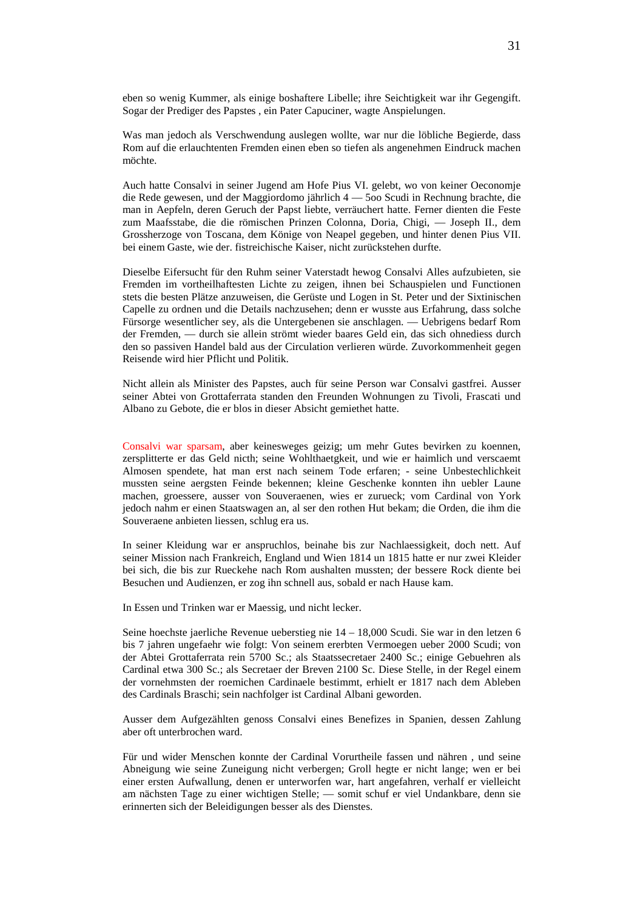eben so wenig Kummer, als einige boshaftere Libelle; ihre Seichtigkeit war ihr Gegengift. Sogar der Prediger des Papstes , ein Pater Capuciner, wagte Anspielungen.

Was man jedoch als Verschwendung auslegen wollte, war nur die löbliche Begierde, dass Rom auf die erlauchtenten Fremden einen eben so tiefen als angenehmen Eindruck machen möchte.

Auch hatte Consalvi in seiner Jugend am Hofe Pius VI. gelebt, wo von keiner Oeconomje die Rede gewesen, und der Maggiordomo jährlich 4 — 5oo Scudi in Rechnung brachte, die man in Aepfeln, deren Geruch der Papst liebte, verräuchert hatte. Ferner dienten die Feste zum Maafsstabe, die die römischen Prinzen Colonna, Doria, Chigi, — Joseph II., dem Grossherzoge von Toscana, dem Könige von Neapel gegeben, und hinter denen Pius VII. bei einem Gaste, wie der. fistreichische Kaiser, nicht zurückstehen durfte.

Dieselbe Eifersucht für den Ruhm seiner Vaterstadt hewog Consalvi Alles aufzubieten, sie Fremden im vortheilhaftesten Lichte zu zeigen, ihnen bei Schauspielen und Functionen stets die besten Plätze anzuweisen, die Gerüste und Logen in St. Peter und der Sixtinischen Capelle zu ordnen und die Details nachzusehen; denn er wusste aus Erfahrung, dass solche Fürsorge wesentlicher sey, als die Untergebenen sie anschlagen. — Uebrigens bedarf Rom der Fremden, — durch sie allein strömt wieder baares Geld ein, das sich ohnediess durch den so passiven Handel bald aus der Circulation verlieren würde. Zuvorkommenheit gegen Reisende wird hier Pflicht und Politik.

Nicht allein als Minister des Papstes, auch für seine Person war Consalvi gastfrei. Ausser seiner Abtei von Grottaferrata standen den Freunden Wohnungen zu Tivoli, Frascati und Albano zu Gebote, die er blos in dieser Absicht gemiethet hatte.

Consalvi war sparsam, aber keinesweges geizig; um mehr Gutes bevirken zu koennen, zersplitterte er das Geld nicth; seine Wohlthaetgkeit, und wie er haimlich und verscaemt Almosen spendete, hat man erst nach seinem Tode erfaren; - seine Unbestechlichkeit mussten seine aergsten Feinde bekennen; kleine Geschenke konnten ihn uebler Laune machen, groessere, ausser von Souveraenen, wies er zurueck; vom Cardinal von York jedoch nahm er einen Staatswagen an, al ser den rothen Hut bekam; die Orden, die ihm die Souveraene anbieten liessen, schlug era us.

In seiner Kleidung war er anspruchlos, beinahe bis zur Nachlaessigkeit, doch nett. Auf seiner Mission nach Frankreich, England und Wien 1814 un 1815 hatte er nur zwei Kleider bei sich, die bis zur Rueckehe nach Rom aushalten mussten; der bessere Rock diente bei Besuchen und Audienzen, er zog ihn schnell aus, sobald er nach Hause kam.

In Essen und Trinken war er Maessig, und nicht lecker.

Seine hoechste jaerliche Revenue ueberstieg nie 14 – 18,000 Scudi. Sie war in den letzen 6 bis 7 jahren ungefaehr wie folgt: Von seinem ererbten Vermoegen ueber 2000 Scudi; von der Abtei Grottaferrata rein 5700 Sc.; als Staatssecretaer 2400 Sc.; einige Gebuehren als Cardinal etwa 300 Sc.; als Secretaer der Breven 2100 Sc. Diese Stelle, in der Regel einem der vornehmsten der roemichen Cardinaele bestimmt, erhielt er 1817 nach dem Ableben des Cardinals Braschi; sein nachfolger ist Cardinal Albani geworden.

Ausser dem Aufgezählten genoss Consalvi eines Benefizes in Spanien, dessen Zahlung aber oft unterbrochen ward.

Für und wider Menschen konnte der Cardinal Vorurtheile fassen und nähren , und seine Abneigung wie seine Zuneigung nicht verbergen; Groll hegte er nicht lange; wen er bei einer ersten Aufwallung, denen er unterworfen war, hart angefahren, verhalf er vielleicht am nächsten Tage zu einer wichtigen Stelle; — somit schuf er viel Undankbare, denn sie erinnerten sich der Beleidigungen besser als des Dienstes.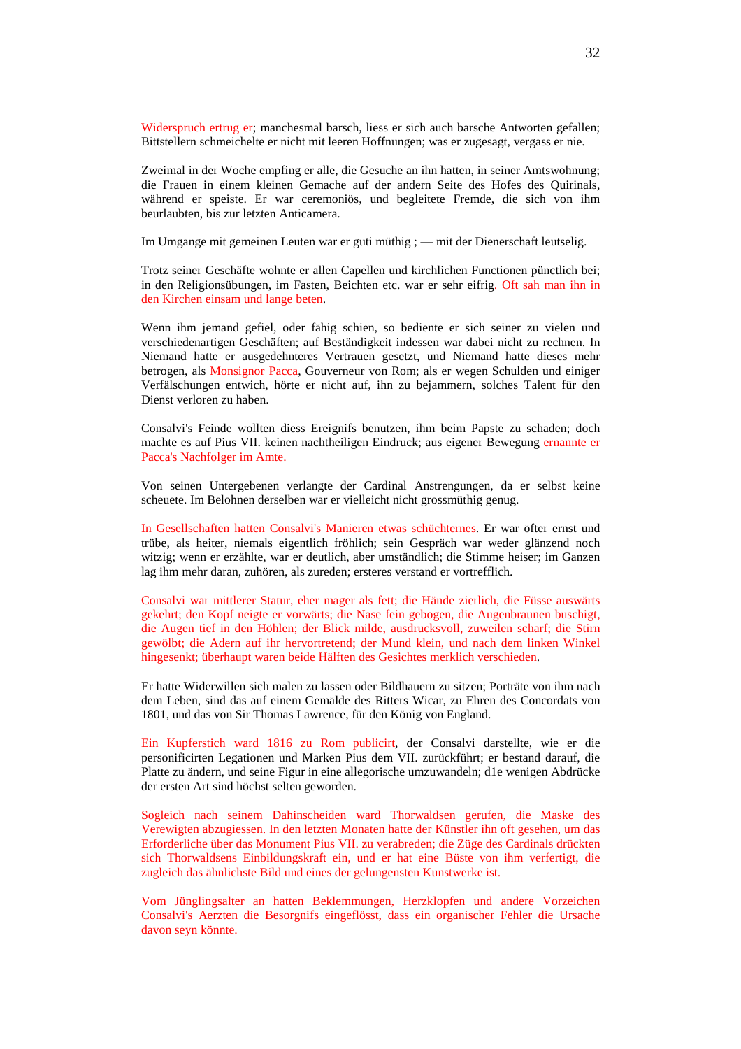Widerspruch ertrug er; manchesmal barsch, liess er sich auch barsche Antworten gefallen; Bittstellern schmeichelte er nicht mit leeren Hoffnungen; was er zugesagt, vergass er nie.

Zweimal in der Woche empfing er alle, die Gesuche an ihn hatten, in seiner Amtswohnung; die Frauen in einem kleinen Gemache auf der andern Seite des Hofes des Quirinals, während er speiste. Er war ceremoniös, und begleitete Fremde, die sich von ihm beurlaubten, bis zur letzten Anticamera.

Im Umgange mit gemeinen Leuten war er guti müthig ; — mit der Dienerschaft leutselig.

Trotz seiner Geschäfte wohnte er allen Capellen und kirchlichen Functionen pünctlich bei; in den Religionsübungen, im Fasten, Beichten etc. war er sehr eifrig. Oft sah man ihn in den Kirchen einsam und lange beten.

Wenn ihm jemand gefiel, oder fähig schien, so bediente er sich seiner zu vielen und verschiedenartigen Geschäften; auf Beständigkeit indessen war dabei nicht zu rechnen. In Niemand hatte er ausgedehnteres Vertrauen gesetzt, und Niemand hatte dieses mehr betrogen, als Monsignor Pacca, Gouverneur von Rom; als er wegen Schulden und einiger Verfälschungen entwich, hörte er nicht auf, ihn zu bejammern, solches Talent für den Dienst verloren zu haben.

Consalvi's Feinde wollten diess Ereignifs benutzen, ihm beim Papste zu schaden; doch machte es auf Pius VII. keinen nachtheiligen Eindruck; aus eigener Bewegung ernannte er Pacca's Nachfolger im Amte.

Von seinen Untergebenen verlangte der Cardinal Anstrengungen, da er selbst keine scheuete. Im Belohnen derselben war er vielleicht nicht grossmüthig genug.

In Gesellschaften hatten Consalvi's Manieren etwas schüchternes. Er war öfter ernst und trübe, als heiter, niemals eigentlich fröhlich; sein Gespräch war weder glänzend noch witzig; wenn er erzählte, war er deutlich, aber umständlich; die Stimme heiser; im Ganzen lag ihm mehr daran, zuhören, als zureden; ersteres verstand er vortrefflich.

Consalvi war mittlerer Statur, eher mager als fett; die Hände zierlich, die Füsse auswärts gekehrt; den Kopf neigte er vorwärts; die Nase fein gebogen, die Augenbraunen buschigt, die Augen tief in den Höhlen; der Blick milde, ausdrucksvoll, zuweilen scharf; die Stirn gewölbt; die Adern auf ihr hervortretend; der Mund klein, und nach dem linken Winkel hingesenkt; überhaupt waren beide Hälften des Gesichtes merklich verschieden.

Er hatte Widerwillen sich malen zu lassen oder Bildhauern zu sitzen; Porträte von ihm nach dem Leben, sind das auf einem Gemälde des Ritters Wicar, zu Ehren des Concordats von 1801, und das von Sir Thomas Lawrence, für den König von England.

Ein Kupferstich ward 1816 zu Rom publicirt, der Consalvi darstellte, wie er die personificirten Legationen und Marken Pius dem VII. zurückführt; er bestand darauf, die Platte zu ändern, und seine Figur in eine allegorische umzuwandeln; d1e wenigen Abdrücke der ersten Art sind höchst selten geworden.

Sogleich nach seinem Dahinscheiden ward Thorwaldsen gerufen, die Maske des Verewigten abzugiessen. In den letzten Monaten hatte der Künstler ihn oft gesehen, um das Erforderliche über das Monument Pius VII. zu verabreden; die Züge des Cardinals drückten sich Thorwaldsens Einbildungskraft ein, und er hat eine Büste von ihm verfertigt, die zugleich das ähnlichste Bild und eines der gelungensten Kunstwerke ist.

Vom Jünglingsalter an hatten Beklemmungen, Herzklopfen und andere Vorzeichen Consalvi's Aerzten die Besorgnifs eingeflösst, dass ein organischer Fehler die Ursache davon seyn könnte.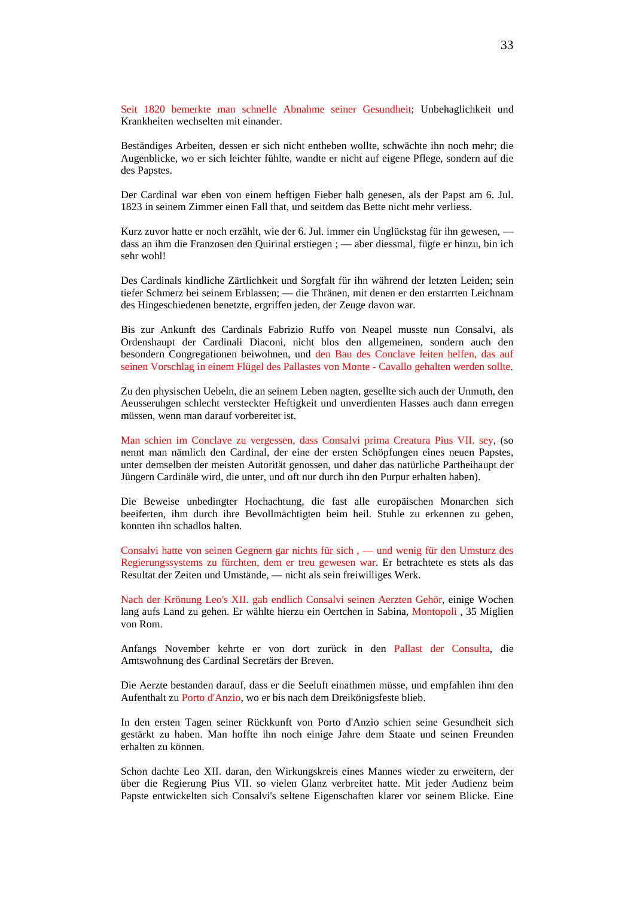Seit 1820 bemerkte man schnelle Abnahme seiner Gesundheit; Unbehaglichkeit und Krankheiten wechselten mit einander.

Beständiges Arbeiten, dessen er sich nicht entheben wollte, schwächte ihn noch mehr; die Augenblicke, wo er sich leichter fühlte, wandte er nicht auf eigene Pflege, sondern auf die des Papstes.

Der Cardinal war eben von einem heftigen Fieber halb genesen, als der Papst am 6. Jul. 1823 in seinem Zimmer einen Fall that, und seitdem das Bette nicht mehr verliess.

Kurz zuvor hatte er noch erzählt, wie der 6. Jul. immer ein Unglückstag für ihn gewesen, — dass an ihm die Franzosen den Quirinal erstiegen ; — aber diessmal, fügte er hinzu, bin ich sehr wohl!

Des Cardinals kindliche Zärtlichkeit und Sorgfalt für ihn während der letzten Leiden; sein tiefer Schmerz bei seinem Erblassen; — die Thränen, mit denen er den erstarrten Leichnam des Hingeschiedenen benetzte, ergriffen jeden, der Zeuge davon war.

Bis zur Ankunft des Cardinals Fabrizio Ruffo von Neapel musste nun Consalvi, als Ordenshaupt der Cardinali Diaconi, nicht blos den allgemeinen, sondern auch den besondern Congregationen beiwohnen, und den Bau des Conclave leiten helfen, das auf seinen Vorschlag in einem Flügel des Pallastes von Monte - Cavallo gehalten werden sollte.

Zu den physischen Uebeln, die an seinem Leben nagten, gesellte sich auch der Unmuth, den Aeusseruhgen schlecht versteckter Heftigkeit und unverdienten Hasses auch dann erregen müssen, wenn man darauf vorbereitet ist.

Man schien im Conclave zu vergessen, dass Consalvi prima Creatura Pius VII. sey, (so nennt man nämlich den Cardinal, der eine der ersten Schöpfungen eines neuen Papstes, unter demselben der meisten Autorität genossen, und daher das natürliche Partheihaupt der Jüngern Cardinäle wird, die unter, und oft nur durch ihn den Purpur erhalten haben).

Die Beweise unbedingter Hochachtung, die fast alle europäischen Monarchen sich beeiferten, ihm durch ihre Bevollmächtigten beim heil. Stuhle zu erkennen zu geben, konnten ihn schadlos halten.

Consalvi hatte von seinen Gegnern gar nichts für sich , — und wenig für den Umsturz des Regierungssystems zu fürchten, dem er treu gewesen war. Er betrachtete es stets als das Resultat der Zeiten und Umstände, — nicht als sein freiwilliges Werk.

Nach der Krönung Leo's XII. gab endlich Consalvi seinen Aerzten Gehör, einige Wochen lang aufs Land zu gehen. Er wählte hierzu ein Oertchen in Sabina, Montopoli , 35 Miglien von Rom.

Anfangs November kehrte er von dort zurück in den Pallast der Consulta, die Amtswohnung des Cardinal Secretärs der Breven.

Die Aerzte bestanden darauf, dass er die Seeluft einathmen müsse, und empfahlen ihm den Aufenthalt zu Porto d'Anzio, wo er bis nach dem Dreikönigsfeste blieb.

In den ersten Tagen seiner Rückkunft von Porto d'Anzio schien seine Gesundheit sich gestärkt zu haben. Man hoffte ihn noch einige Jahre dem Staate und seinen Freunden erhalten zu können.

Schon dachte Leo XII. daran, den Wirkungskreis eines Mannes wieder zu erweitern, der über die Regierung Pius VII. so vielen Glanz verbreitet hatte. Mit jeder Audienz beim Papste entwickelten sich Consalvi's seltene Eigenschaften klarer vor seinem Blicke. Eine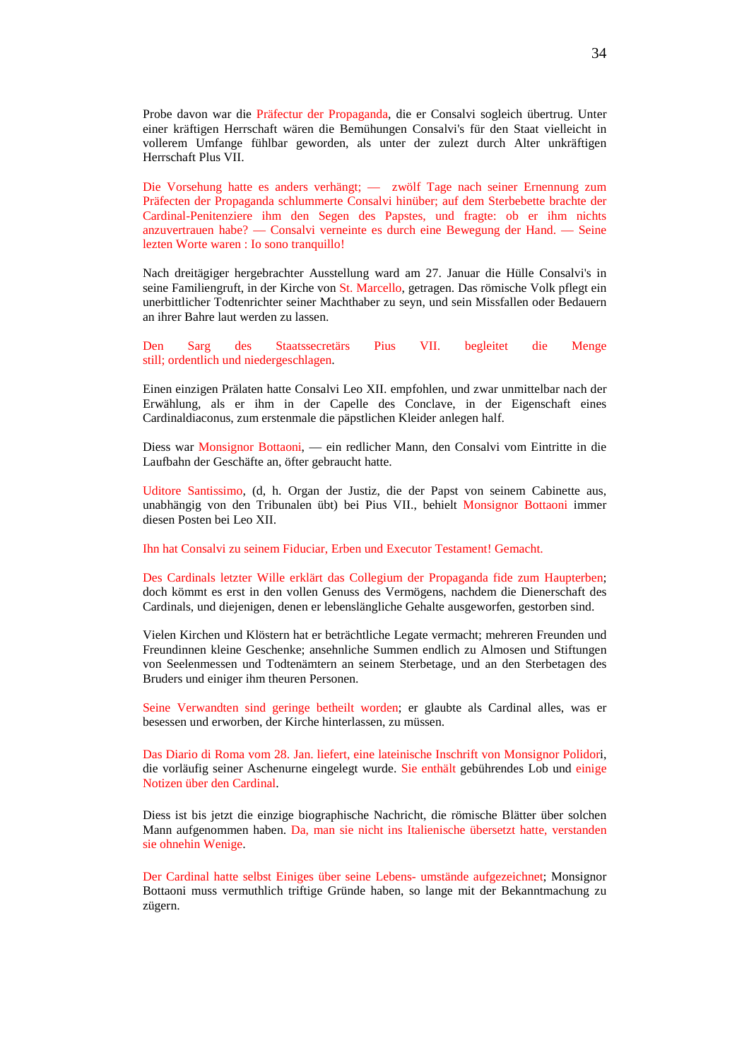Probe davon war die Präfectur der Propaganda, die er Consalvi sogleich übertrug. Unter einer kräftigen Herrschaft wären die Bemühungen Consalvi's für den Staat vielleicht in vollerem Umfange fühlbar geworden, als unter der zulezt durch Alter unkräftigen Herrschaft Plus VII.

Die Vorsehung hatte es anders verhängt; — zwölf Tage nach seiner Ernennung zum Präfecten der Propaganda schlummerte Consalvi hinüber; auf dem Sterbebette brachte der Cardinal-Penitenziere ihm den Segen des Papstes, und fragte: ob er ihm nichts anzuvertrauen habe? — Consalvi verneinte es durch eine Bewegung der Hand. — Seine lezten Worte waren : Io sono tranquillo!

Nach dreitägiger hergebrachter Ausstellung ward am 27. Januar die Hülle Consalvi's in seine Familiengruft, in der Kirche von St. Marcello, getragen. Das römische Volk pflegt ein unerbittlicher Todtenrichter seiner Machthaber zu seyn, und sein Missfallen oder Bedauern an ihrer Bahre laut werden zu lassen.

Den Sarg des Staatssecretärs Pius VII. begleitet die Menge still; ordentlich und niedergeschlagen.

Einen einzigen Prälaten hatte Consalvi Leo XII. empfohlen, und zwar unmittelbar nach der Erwählung, als er ihm in der Capelle des Conclave, in der Eigenschaft eines Cardinaldiaconus, zum erstenmale die päpstlichen Kleider anlegen half.

Diess war Monsignor Bottaoni, — ein redlicher Mann, den Consalvi vom Eintritte in die Laufbahn der Geschäfte an, öfter gebraucht hatte.

Uditore Santissimo, (d, h. Organ der Justiz, die der Papst von seinem Cabinette aus, unabhängig von den Tribunalen übt) bei Pius VII., behielt Monsignor Bottaoni immer diesen Posten bei Leo XII.

Ihn hat Consalvi zu seinem Fiduciar, Erben und Executor Testament! Gemacht.

Des Cardinals letzter Wille erklärt das Collegium der Propaganda fide zum Haupterben; doch kömmt es erst in den vollen Genuss des Vermögens, nachdem die Dienerschaft des Cardinals, und diejenigen, denen er lebenslängliche Gehalte ausgeworfen, gestorben sind.

Vielen Kirchen und Klöstern hat er beträchtliche Legate vermacht; mehreren Freunden und Freundinnen kleine Geschenke; ansehnliche Summen endlich zu Almosen und Stiftungen von Seelenmessen und Todtenämtern an seinem Sterbetage, und an den Sterbetagen des Bruders und einiger ihm theuren Personen.

Seine Verwandten sind geringe betheilt worden; er glaubte als Cardinal alles, was er besessen und erworben, der Kirche hinterlassen, zu müssen.

Das Diario di Roma vom 28. Jan. liefert, eine lateinische Inschrift von Monsignor Polidori, die vorläufig seiner Aschenurne eingelegt wurde. Sie enthält gebührendes Lob und einige Notizen über den Cardinal.

Diess ist bis jetzt die einzige biographische Nachricht, die römische Blätter über solchen Mann aufgenommen haben. Da, man sie nicht ins Italienische übersetzt hatte, verstanden sie ohnehin Wenige.

Der Cardinal hatte selbst Einiges über seine Lebens- umstände aufgezeichnet; Monsignor Bottaoni muss vermuthlich triftige Gründe haben, so lange mit der Bekanntmachung zu zögern.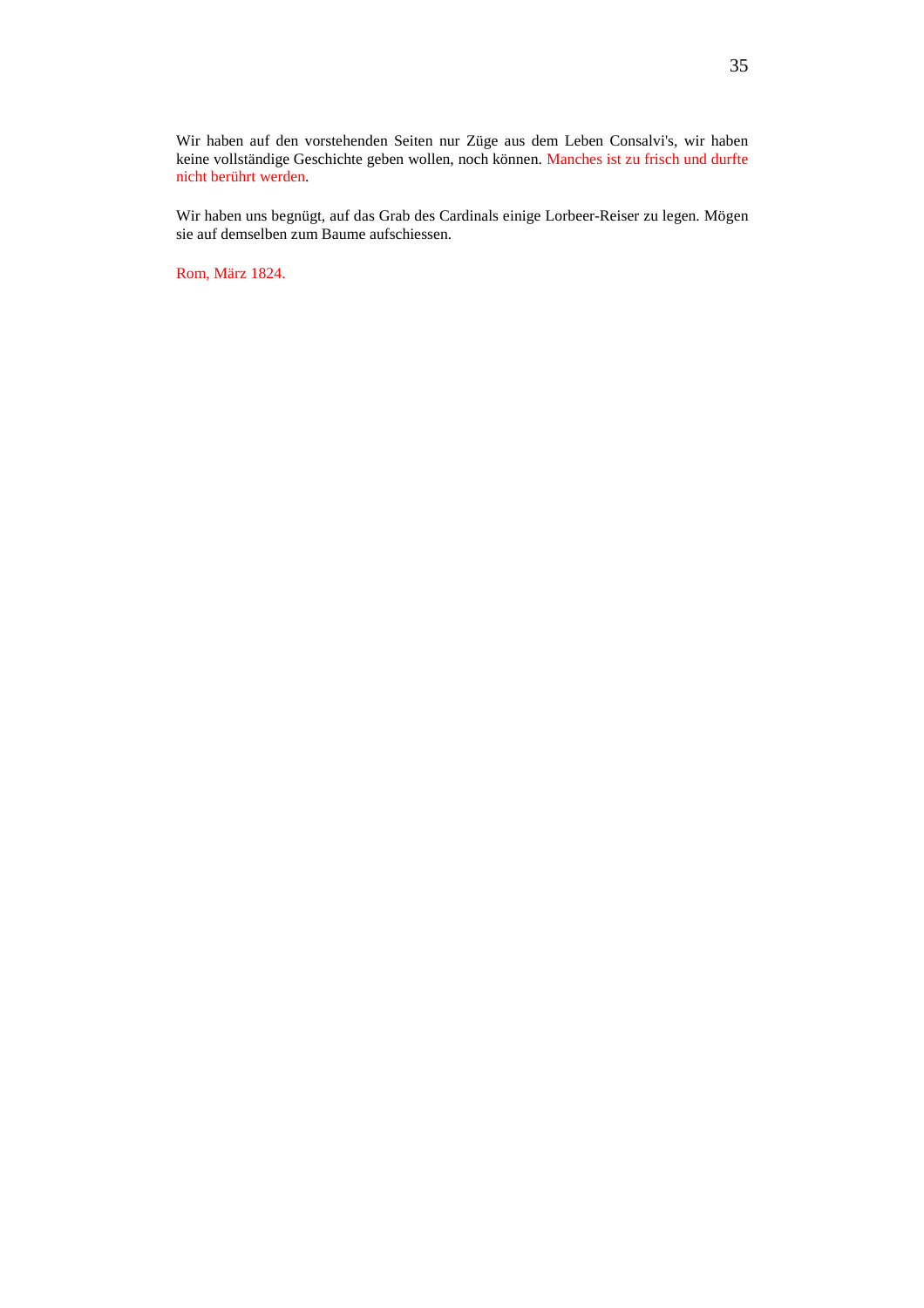Wir haben auf den vorstehenden Seiten nur Züge aus dem Leben Consalvi's, wir haben keine vollständige Geschichte geben wollen, noch können. Manches ist zu frisch und durfte nicht berührt werden.

Wir haben uns begnügt, auf das Grab des Cardinals einige Lorbeer-Reiser zu legen. Mögen sie auf demselben zum Baume aufschiessen.

Rom, März 1824.